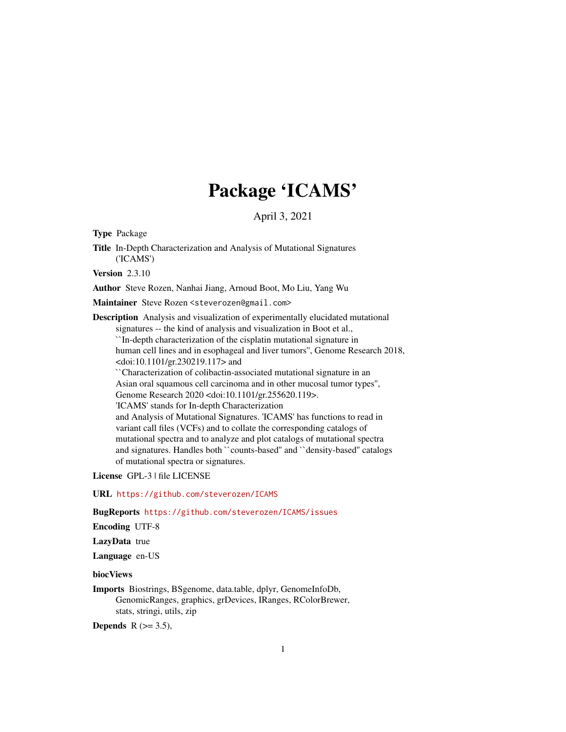# Package 'ICAMS'

April 3, 2021

**Type** Package

**Title** In-Depth Characterization and Analysis of Mutational Signatures ('ICAMS')

**Version** 2.3.10

**Author** Steve Rozen, Nanhai Jiang, Arnoud Boot, Mo Liu, Yang Wu

**Maintainer** Steve Rozen <steverozen@gmail.com>

**Description** Analysis and visualization of experimentally elucidated mutational signatures -- the kind of analysis and visualization in Boot et al., ``In-depth characterization of the cisplatin mutational signature in human cell lines and in esophageal and liver tumors'', Genome Research 2018, <doi:10.1101/gr.230219.117> and ``Characterization of colibactin-associated mutational signature in an Asian oral squamous cell carcinoma and in other mucosal tumor types'', Genome Research 2020 <doi:10.1101/gr.255620.119>. 'ICAMS' stands for In-depth Characterization and Analysis of Mutational Signatures. 'ICAMS' has functions to read in variant call files (VCFs) and to collate the corresponding catalogs of mutational spectra and to analyze and plot catalogs of mutational spectra and signatures. Handles both ``counts-based'' and ``density-based'' catalogs of mutational spectra or signatures.

**License** GPL-3 | file LICENSE

**URL** https://github.com/steverozen/ICAMS

**BugReports** https://github.com/steverozen/ICAMS/issues

**Encoding** UTF-8

**LazyData** true

**Language** en-US

**biocViews**

**Imports** Biostrings, BSgenome, data.table, dplyr, GenomeInfoDb, GenomicRanges, graphics, grDevices, IRanges, RColorBrewer, stats, stringi, utils, zip

**Depends** R (>= 3.5),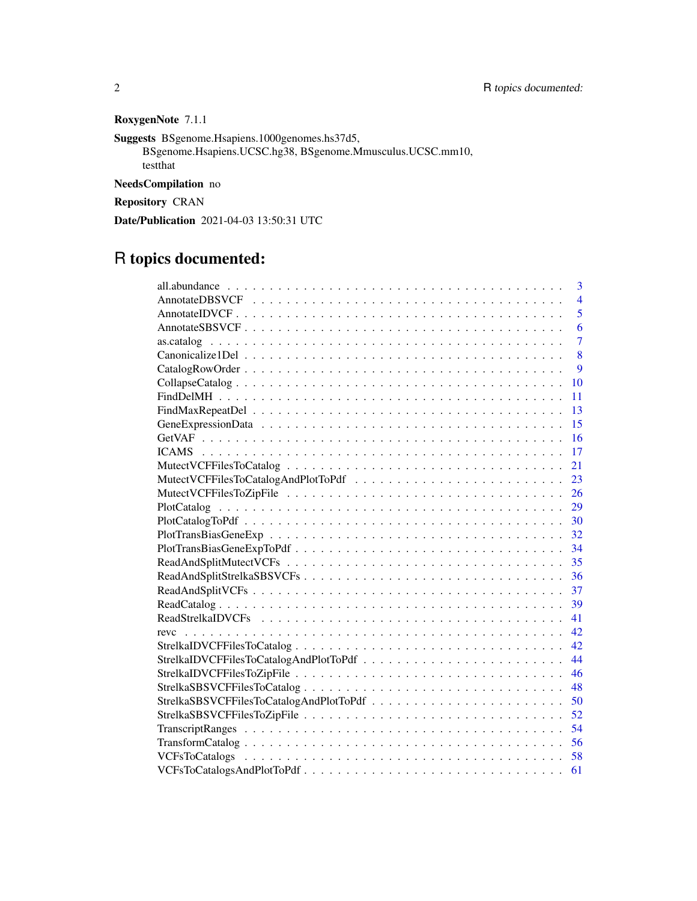**RoxygenNote** 7.1.1

**Suggests** BSgenome.Hsapiens.1000genomes.hs37d5, BSgenome.Hsapiens.UCSC.hg38, BSgenome.Mmusculus.UCSC.mm10, testthat

**NeedsCompilation** no

**Repository** CRAN

**Date/Publication** 2021-04-03 13:50:31 UTC

# R topics documented:

| | |
|---|---|
| all.abundance | 3 |
| AnnotateDBSVCF | 4 |
| AnnotateIDVCF | 5 |
| AnnotateSBSVCF | 6 |
| as.catalog | 7 |
| Canonicalize1Del | 8 |
| CatalogRowOrder | 9 |
| CollapseCatalog | 10 |
| FindDelMH | 11 |
| FindMaxRepeatDel | 13 |
| GeneExpressionData | 15 |
| GetVAF | 16 |
| ICAMS | 17 |
| MutectVCFFilesToCatalog | 21 |
| MutectVCFFilesToCatalogAndPlotToPdf | 23 |
| MutectVCFFilesToZipFile | 26 |
| PlotCatalog | 29 |
| PlotCatalogToPdf | 30 |
| PlotTransBiasGeneExp | 32 |
| PlotTransBiasGeneExpToPdf | 34 |
| ReadAndSplitMutectVCFs | 35 |
| ReadAndSplitStrelkaSBSVCFs | 36 |
| ReadAndSplitVCFs | 37 |
| ReadCatalog | 39 |
| ReadStrelkaIDVCFs | 41 |
| revc | 42 |
| StrelkaIDVCFFilesToCatalog | 42 |
| StrelkaIDVCFFilesToCatalogAndPlotToPdf | 44 |
| StrelkaIDVCFFilesToZipFile | 46 |
| StrelkaSBSVCFFilesToCatalog | 48 |
| StrelkaSBSVCFFilesToCatalogAndPlotToPdf | 50 |
| StrelkaSBSVCFFilesToZipFile | 52 |
| TranscriptRanges | 54 |
| TransformCatalog | 56 |
| VCFsToCatalogs | 58 |
| VCFsToCatalogsAndPlotToPdf | 61 |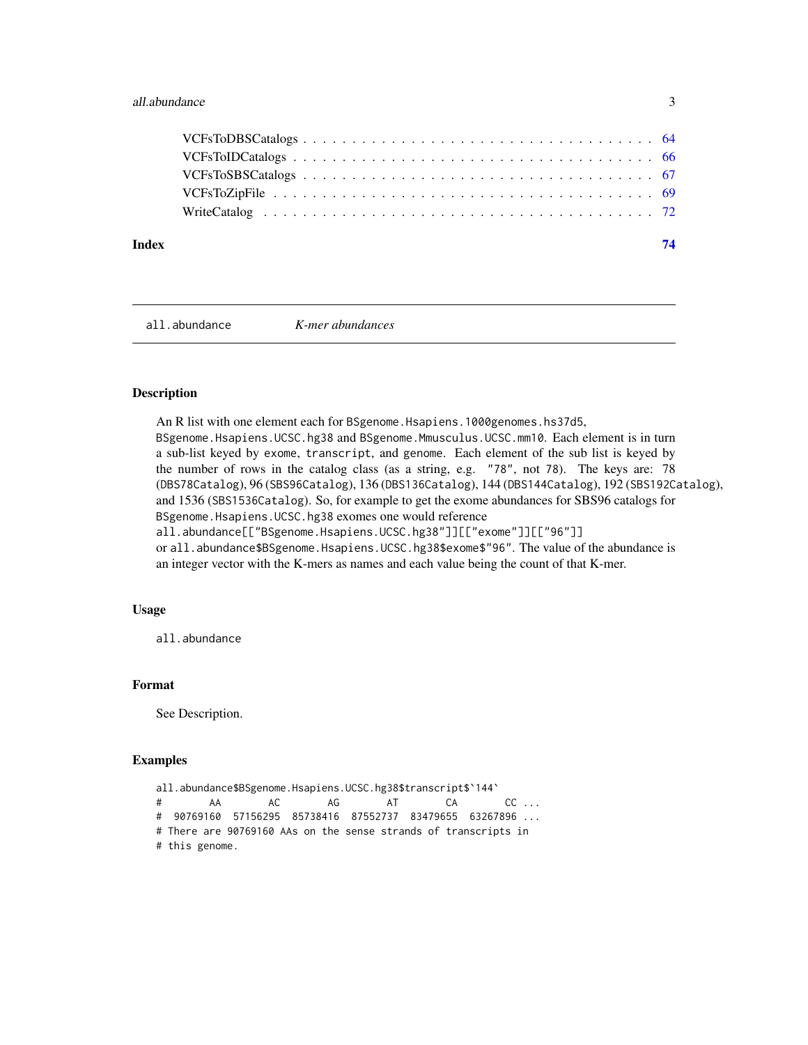VCFsToDBSCatalogs . . . . . . . . . . . . . . . . . . . . . . . . . . . . . . . . 64
VCFsToIDCatalogs . . . . . . . . . . . . . . . . . . . . . . . . . . . . . . . . 66
VCFsToSBSCatalogs . . . . . . . . . . . . . . . . . . . . . . . . . . . . . . . . 67
VCFsToZipFile . . . . . . . . . . . . . . . . . . . . . . . . . . . . . . . . 69
WriteCatalog . . . . . . . . . . . . . . . . . . . . . . . . . . . . . . . . 72

**Index** **74**

---

`all.abundance` *K-mer abundances*

---

## Description

An R list with one element each for `BSgenome.Hsapiens.1000genomes.hs37d5`, `BSgenome.Hsapiens.UCSC.hg38` and `BSgenome.Mmusculus.UCSC.mm10`. Each element is in turn a sub-list keyed by `exome`, `transcript`, and `genome`. Each element of the sub list is keyed by the number of rows in the catalog class (as a string, e.g. `"78"`, not `78`). The keys are: 78 (`DBS78Catalog`), 96 (`SBS96Catalog`), 136 (`DBS136Catalog`), 144 (`DBS144Catalog`), 192 (`SBS192Catalog`), and 1536 (`SBS1536Catalog`). So, for example to get the exome abundances for SBS96 catalogs for `BSgenome.Hsapiens.UCSC.hg38` exomes one would reference `all.abundance[["BSgenome.Hsapiens.UCSC.hg38"]][["exome"]][["96"]]` or `all.abundance$BSgenome.Hsapiens.UCSC.hg38$exome$"96"`. The value of the abundance is an integer vector with the K-mers as names and each value being the count of that K-mer.

## Usage

```
all.abundance
```

## Format

See Description.

## Examples

```
all.abundance$BSgenome.Hsapiens.UCSC.hg38$transcript$`144`
#        AA        AC        AG        AT        CA        CC ...
#  90769160  57156295  85738416  87552737  83479655  63267896 ...
# There are 90769160 AAs on the sense strands of transcripts in
# this genome.
```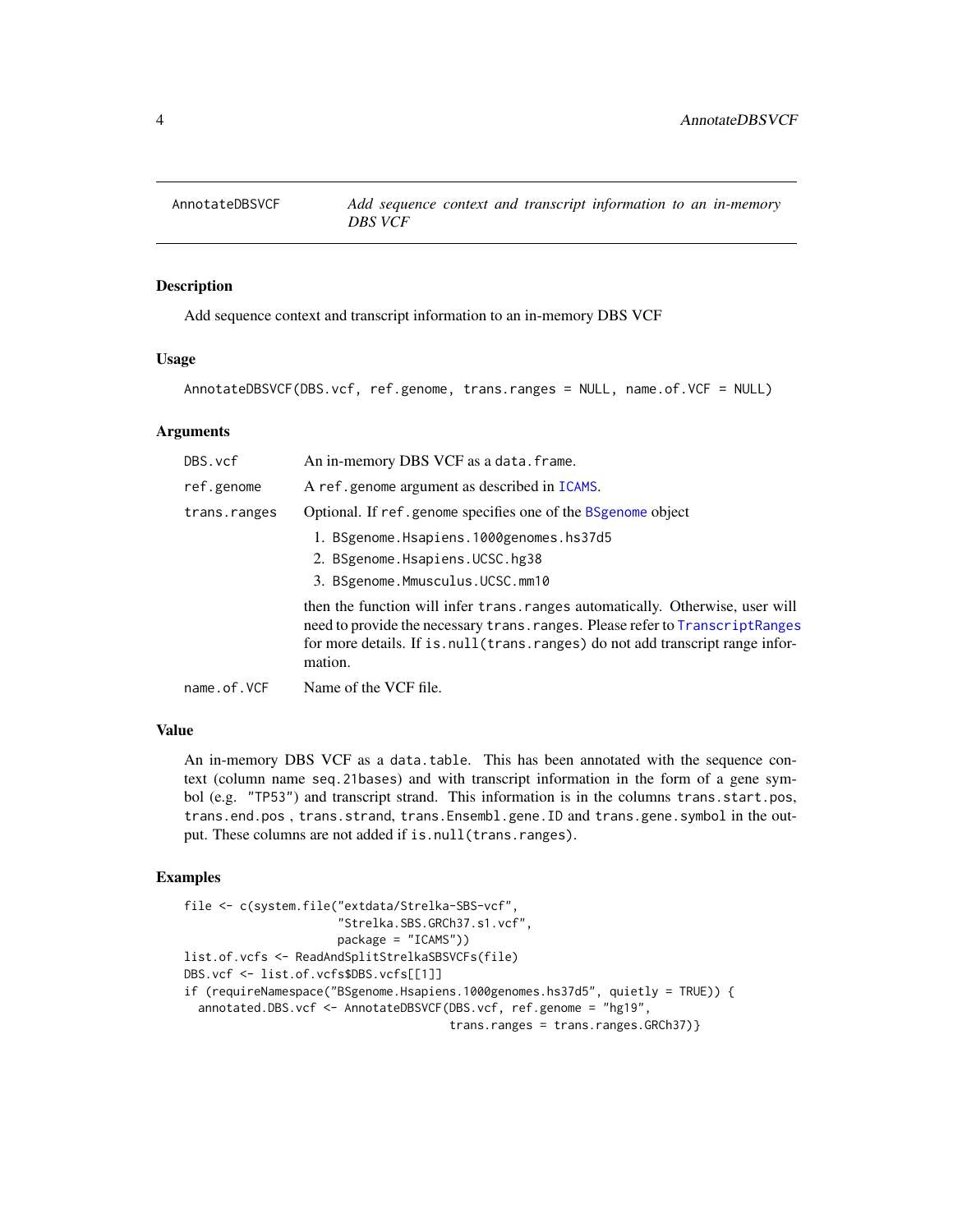# AnnotateDBSVCF — Add sequence context and transcript information to an in-memory DBS VCF

## Description

Add sequence context and transcript information to an in-memory DBS VCF

## Usage

```
AnnotateDBSVCF(DBS.vcf, ref.genome, trans.ranges = NULL, name.of.VCF = NULL)
```

## Arguments

| Argument | Description |
| --- | --- |
| `DBS.vcf` | An in-memory DBS VCF as a `data.frame`. |
| `ref.genome` | A `ref.genome` argument as described in `ICAMS`. |
| `trans.ranges` | Optional. If `ref.genome` specifies one of the `BSgenome` object<br>1. `BSgenome.Hsapiens.1000genomes.hs37d5`<br>2. `BSgenome.Hsapiens.UCSC.hg38`<br>3. `BSgenome.Mmusculus.UCSC.mm10`<br>then the function will infer `trans.ranges` automatically. Otherwise, user will need to provide the necessary `trans.ranges`. Please refer to `TranscriptRanges` for more details. If `is.null(trans.ranges)` do not add transcript range information. |
| `name.of.VCF` | Name of the VCF file. |

## Value

An in-memory DBS VCF as a `data.table`. This has been annotated with the sequence context (column name `seq.21bases`) and with transcript information in the form of a gene symbol (e.g. `"TP53"`) and transcript strand. This information is in the columns `trans.start.pos`, `trans.end.pos` , `trans.strand`, `trans.Ensembl.gene.ID` and `trans.gene.symbol` in the output. These columns are not added if `is.null(trans.ranges)`.

## Examples

```
file <- c(system.file("extdata/Strelka-SBS-vcf",
                      "Strelka.SBS.GRCh37.s1.vcf",
                      package = "ICAMS"))
list.of.vcfs <- ReadAndSplitStrelkaSBSVCFs(file)
DBS.vcf <- list.of.vcfs$DBS.vcfs[[1]]
if (requireNamespace("BSgenome.Hsapiens.1000genomes.hs37d5", quietly = TRUE)) {
  annotated.DBS.vcf <- AnnotateDBSVCF(DBS.vcf, ref.genome = "hg19",
                                      trans.ranges = trans.ranges.GRCh37)}
```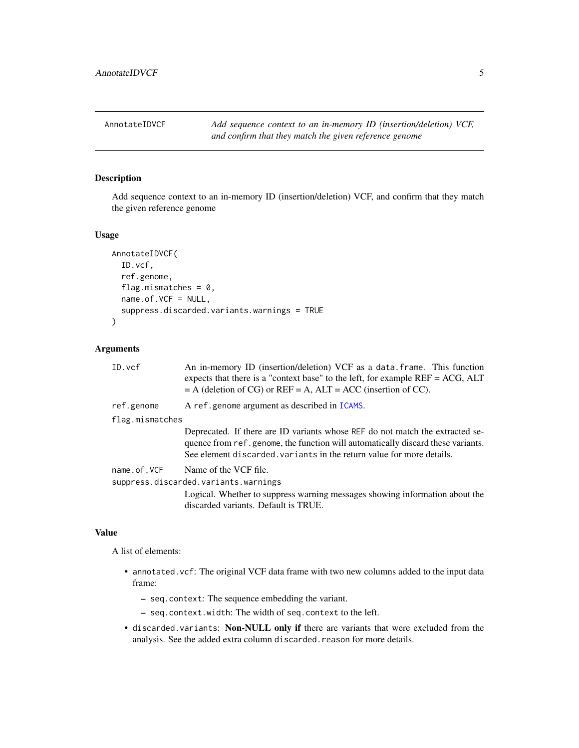# AnnotateIDVCF

*Add sequence context to an in-memory ID (insertion/deletion) VCF, and confirm that they match the given reference genome*

## Description

Add sequence context to an in-memory ID (insertion/deletion) VCF, and confirm that they match the given reference genome

## Usage

```
AnnotateIDVCF(
  ID.vcf,
  ref.genome,
  flag.mismatches = 0,
  name.of.VCF = NULL,
  suppress.discarded.variants.warnings = TRUE
)
```

## Arguments

| | |
|---|---|
| `ID.vcf` | An in-memory ID (insertion/deletion) VCF as a `data.frame`. This function expects that there is a "context base" to the left, for example REF = ACG, ALT = A (deletion of CG) or REF = A, ALT = ACC (insertion of CC). |
| `ref.genome` | A `ref.genome` argument as described in `ICAMS`. |
| `flag.mismatches` | Deprecated. If there are ID variants whose `REF` do not match the extracted sequence from `ref.genome`, the function will automatically discard these variants. See element `discarded.variants` in the return value for more details. |
| `name.of.VCF` | Name of the VCF file. |
| `suppress.discarded.variants.warnings` | Logical. Whether to suppress warning messages showing information about the discarded variants. Default is TRUE. |

## Value

A list of elements:

- `annotated.vcf`: The original VCF data frame with two new columns added to the input data frame:
  - `seq.context`: The sequence embedding the variant.
  - `seq.context.width`: The width of `seq.context` to the left.
- `discarded.variants`: **Non-NULL only if** there are variants that were excluded from the analysis. See the added extra column `discarded.reason` for more details.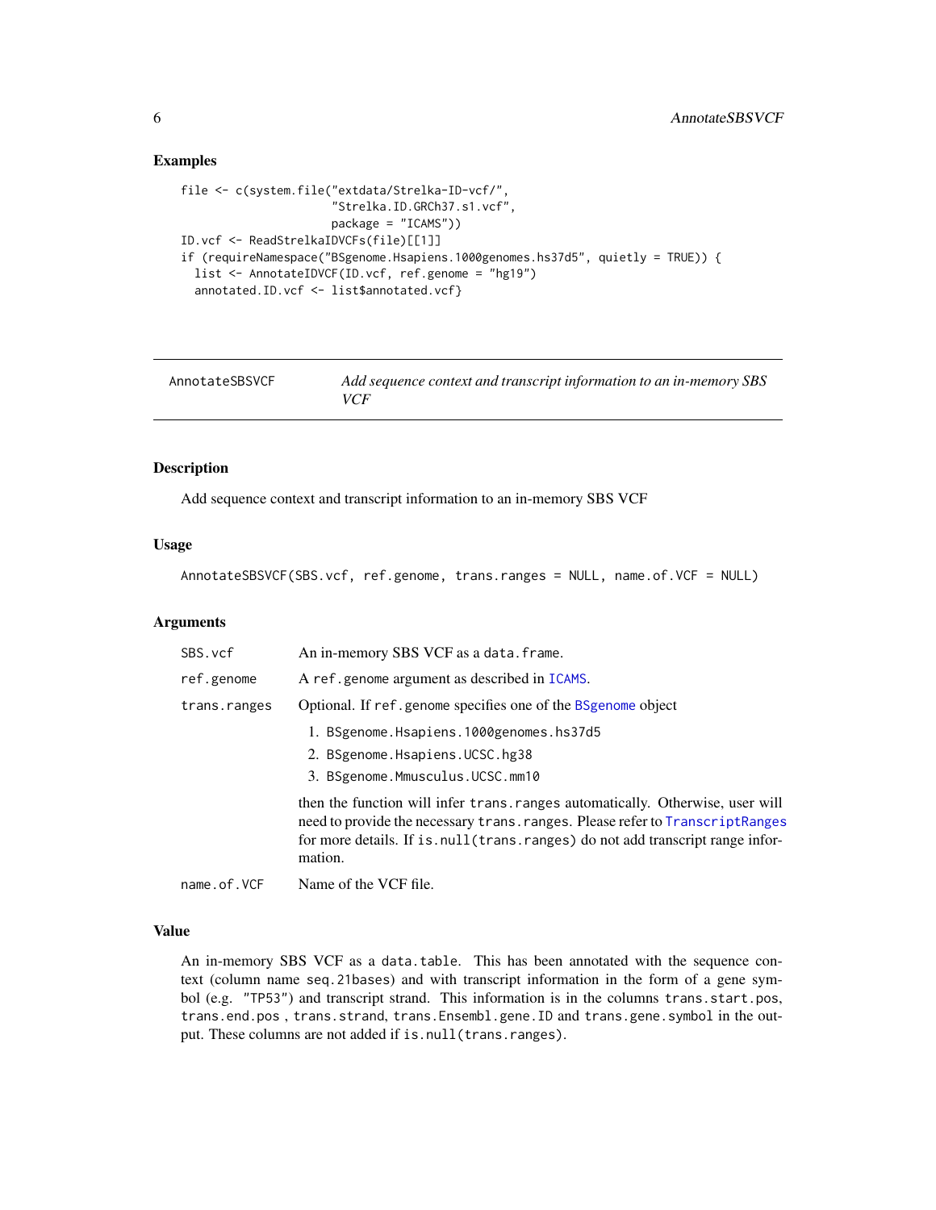### Examples

```
file <- c(system.file("extdata/Strelka-ID-vcf/",
                      "Strelka.ID.GRCh37.s1.vcf",
                      package = "ICAMS"))
ID.vcf <- ReadStrelkaIDVCFs(file)[[1]]
if (requireNamespace("BSgenome.Hsapiens.1000genomes.hs37d5", quietly = TRUE)) {
  list <- AnnotateIDVCF(ID.vcf, ref.genome = "hg19")
  annotated.ID.vcf <- list$annotated.vcf}
```

---

## AnnotateSBSVCF — *Add sequence context and transcript information to an in-memory SBS VCF*

---

### Description

Add sequence context and transcript information to an in-memory SBS VCF

### Usage

```
AnnotateSBSVCF(SBS.vcf, ref.genome, trans.ranges = NULL, name.of.VCF = NULL)
```

### Arguments

- `SBS.vcf`: An in-memory SBS VCF as a `data.frame`.
- `ref.genome`: A `ref.genome` argument as described in ICAMS.
- `trans.ranges`: Optional. If `ref.genome` specifies one of the BSgenome object
  1. `BSgenome.Hsapiens.1000genomes.hs37d5`
  2. `BSgenome.Hsapiens.UCSC.hg38`
  3. `BSgenome.Mmusculus.UCSC.mm10`

  then the function will infer `trans.ranges` automatically. Otherwise, user will need to provide the necessary `trans.ranges`. Please refer to TranscriptRanges for more details. If `is.null(trans.ranges)` do not add transcript range information.
- `name.of.VCF`: Name of the VCF file.

### Value

An in-memory SBS VCF as a `data.table`. This has been annotated with the sequence context (column name `seq.21bases`) and with transcript information in the form of a gene symbol (e.g. `"TP53"`) and transcript strand. This information is in the columns `trans.start.pos`, `trans.end.pos` , `trans.strand`, `trans.Ensembl.gene.ID` and `trans.gene.symbol` in the output. These columns are not added if `is.null(trans.ranges)`.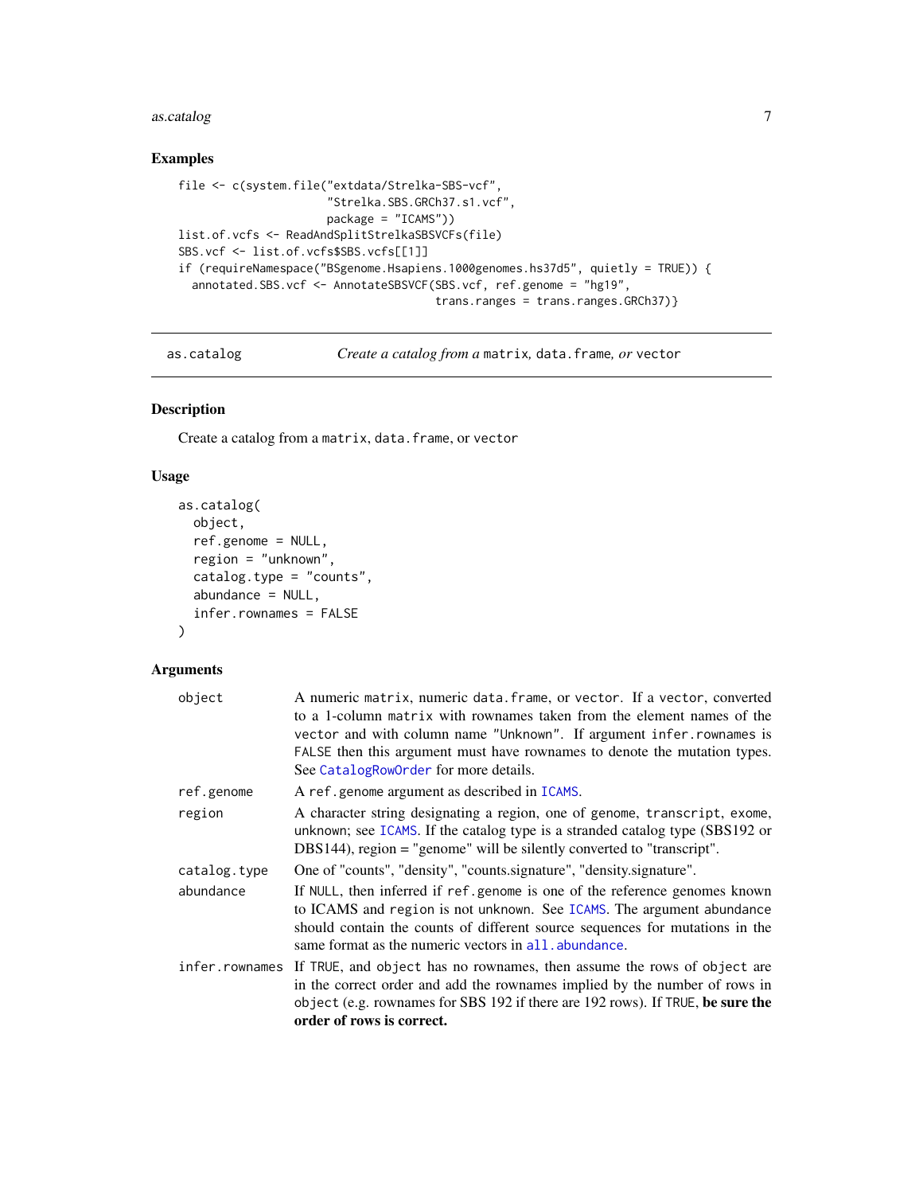## Examples

```
file <- c(system.file("extdata/Strelka-SBS-vcf",
                      "Strelka.SBS.GRCh37.s1.vcf",
                      package = "ICAMS"))
list.of.vcfs <- ReadAndSplitStrelkaSBSVCFs(file)
SBS.vcf <- list.of.vcfs$SBS.vcfs[[1]]
if (requireNamespace("BSgenome.Hsapiens.1000genomes.hs37d5", quietly = TRUE)) {
  annotated.SBS.vcf <- AnnotateSBSVCF(SBS.vcf, ref.genome = "hg19",
                                      trans.ranges = trans.ranges.GRCh37)}
```

---

`as.catalog` *Create a catalog from a* `matrix`*,* `data.frame`*, or* `vector`

---

## Description

Create a catalog from a `matrix`, `data.frame`, or `vector`

## Usage

```
as.catalog(
  object,
  ref.genome = NULL,
  region = "unknown",
  catalog.type = "counts",
  abundance = NULL,
  infer.rownames = FALSE
)
```

## Arguments

| | |
|---|---|
| `object` | A numeric `matrix`, numeric `data.frame`, or `vector`. If a `vector`, converted to a 1-column `matrix` with rownames taken from the element names of the `vector` and with column name "Unknown". If argument `infer.rownames` is `FALSE` then this argument must have rownames to denote the mutation types. See `CatalogRowOrder` for more details. |
| `ref.genome` | A `ref.genome` argument as described in `ICAMS`. |
| `region` | A character string designating a region, one of `genome`, `transcript`, `exome`, `unknown`; see `ICAMS`. If the catalog type is a stranded catalog type (SBS192 or DBS144), region = "genome" will be silently converted to "transcript". |
| `catalog.type` | One of "counts", "density", "counts.signature", "density.signature". |
| `abundance` | If `NULL`, then inferred if `ref.genome` is one of the reference genomes known to ICAMS and `region` is not unknown. See `ICAMS`. The argument abundance should contain the counts of different source sequences for mutations in the same format as the numeric vectors in `all.abundance`. |
| `infer.rownames` | If `TRUE`, and `object` has no rownames, then assume the rows of `object` are in the correct order and add the rownames implied by the number of rows in `object` (e.g. rownames for SBS 192 if there are 192 rows). If `TRUE`, **be sure the order of rows is correct.** |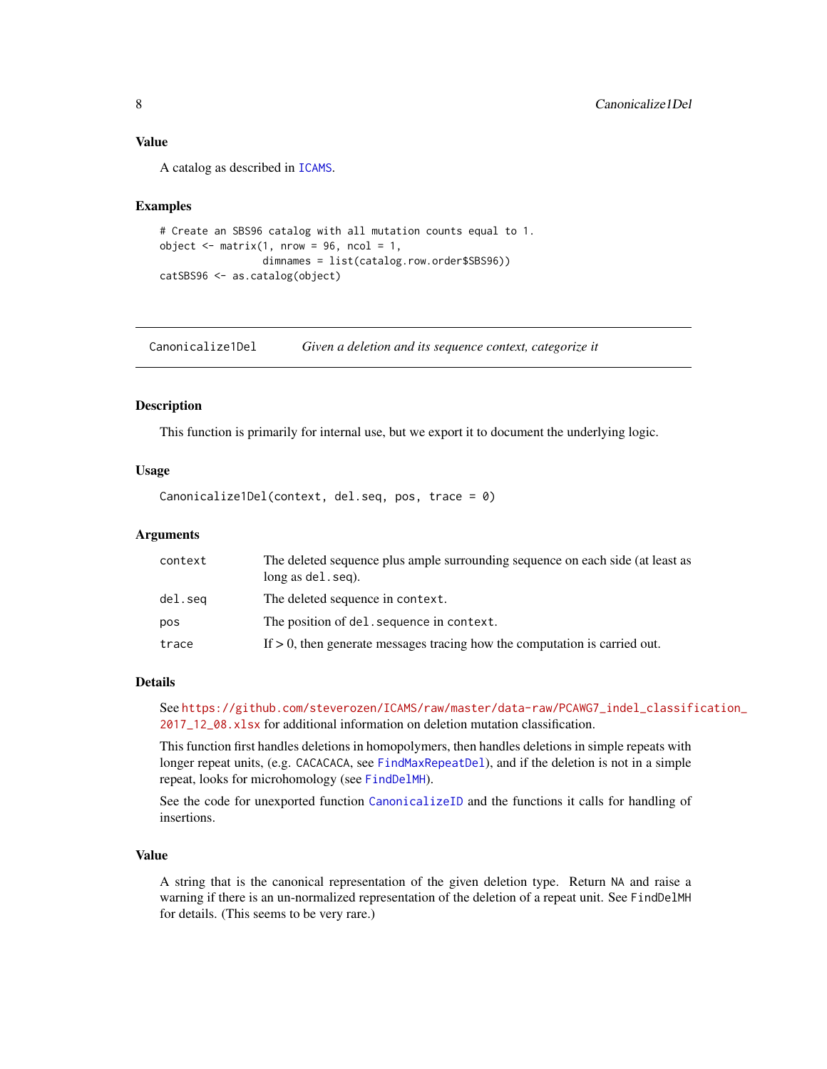## Value

A catalog as described in ICAMS.

## Examples

```
# Create an SBS96 catalog with all mutation counts equal to 1.
object <- matrix(1, nrow = 96, ncol = 1,
                 dimnames = list(catalog.row.order$SBS96))
catSBS96 <- as.catalog(object)
```

---

# Canonicalize1Del — *Given a deletion and its sequence context, categorize it*

---

## Description

This function is primarily for internal use, but we export it to document the underlying logic.

## Usage

```
Canonicalize1Del(context, del.seq, pos, trace = 0)
```

## Arguments

| | |
|---|---|
| context | The deleted sequence plus ample surrounding sequence on each side (at least as long as del.seq). |
| del.seq | The deleted sequence in context. |
| pos | The position of del.sequence in context. |
| trace | If > 0, then generate messages tracing how the computation is carried out. |

## Details

See https://github.com/steverozen/ICAMS/raw/master/data-raw/PCAWG7_indel_classification_2017_12_08.xlsx for additional information on deletion mutation classification.

This function first handles deletions in homopolymers, then handles deletions in simple repeats with longer repeat units, (e.g. CACACACA, see FindMaxRepeatDel), and if the deletion is not in a simple repeat, looks for microhomology (see FindDelMH).

See the code for unexported function CanonicalizeID and the functions it calls for handling of insertions.

## Value

A string that is the canonical representation of the given deletion type. Return NA and raise a warning if there is an un-normalized representation of the deletion of a repeat unit. See FindDelMH for details. (This seems to be very rare.)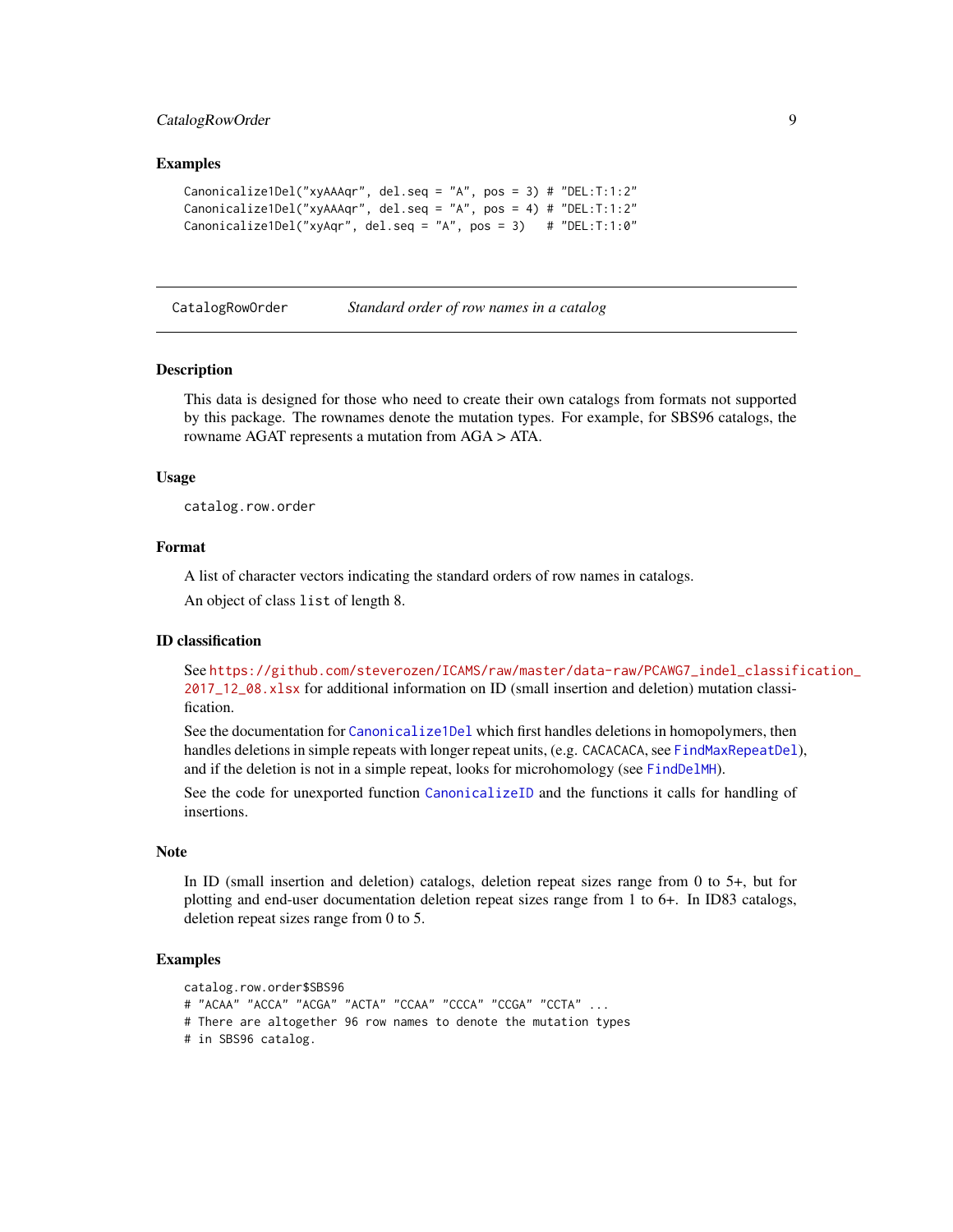### Examples

```
Canonicalize1Del("xyAAAqr", del.seq = "A", pos = 3) # "DEL:T:1:2"
Canonicalize1Del("xyAAAqr", del.seq = "A", pos = 4) # "DEL:T:1:2"
Canonicalize1Del("xyAqr", del.seq = "A", pos = 3)   # "DEL:T:1:0"
```

---

## CatalogRowOrder *Standard order of row names in a catalog*

### Description

This data is designed for those who need to create their own catalogs from formats not supported by this package. The rownames denote the mutation types. For example, for SBS96 catalogs, the rowname AGAT represents a mutation from AGA > ATA.

### Usage

```
catalog.row.order
```

### Format

A list of character vectors indicating the standard orders of row names in catalogs.

An object of class `list` of length 8.

### ID classification

See https://github.com/steverozen/ICAMS/raw/master/data-raw/PCAWG7_indel_classification_2017_12_08.xlsx for additional information on ID (small insertion and deletion) mutation classification.

See the documentation for `Canonicalize1Del` which first handles deletions in homopolymers, then handles deletions in simple repeats with longer repeat units, (e.g. CACACACA, see `FindMaxRepeatDel`), and if the deletion is not in a simple repeat, looks for microhomology (see `FindDelMH`).

See the code for unexported function `CanonicalizeID` and the functions it calls for handling of insertions.

### Note

In ID (small insertion and deletion) catalogs, deletion repeat sizes range from 0 to 5+, but for plotting and end-user documentation deletion repeat sizes range from 1 to 6+. In ID83 catalogs, deletion repeat sizes range from 0 to 5.

### Examples

```
catalog.row.order$SBS96
# "ACAA" "ACCA" "ACGA" "ACTA" "CCAA" "CCCA" "CCGA" "CCTA" ...
# There are altogether 96 row names to denote the mutation types
# in SBS96 catalog.
```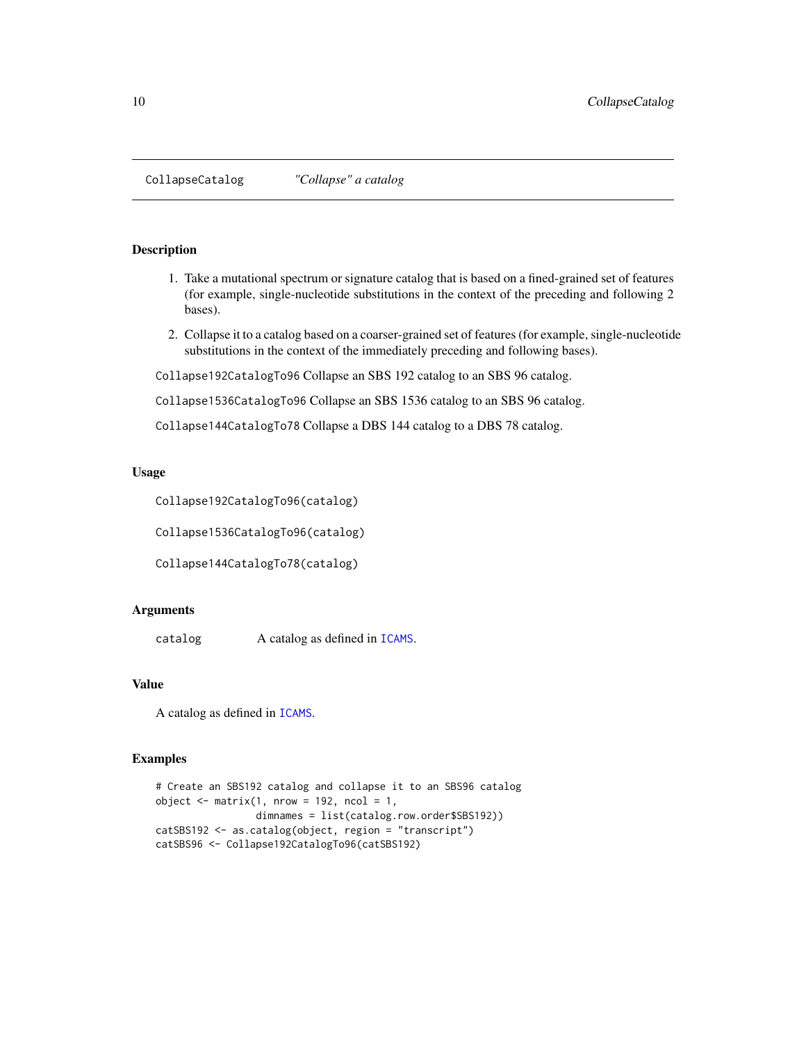## CollapseCatalog *"Collapse" a catalog*

### Description

1. Take a mutational spectrum or signature catalog that is based on a fined-grained set of features (for example, single-nucleotide substitutions in the context of the preceding and following 2 bases).
2. Collapse it to a catalog based on a coarser-grained set of features (for example, single-nucleotide substitutions in the context of the immediately preceding and following bases).

`Collapse192CatalogTo96` Collapse an SBS 192 catalog to an SBS 96 catalog.

`Collapse1536CatalogTo96` Collapse an SBS 1536 catalog to an SBS 96 catalog.

`Collapse144CatalogTo78` Collapse a DBS 144 catalog to a DBS 78 catalog.

### Usage

```
Collapse192CatalogTo96(catalog)

Collapse1536CatalogTo96(catalog)

Collapse144CatalogTo78(catalog)
```

### Arguments

| | |
|---|---|
| catalog | A catalog as defined in ICAMS. |

### Value

A catalog as defined in ICAMS.

### Examples

```
# Create an SBS192 catalog and collapse it to an SBS96 catalog
object <- matrix(1, nrow = 192, ncol = 1,
                 dimnames = list(catalog.row.order$SBS192))
catSBS192 <- as.catalog(object, region = "transcript")
catSBS96 <- Collapse192CatalogTo96(catSBS192)
```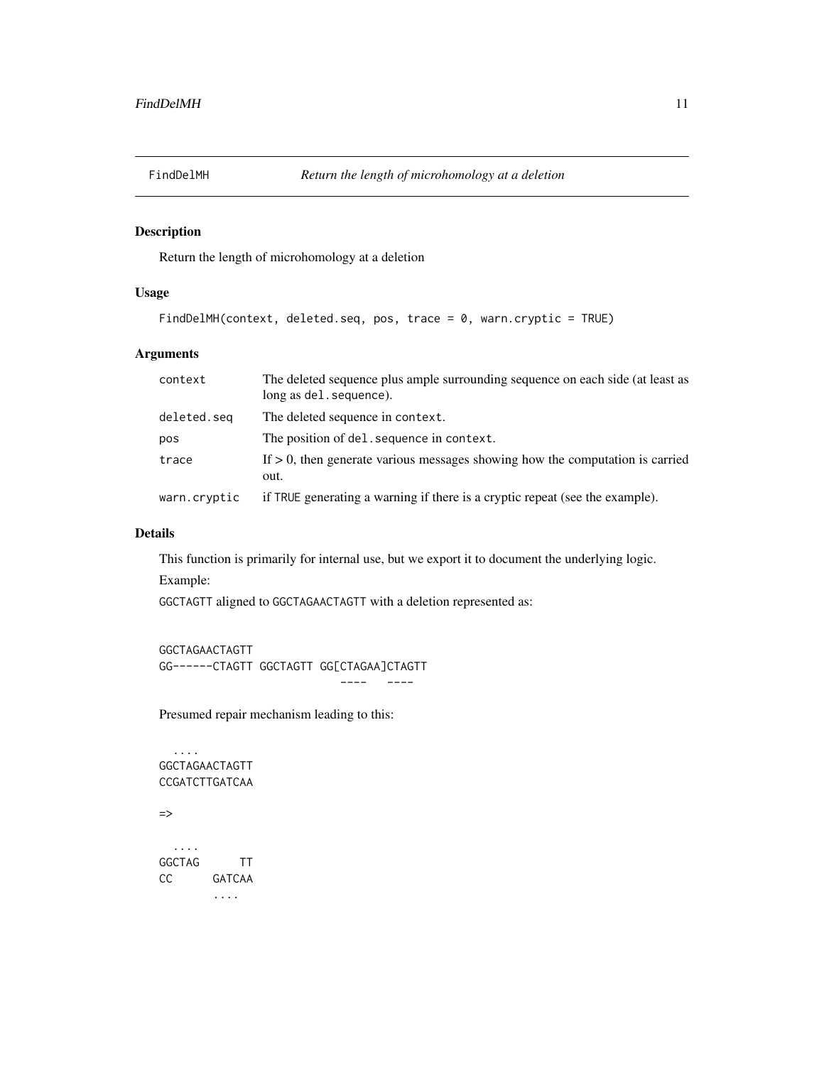## FindDelMH *Return the length of microhomology at a deletion*

### Description

Return the length of microhomology at a deletion

### Usage

```
FindDelMH(context, deleted.seq, pos, trace = 0, warn.cryptic = TRUE)
```

### Arguments

| | |
|---|---|
| `context` | The deleted sequence plus ample surrounding sequence on each side (at least as long as `del.sequence`). |
| `deleted.seq` | The deleted sequence in `context`. |
| `pos` | The position of `del.sequence` in `context`. |
| `trace` | If > 0, then generate various messages showing how the computation is carried out. |
| `warn.cryptic` | if `TRUE` generating a warning if there is a cryptic repeat (see the example). |

### Details

This function is primarily for internal use, but we export it to document the underlying logic.

Example:

`GGCTAGTT` aligned to `GGCTAGAACTAGTT` with a deletion represented as:

```
GGCTAGAACTAGTT
GG------CTAGTT GGCTAGTT GG[CTAGAA]CTAGTT
                          ----   ----
```

Presumed repair mechanism leading to this:

```
  ....
GGCTAGAACTAGTT
CCGATCTTGATCAA

=>

  ....
GGCTAG      TT
CC      GATCAA
        ....
```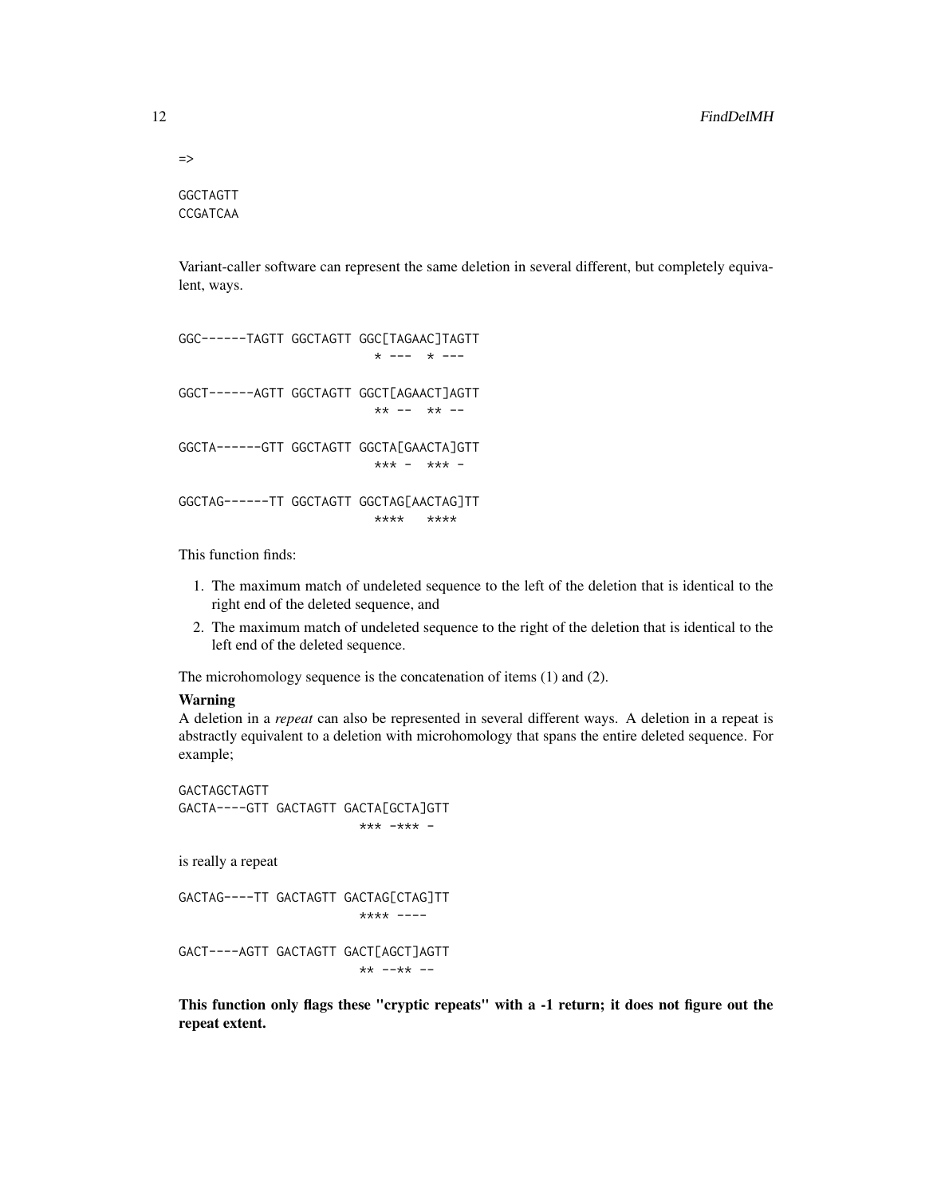```
=>

GGCTAGTT
CCGATCAA
```

Variant-caller software can represent the same deletion in several different, but completely equivalent, ways.

```
GGC------TAGTT GGCTAGTT GGC[TAGAAC]TAGTT
                           * ---  * ---

GGCT------AGTT GGCTAGTT GGCT[AGAACT]AGTT
                           ** --  ** --

GGCTA------GTT GGCTAGTT GGCTA[GAACTA]GTT
                           *** -  *** -

GGCTAG------TT GGCTAGTT GGCTAG[AACTAG]TT
                           ****   ****
```

This function finds:

1. The maximum match of undeleted sequence to the left of the deletion that is identical to the right end of the deleted sequence, and
2. The maximum match of undeleted sequence to the right of the deletion that is identical to the left end of the deleted sequence.

The microhomology sequence is the concatenation of items (1) and (2).

**Warning**

A deletion in a *repeat* can also be represented in several different ways. A deletion in a repeat is abstractly equivalent to a deletion with microhomology that spans the entire deleted sequence. For example;

```
GACTAGCTAGTT
GACTA----GTT GACTAGTT GACTA[GCTA]GTT
                       *** -*** -
```

is really a repeat

```
GACTAG----TT GACTAGTT GACTAG[CTAG]TT
                       **** ----

GACT----AGTT GACTAGTT GACT[AGCT]AGTT
                       ** --** --
```

**This function only flags these "cryptic repeats" with a -1 return; it does not figure out the repeat extent.**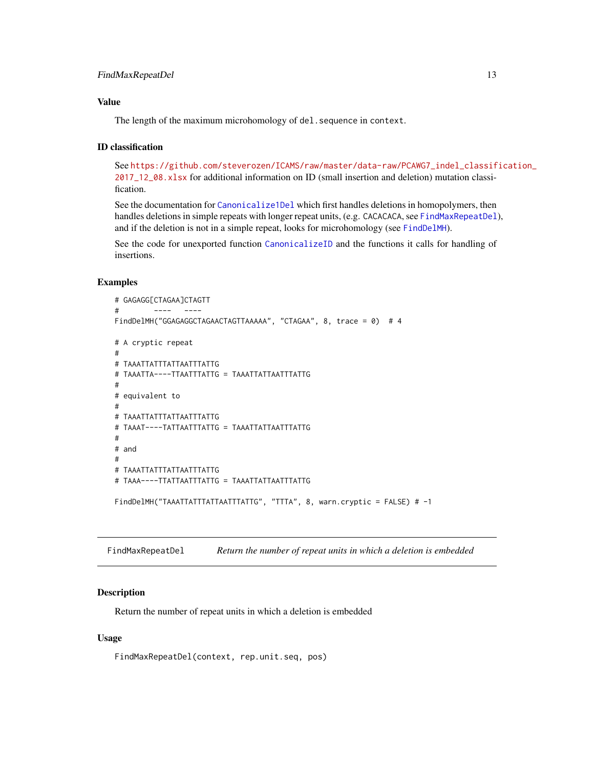### Value

The length of the maximum microhomology of `del.sequence` in `context`.

### ID classification

See https://github.com/steverozen/ICAMS/raw/master/data-raw/PCAWG7_indel_classification_2017_12_08.xlsx for additional information on ID (small insertion and deletion) mutation classification.

See the documentation for `Canonicalize1Del` which first handles deletions in homopolymers, then handles deletions in simple repeats with longer repeat units, (e.g. CACACACA, see `FindMaxRepeatDel`), and if the deletion is not in a simple repeat, looks for microhomology (see `FindDelMH`).

See the code for unexported function `CanonicalizeID` and the functions it calls for handling of insertions.

### Examples

```
# GAGAGG[CTAGAA]CTAGTT
#        ----   ----
FindDelMH("GGAGAGGCTAGAACTAGTTAAAAA", "CTAGAA", 8, trace = 0)  # 4

# A cryptic repeat
#
# TAAATTATTTATTAATTTATTG
# TAAATTA----TTAATTTATTG = TAAATTATTAATTTATTG
#
# equivalent to
#
# TAAATTATTTATTAATTTATTG
# TAAAT----TATTAATTTATTG = TAAATTATTAATTTATTG
#
# and
#
# TAAATTATTTATTAATTTATTG
# TAAA----TTATTAATTTATTG = TAAATTATTAATTTATTG

FindDelMH("TAAATTATTTATTAATTTATTG", "TTTA", 8, warn.cryptic = FALSE) # -1
```

---

## FindMaxRepeatDel — *Return the number of repeat units in which a deletion is embedded*

### Description

Return the number of repeat units in which a deletion is embedded

### Usage

```
FindMaxRepeatDel(context, rep.unit.seq, pos)
```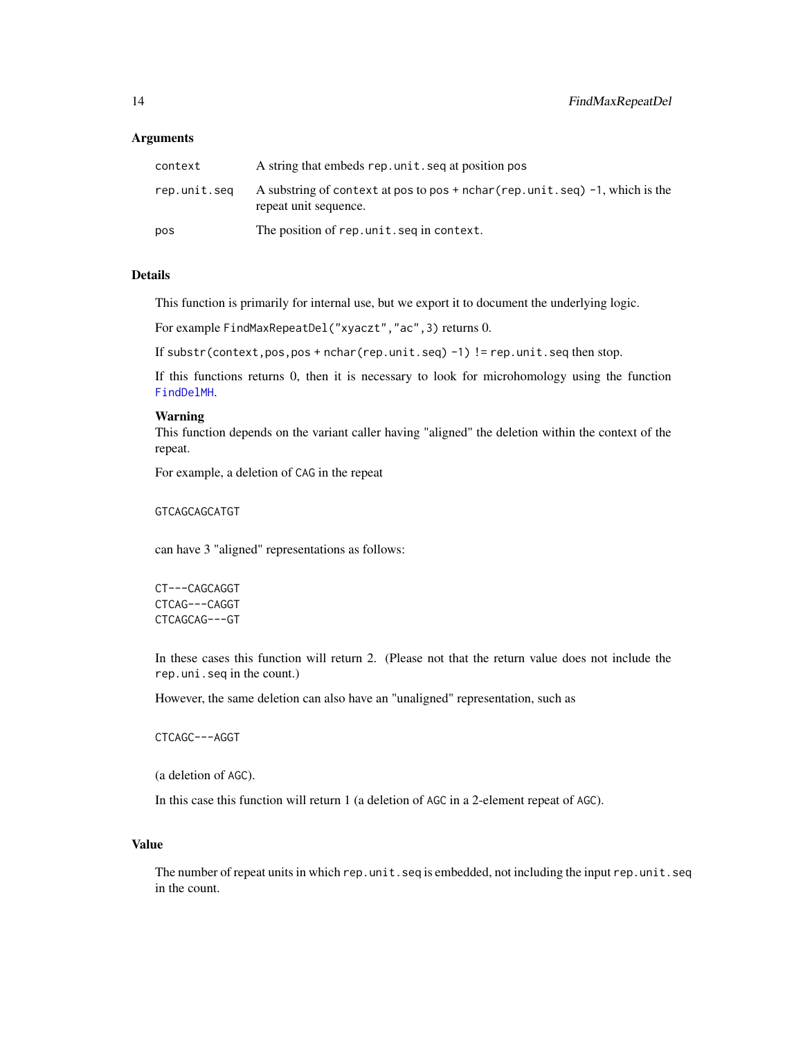### Arguments

| | |
|---|---|
| context | A string that embeds rep.unit.seq at position pos |
| rep.unit.seq | A substring of context at pos to pos + nchar(rep.unit.seq) -1, which is the repeat unit sequence. |
| pos | The position of rep.unit.seq in context. |

### Details

This function is primarily for internal use, but we export it to document the underlying logic.

For example `FindMaxRepeatDel("xyaczt","ac",3)` returns 0.

If `substr(context,pos,pos + nchar(rep.unit.seq) -1) != rep.unit.seq` then stop.

If this functions returns 0, then it is necessary to look for microhomology using the function FindDelMH.

**Warning**
This function depends on the variant caller having "aligned" the deletion within the context of the repeat.

For example, a deletion of CAG in the repeat

```
GTCAGCAGCATGT
```

can have 3 "aligned" representations as follows:

```
CT---CAGCAGGT
CTCAG---CAGGT
CTCAGCAG---GT
```

In these cases this function will return 2. (Please not that the return value does not include the rep.uni.seq in the count.)

However, the same deletion can also have an "unaligned" representation, such as

```
CTCAGC---AGGT
```

(a deletion of AGC).

In this case this function will return 1 (a deletion of AGC in a 2-element repeat of AGC).

### Value

The number of repeat units in which rep.unit.seq is embedded, not including the input rep.unit.seq in the count.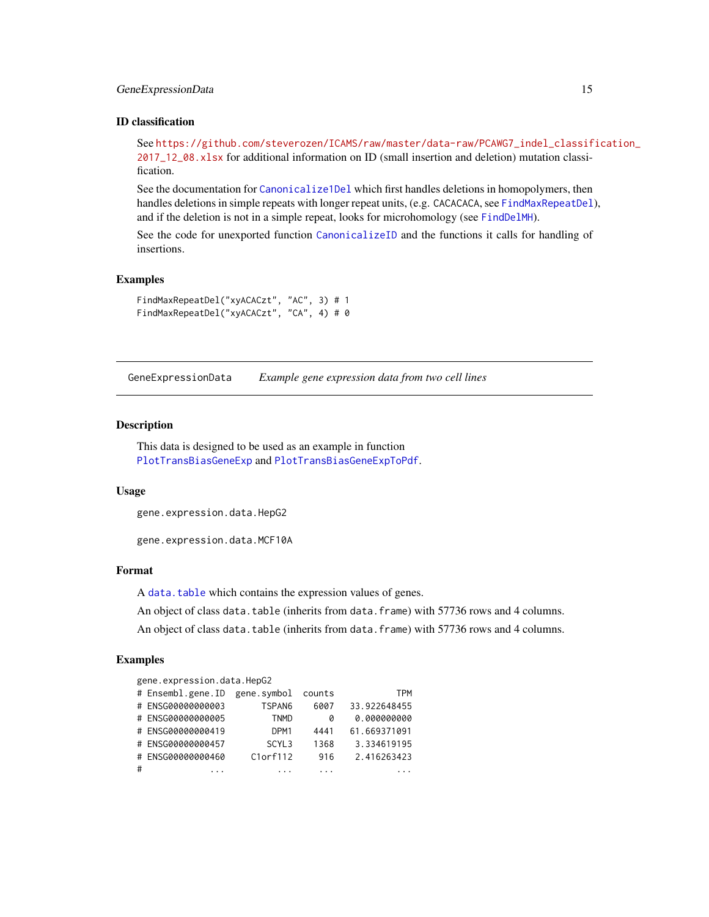### ID classification

See https://github.com/steverozen/ICAMS/raw/master/data-raw/PCAWG7_indel_classification_2017_12_08.xlsx for additional information on ID (small insertion and deletion) mutation classification.

See the documentation for Canonicalize1Del which first handles deletions in homopolymers, then handles deletions in simple repeats with longer repeat units, (e.g. CACACACA, see FindMaxRepeatDel), and if the deletion is not in a simple repeat, looks for microhomology (see FindDelMH).

See the code for unexported function CanonicalizeID and the functions it calls for handling of insertions.

### Examples

```
FindMaxRepeatDel("xyACACzt", "AC", 3) # 1
FindMaxRepeatDel("xyACACzt", "CA", 4) # 0
```

---

## GeneExpressionData    *Example gene expression data from two cell lines*

### Description

This data is designed to be used as an example in function PlotTransBiasGeneExp and PlotTransBiasGeneExpToPdf.

### Usage

```
gene.expression.data.HepG2

gene.expression.data.MCF10A
```

### Format

A data.table which contains the expression values of genes.

An object of class data.table (inherits from data.frame) with 57736 rows and 4 columns.

An object of class data.table (inherits from data.frame) with 57736 rows and 4 columns.

### Examples

```
gene.expression.data.HepG2
# Ensembl.gene.ID  gene.symbol  counts          TPM
# ENSG00000000003       TSPAN6    6007    33.922648455
# ENSG00000000005         TNMD       0     0.000000000
# ENSG00000000419         DPM1    4441    61.669371091
# ENSG00000000457        SCYL3    1368     3.334619195
# ENSG00000000460     C1orf112     916     2.416263423
#             ...          ...     ...             ...
```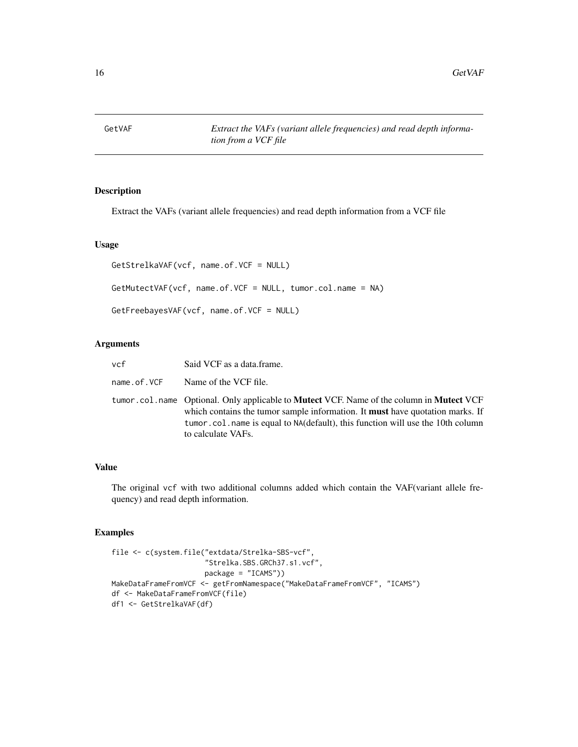# GetVAF

*Extract the VAFs (variant allele frequencies) and read depth information from a VCF file*

## Description

Extract the VAFs (variant allele frequencies) and read depth information from a VCF file

## Usage

```
GetStrelkaVAF(vcf, name.of.VCF = NULL)

GetMutectVAF(vcf, name.of.VCF = NULL, tumor.col.name = NA)

GetFreebayesVAF(vcf, name.of.VCF = NULL)
```

## Arguments

| | |
|---|---|
| `vcf` | Said VCF as a data.frame. |
| `name.of.VCF` | Name of the VCF file. |
| `tumor.col.name` | Optional. Only applicable to **Mutect** VCF. Name of the column in **Mutect** VCF which contains the tumor sample information. It **must** have quotation marks. If `tumor.col.name` is equal to `NA`(default), this function will use the 10th column to calculate VAFs. |

## Value

The original `vcf` with two additional columns added which contain the VAF(variant allele frequency) and read depth information.

## Examples

```
file <- c(system.file("extdata/Strelka-SBS-vcf",
                      "Strelka.SBS.GRCh37.s1.vcf",
                      package = "ICAMS"))
MakeDataFrameFromVCF <- getFromNamespace("MakeDataFrameFromVCF", "ICAMS")
df <- MakeDataFrameFromVCF(file)
df1 <- GetStrelkaVAF(df)
```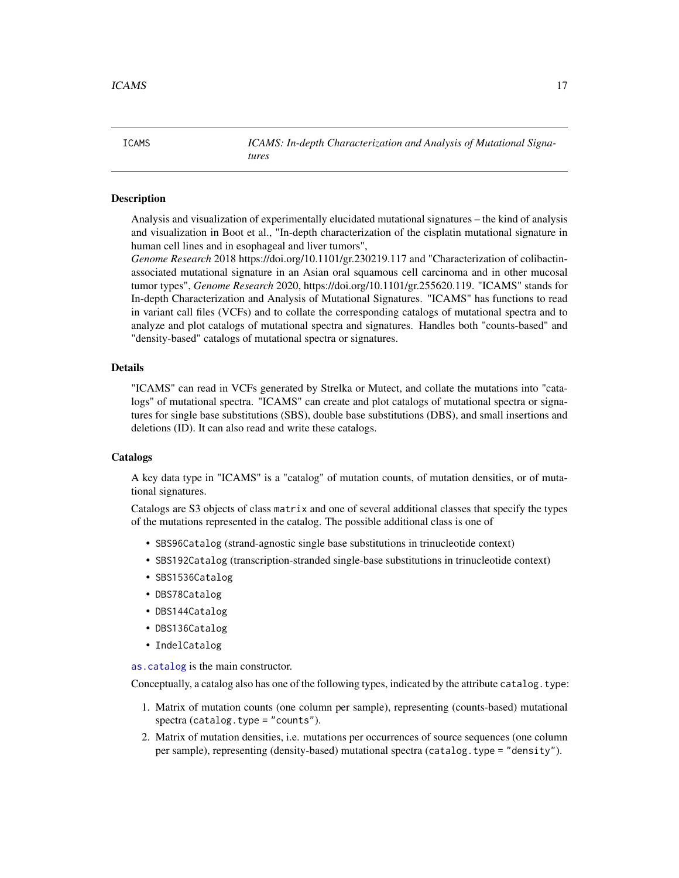ICAMS — *ICAMS: In-depth Characterization and Analysis of Mutational Signatures*

## Description

Analysis and visualization of experimentally elucidated mutational signatures – the kind of analysis and visualization in Boot et al., "In-depth characterization of the cisplatin mutational signature in human cell lines and in esophageal and liver tumors",
*Genome Research* 2018 https://doi.org/10.1101/gr.230219.117 and "Characterization of colibactin-associated mutational signature in an Asian oral squamous cell carcinoma and in other mucosal tumor types", *Genome Research* 2020, https://doi.org/10.1101/gr.255620.119. "ICAMS" stands for In-depth Characterization and Analysis of Mutational Signatures. "ICAMS" has functions to read in variant call files (VCFs) and to collate the corresponding catalogs of mutational spectra and to analyze and plot catalogs of mutational spectra and signatures. Handles both "counts-based" and "density-based" catalogs of mutational spectra or signatures.

## Details

"ICAMS" can read in VCFs generated by Strelka or Mutect, and collate the mutations into "catalogs" of mutational spectra. "ICAMS" can create and plot catalogs of mutational spectra or signatures for single base substitutions (SBS), double base substitutions (DBS), and small insertions and deletions (ID). It can also read and write these catalogs.

## Catalogs

A key data type in "ICAMS" is a "catalog" of mutation counts, of mutation densities, or of mutational signatures.

Catalogs are S3 objects of class `matrix` and one of several additional classes that specify the types of the mutations represented in the catalog. The possible additional class is one of

- `SBS96Catalog` (strand-agnostic single base substitutions in trinucleotide context)
- `SBS192Catalog` (transcription-stranded single-base substitutions in trinucleotide context)
- `SBS1536Catalog`
- `DBS78Catalog`
- `DBS144Catalog`
- `DBS136Catalog`
- `IndelCatalog`

`as.catalog` is the main constructor.

Conceptually, a catalog also has one of the following types, indicated by the attribute `catalog.type`:

1. Matrix of mutation counts (one column per sample), representing (counts-based) mutational spectra (`catalog.type = "counts"`).
2. Matrix of mutation densities, i.e. mutations per occurrences of source sequences (one column per sample), representing (density-based) mutational spectra (`catalog.type = "density"`).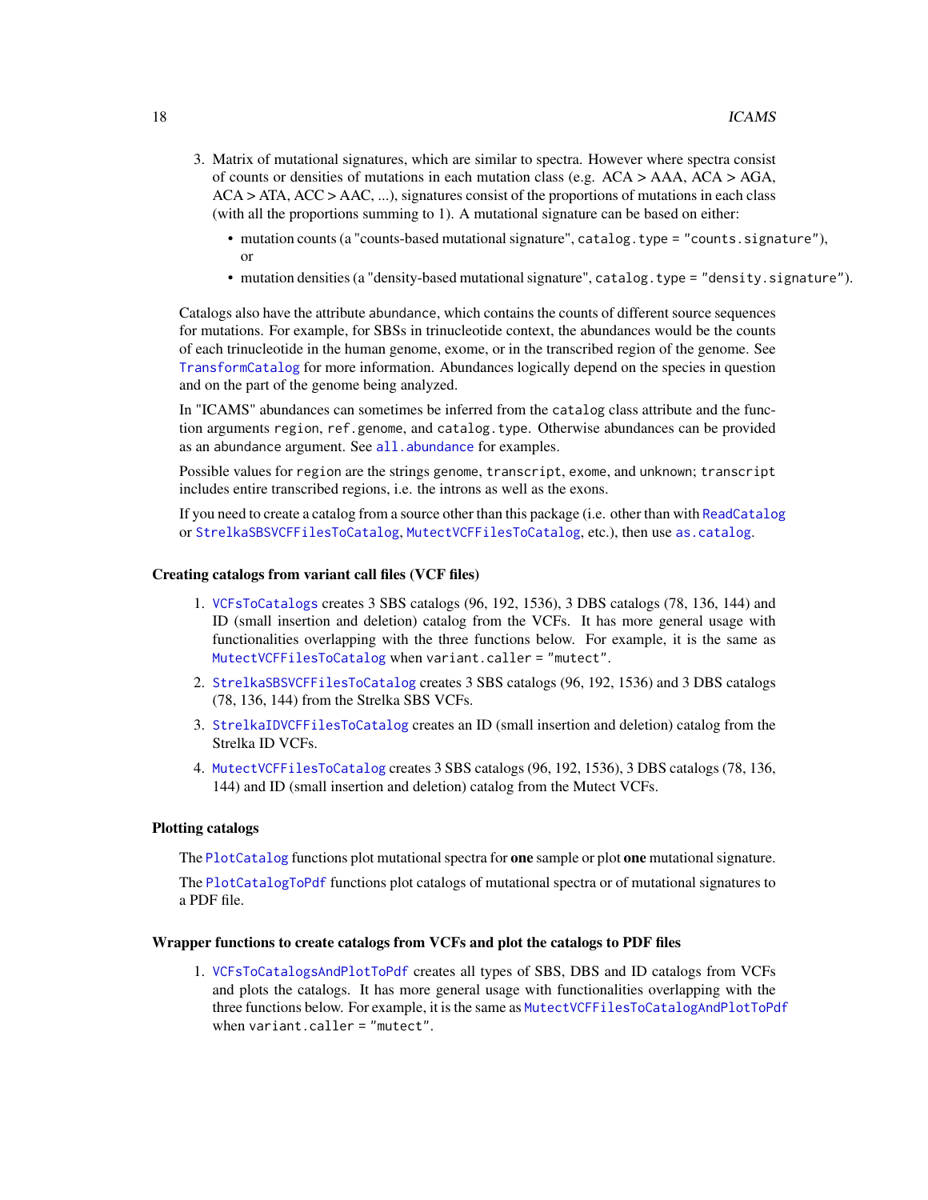3. Matrix of mutational signatures, which are similar to spectra. However where spectra consist of counts or densities of mutations in each mutation class (e.g. ACA > AAA, ACA > AGA, ACA > ATA, ACC > AAC, ...), signatures consist of the proportions of mutations in each class (with all the proportions summing to 1). A mutational signature can be based on either:

   - mutation counts (a "counts-based mutational signature", `catalog.type = "counts.signature"`), or
   - mutation densities (a "density-based mutational signature", `catalog.type = "density.signature"`).

Catalogs also have the attribute `abundance`, which contains the counts of different source sequences for mutations. For example, for SBSs in trinucleotide context, the abundances would be the counts of each trinucleotide in the human genome, exome, or in the transcribed region of the genome. See `TransformCatalog` for more information. Abundances logically depend on the species in question and on the part of the genome being analyzed.

In "ICAMS" abundances can sometimes be inferred from the `catalog` class attribute and the function arguments `region`, `ref.genome`, and `catalog.type`. Otherwise abundances can be provided as an `abundance` argument. See `all.abundance` for examples.

Possible values for `region` are the strings `genome`, `transcript`, `exome`, and `unknown`; `transcript` includes entire transcribed regions, i.e. the introns as well as the exons.

If you need to create a catalog from a source other than this package (i.e. other than with `ReadCatalog` or `StrelkaSBSVCFFilesToCatalog`, `MutectVCFFilesToCatalog`, etc.), then use `as.catalog`.

### Creating catalogs from variant call files (VCF files)

1. `VCFsToCatalogs` creates 3 SBS catalogs (96, 192, 1536), 3 DBS catalogs (78, 136, 144) and ID (small insertion and deletion) catalog from the VCFs. It has more general usage with functionalities overlapping with the three functions below. For example, it is the same as `MutectVCFFilesToCatalog` when `variant.caller = "mutect"`.
2. `StrelkaSBSVCFFilesToCatalog` creates 3 SBS catalogs (96, 192, 1536) and 3 DBS catalogs (78, 136, 144) from the Strelka SBS VCFs.
3. `StrelkaIDVCFFilesToCatalog` creates an ID (small insertion and deletion) catalog from the Strelka ID VCFs.
4. `MutectVCFFilesToCatalog` creates 3 SBS catalogs (96, 192, 1536), 3 DBS catalogs (78, 136, 144) and ID (small insertion and deletion) catalog from the Mutect VCFs.

### Plotting catalogs

The `PlotCatalog` functions plot mutational spectra for **one** sample or plot **one** mutational signature.

The `PlotCatalogToPdf` functions plot catalogs of mutational spectra or of mutational signatures to a PDF file.

### Wrapper functions to create catalogs from VCFs and plot the catalogs to PDF files

1. `VCFsToCatalogsAndPlotToPdf` creates all types of SBS, DBS and ID catalogs from VCFs and plots the catalogs. It has more general usage with functionalities overlapping with the three functions below. For example, it is the same as `MutectVCFFilesToCatalogAndPlotToPdf` when `variant.caller = "mutect"`.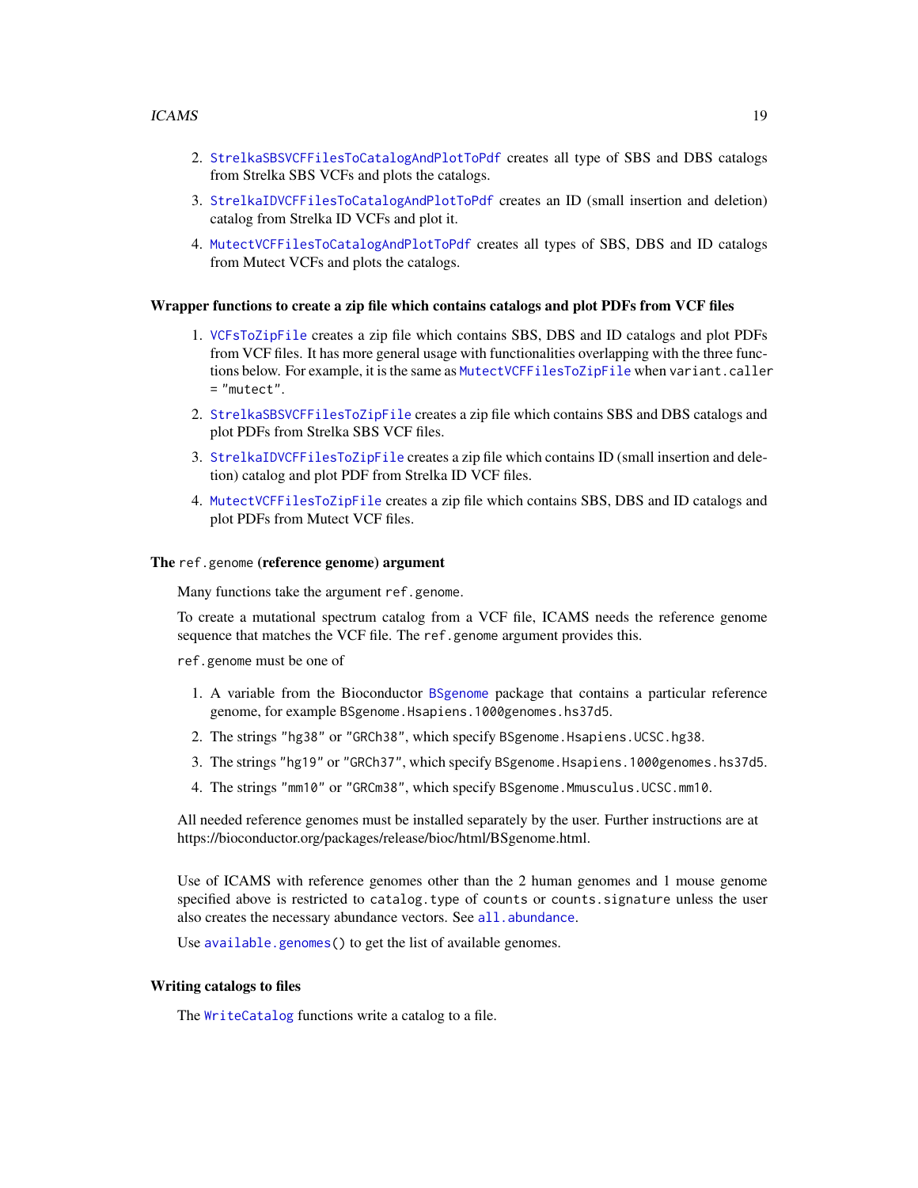2. `StrelkaSBSVCFFilesToCatalogAndPlotToPdf` creates all type of SBS and DBS catalogs from Strelka SBS VCFs and plots the catalogs.
3. `StrelkaIDVCFFilesToCatalogAndPlotToPdf` creates an ID (small insertion and deletion) catalog from Strelka ID VCFs and plot it.
4. `MutectVCFFilesToCatalogAndPlotToPdf` creates all types of SBS, DBS and ID catalogs from Mutect VCFs and plots the catalogs.

### Wrapper functions to create a zip file which contains catalogs and plot PDFs from VCF files

1. `VCFsToZipFile` creates a zip file which contains SBS, DBS and ID catalogs and plot PDFs from VCF files. It has more general usage with functionalities overlapping with the three functions below. For example, it is the same as `MutectVCFFilesToZipFile` when `variant.caller = "mutect"`.
2. `StrelkaSBSVCFFilesToZipFile` creates a zip file which contains SBS and DBS catalogs and plot PDFs from Strelka SBS VCF files.
3. `StrelkaIDVCFFilesToZipFile` creates a zip file which contains ID (small insertion and deletion) catalog and plot PDF from Strelka ID VCF files.
4. `MutectVCFFilesToZipFile` creates a zip file which contains SBS, DBS and ID catalogs and plot PDFs from Mutect VCF files.

### The `ref.genome` (reference genome) argument

Many functions take the argument `ref.genome`.

To create a mutational spectrum catalog from a VCF file, ICAMS needs the reference genome sequence that matches the VCF file. The `ref.genome` argument provides this.

`ref.genome` must be one of

1. A variable from the Bioconductor `BSgenome` package that contains a particular reference genome, for example `BSgenome.Hsapiens.1000genomes.hs37d5`.
2. The strings `"hg38"` or `"GRCh38"`, which specify `BSgenome.Hsapiens.UCSC.hg38`.
3. The strings `"hg19"` or `"GRCh37"`, which specify `BSgenome.Hsapiens.1000genomes.hs37d5`.
4. The strings `"mm10"` or `"GRCm38"`, which specify `BSgenome.Mmusculus.UCSC.mm10`.

All needed reference genomes must be installed separately by the user. Further instructions are at https://bioconductor.org/packages/release/bioc/html/BSgenome.html.

Use of ICAMS with reference genomes other than the 2 human genomes and 1 mouse genome specified above is restricted to `catalog.type` of `counts` or `counts.signature` unless the user also creates the necessary abundance vectors. See `all.abundance`.

Use `available.genomes()` to get the list of available genomes.

### Writing catalogs to files

The `WriteCatalog` functions write a catalog to a file.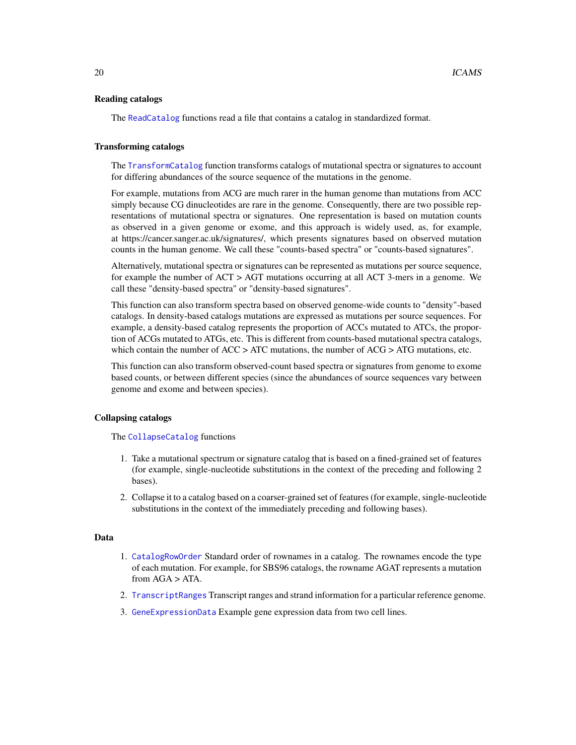### Reading catalogs

The `ReadCatalog` functions read a file that contains a catalog in standardized format.

### Transforming catalogs

The `TransformCatalog` function transforms catalogs of mutational spectra or signatures to account for differing abundances of the source sequence of the mutations in the genome.

For example, mutations from ACG are much rarer in the human genome than mutations from ACC simply because CG dinucleotides are rare in the genome. Consequently, there are two possible representations of mutational spectra or signatures. One representation is based on mutation counts as observed in a given genome or exome, and this approach is widely used, as, for example, at https://cancer.sanger.ac.uk/signatures/, which presents signatures based on observed mutation counts in the human genome. We call these "counts-based spectra" or "counts-based signatures".

Alternatively, mutational spectra or signatures can be represented as mutations per source sequence, for example the number of ACT > AGT mutations occurring at all ACT 3-mers in a genome. We call these "density-based spectra" or "density-based signatures".

This function can also transform spectra based on observed genome-wide counts to "density"-based catalogs. In density-based catalogs mutations are expressed as mutations per source sequences. For example, a density-based catalog represents the proportion of ACCs mutated to ATCs, the proportion of ACGs mutated to ATGs, etc. This is different from counts-based mutational spectra catalogs, which contain the number of ACC > ATC mutations, the number of ACG > ATG mutations, etc.

This function can also transform observed-count based spectra or signatures from genome to exome based counts, or between different species (since the abundances of source sequences vary between genome and exome and between species).

### Collapsing catalogs

The `CollapseCatalog` functions

1. Take a mutational spectrum or signature catalog that is based on a fined-grained set of features (for example, single-nucleotide substitutions in the context of the preceding and following 2 bases).
2. Collapse it to a catalog based on a coarser-grained set of features (for example, single-nucleotide substitutions in the context of the immediately preceding and following bases).

### Data

1. `CatalogRowOrder` Standard order of rownames in a catalog. The rownames encode the type of each mutation. For example, for SBS96 catalogs, the rowname AGAT represents a mutation from AGA > ATA.
2. `TranscriptRanges` Transcript ranges and strand information for a particular reference genome.
3. `GeneExpressionData` Example gene expression data from two cell lines.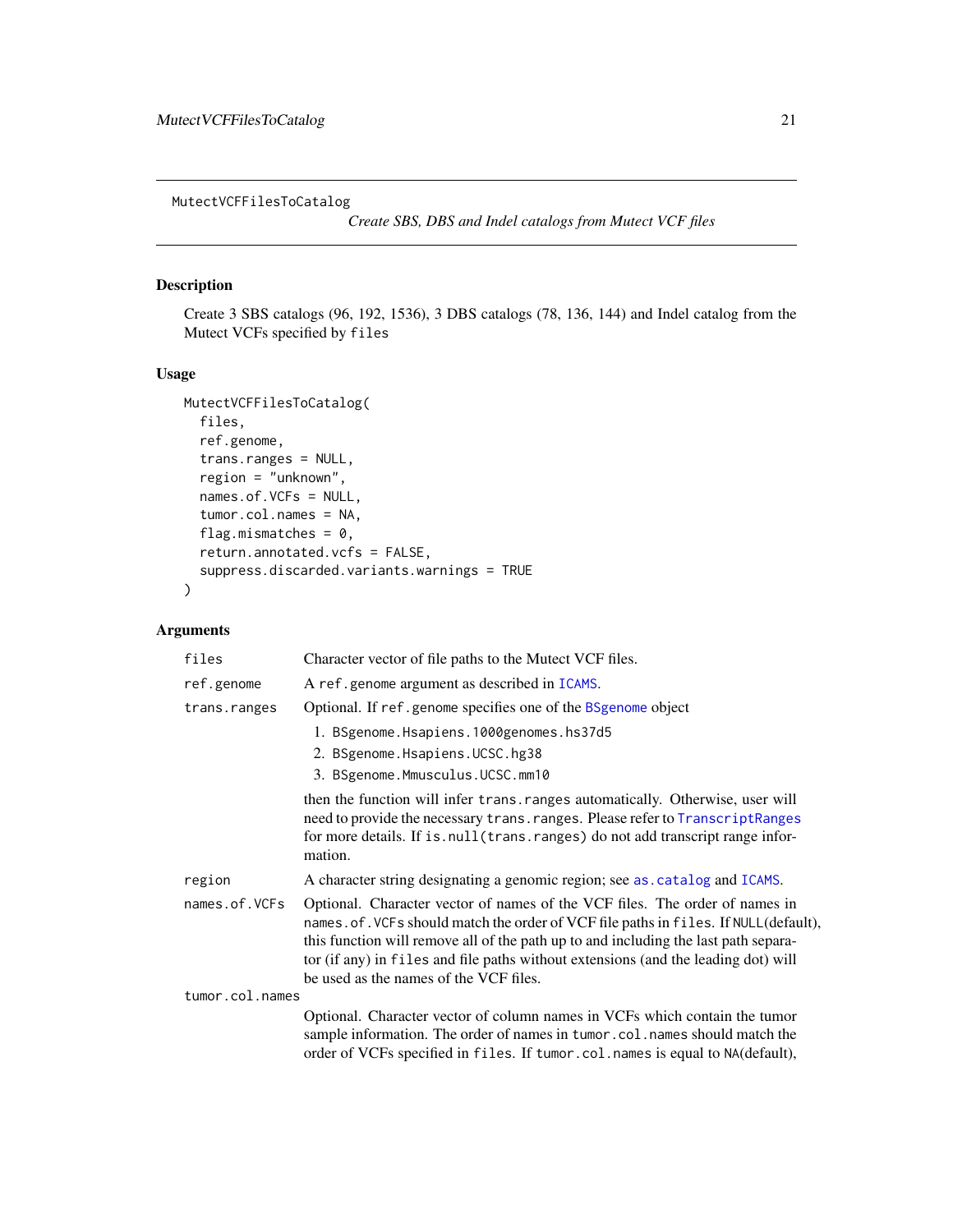MutectVCFFilesToCatalog *Create SBS, DBS and Indel catalogs from Mutect VCF files*

## Description

Create 3 SBS catalogs (96, 192, 1536), 3 DBS catalogs (78, 136, 144) and Indel catalog from the Mutect VCFs specified by `files`

## Usage

```
MutectVCFFilesToCatalog(
  files,
  ref.genome,
  trans.ranges = NULL,
  region = "unknown",
  names.of.VCFs = NULL,
  tumor.col.names = NA,
  flag.mismatches = 0,
  return.annotated.vcfs = FALSE,
  suppress.discarded.variants.warnings = TRUE
)
```

## Arguments

`files` Character vector of file paths to the Mutect VCF files.

`ref.genome` A `ref.genome` argument as described in `ICAMS`.

`trans.ranges` Optional. If `ref.genome` specifies one of the `BSgenome` object

1. `BSgenome.Hsapiens.1000genomes.hs37d5`
2. `BSgenome.Hsapiens.UCSC.hg38`
3. `BSgenome.Mmusculus.UCSC.mm10`

then the function will infer `trans.ranges` automatically. Otherwise, user will need to provide the necessary `trans.ranges`. Please refer to `TranscriptRanges` for more details. If `is.null(trans.ranges)` do not add transcript range information.

`region` A character string designating a genomic region; see `as.catalog` and `ICAMS`.

`names.of.VCFs` Optional. Character vector of names of the VCF files. The order of names in `names.of.VCFs` should match the order of VCF file paths in `files`. If `NULL`(default), this function will remove all of the path up to and including the last path separator (if any) in `files` and file paths without extensions (and the leading dot) will be used as the names of the VCF files.

`tumor.col.names` Optional. Character vector of column names in VCFs which contain the tumor sample information. The order of names in `tumor.col.names` should match the order of VCFs specified in `files`. If `tumor.col.names` is equal to `NA`(default),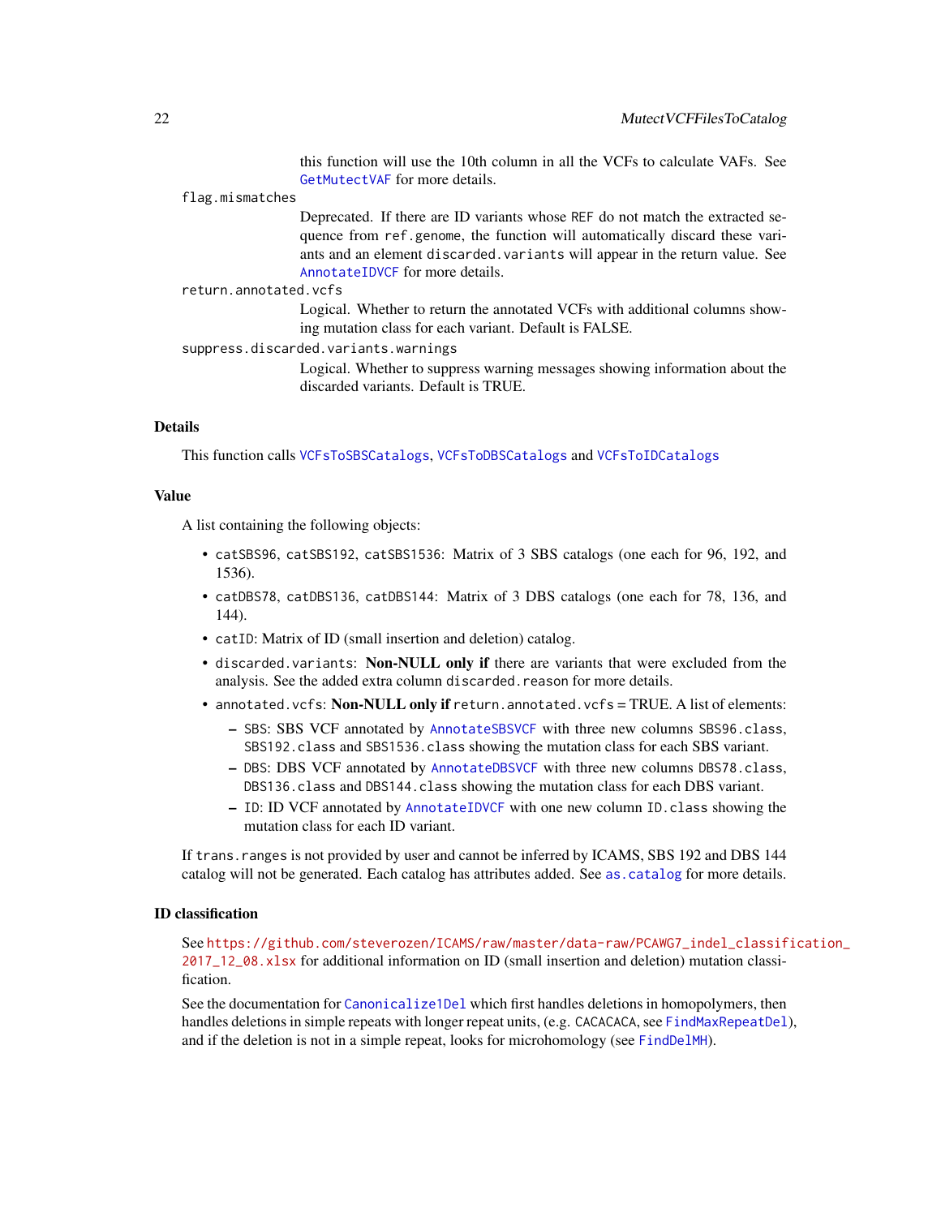this function will use the 10th column in all the VCFs to calculate VAFs. See GetMutectVAF for more details.

flag.mismatches
: Deprecated. If there are ID variants whose REF do not match the extracted sequence from ref.genome, the function will automatically discard these variants and an element discarded.variants will appear in the return value. See AnnotateIDVCF for more details.

return.annotated.vcfs
: Logical. Whether to return the annotated VCFs with additional columns showing mutation class for each variant. Default is FALSE.

suppress.discarded.variants.warnings
: Logical. Whether to suppress warning messages showing information about the discarded variants. Default is TRUE.

### Details

This function calls VCFsToSBSCatalogs, VCFsToDBSCatalogs and VCFsToIDCatalogs

### Value

A list containing the following objects:

- catSBS96, catSBS192, catSBS1536: Matrix of 3 SBS catalogs (one each for 96, 192, and 1536).
- catDBS78, catDBS136, catDBS144: Matrix of 3 DBS catalogs (one each for 78, 136, and 144).
- catID: Matrix of ID (small insertion and deletion) catalog.
- discarded.variants: **Non-NULL only if** there are variants that were excluded from the analysis. See the added extra column discarded.reason for more details.
- annotated.vcfs: **Non-NULL only if** return.annotated.vcfs = TRUE. A list of elements:
  - SBS: SBS VCF annotated by AnnotateSBSVCF with three new columns SBS96.class, SBS192.class and SBS1536.class showing the mutation class for each SBS variant.
  - DBS: DBS VCF annotated by AnnotateDBSVCF with three new columns DBS78.class, DBS136.class and DBS144.class showing the mutation class for each DBS variant.
  - ID: ID VCF annotated by AnnotateIDVCF with one new column ID.class showing the mutation class for each ID variant.

If trans.ranges is not provided by user and cannot be inferred by ICAMS, SBS 192 and DBS 144 catalog will not be generated. Each catalog has attributes added. See as.catalog for more details.

### ID classification

See https://github.com/steverozen/ICAMS/raw/master/data-raw/PCAWG7_indel_classification_2017_12_08.xlsx for additional information on ID (small insertion and deletion) mutation classification.

See the documentation for Canonicalize1Del which first handles deletions in homopolymers, then handles deletions in simple repeats with longer repeat units, (e.g. CACACACA, see FindMaxRepeatDel), and if the deletion is not in a simple repeat, looks for microhomology (see FindDelMH).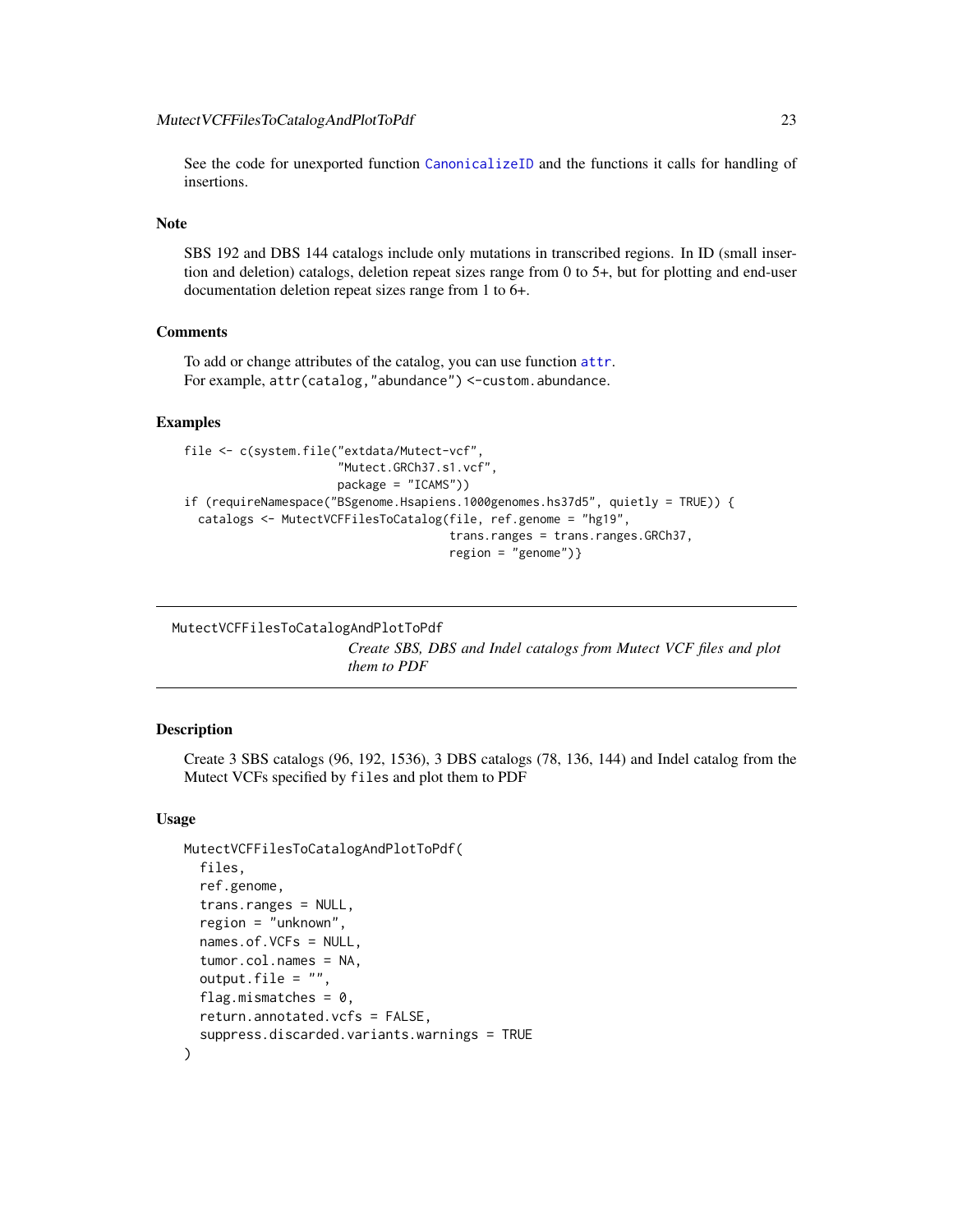See the code for unexported function `CanonicalizeID` and the functions it calls for handling of insertions.

### Note

SBS 192 and DBS 144 catalogs include only mutations in transcribed regions. In ID (small insertion and deletion) catalogs, deletion repeat sizes range from 0 to 5+, but for plotting and end-user documentation deletion repeat sizes range from 1 to 6+.

### Comments

To add or change attributes of the catalog, you can use function `attr`.
For example, `attr(catalog,"abundance") <-custom.abundance`.

### Examples

```
file <- c(system.file("extdata/Mutect-vcf",
                      "Mutect.GRCh37.s1.vcf",
                      package = "ICAMS"))
if (requireNamespace("BSgenome.Hsapiens.1000genomes.hs37d5", quietly = TRUE)) {
  catalogs <- MutectVCFFilesToCatalog(file, ref.genome = "hg19",
                                      trans.ranges = trans.ranges.GRCh37,
                                      region = "genome")}
```

---

## MutectVCFFilesToCatalogAndPlotToPdf

*Create SBS, DBS and Indel catalogs from Mutect VCF files and plot them to PDF*

---

### Description

Create 3 SBS catalogs (96, 192, 1536), 3 DBS catalogs (78, 136, 144) and Indel catalog from the Mutect VCFs specified by `files` and plot them to PDF

### Usage

```
MutectVCFFilesToCatalogAndPlotToPdf(
  files,
  ref.genome,
  trans.ranges = NULL,
  region = "unknown",
  names.of.VCFs = NULL,
  tumor.col.names = NA,
  output.file = "",
  flag.mismatches = 0,
  return.annotated.vcfs = FALSE,
  suppress.discarded.variants.warnings = TRUE
)
```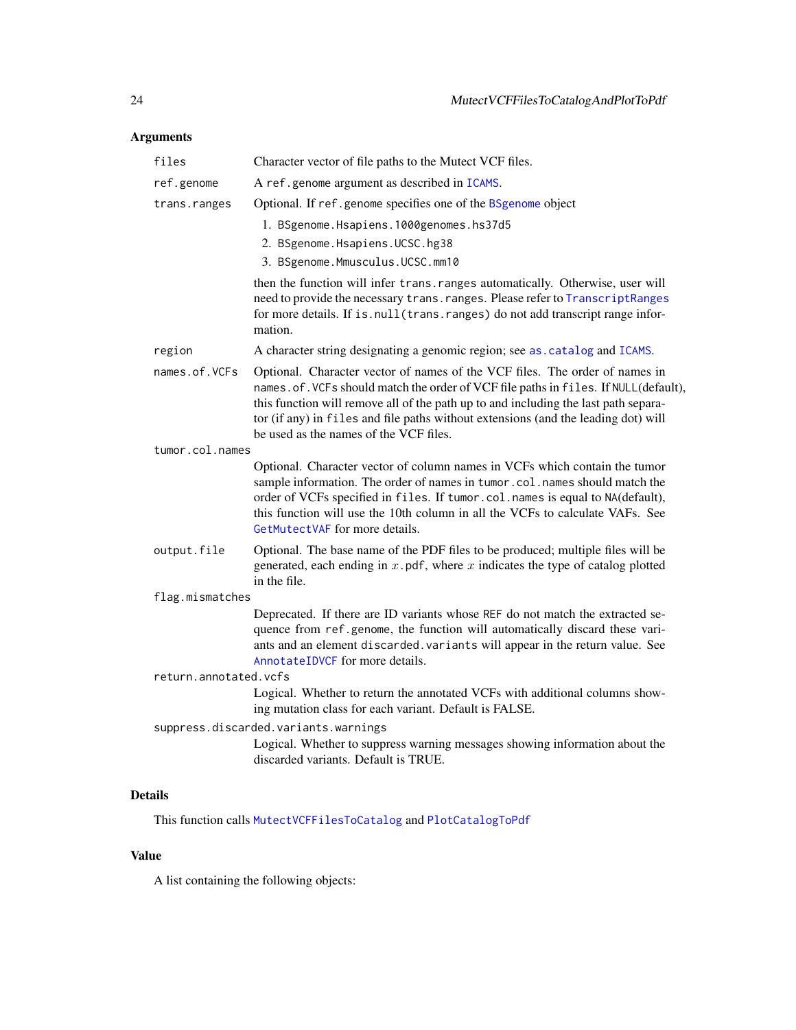### Arguments

- **files**: Character vector of file paths to the Mutect VCF files.
- **ref.genome**: A `ref.genome` argument as described in ICAMS.
- **trans.ranges**: Optional. If `ref.genome` specifies one of the BSgenome object
  1. BSgenome.Hsapiens.1000genomes.hs37d5
  2. BSgenome.Hsapiens.UCSC.hg38
  3. BSgenome.Mmusculus.UCSC.mm10

  then the function will infer `trans.ranges` automatically. Otherwise, user will need to provide the necessary `trans.ranges`. Please refer to TranscriptRanges for more details. If `is.null(trans.ranges)` do not add transcript range information.
- **region**: A character string designating a genomic region; see as.catalog and ICAMS.
- **names.of.VCFs**: Optional. Character vector of names of the VCF files. The order of names in `names.of.VCFs` should match the order of VCF file paths in `files`. If `NULL`(default), this function will remove all of the path up to and including the last path separator (if any) in `files` and file paths without extensions (and the leading dot) will be used as the names of the VCF files.
- **tumor.col.names**: Optional. Character vector of column names in VCFs which contain the tumor sample information. The order of names in `tumor.col.names` should match the order of VCFs specified in `files`. If `tumor.col.names` is equal to `NA`(default), this function will use the 10th column in all the VCFs to calculate VAFs. See GetMutectVAF for more details.
- **output.file**: Optional. The base name of the PDF files to be produced; multiple files will be generated, each ending in $x$.pdf, where $x$ indicates the type of catalog plotted in the file.
- **flag.mismatches**: Deprecated. If there are ID variants whose `REF` do not match the extracted sequence from `ref.genome`, the function will automatically discard these variants and an element `discarded.variants` will appear in the return value. See AnnotateIDVCF for more details.
- **return.annotated.vcfs**: Logical. Whether to return the annotated VCFs with additional columns showing mutation class for each variant. Default is FALSE.
- **suppress.discarded.variants.warnings**: Logical. Whether to suppress warning messages showing information about the discarded variants. Default is TRUE.

### Details

This function calls MutectVCFFilesToCatalog and PlotCatalogToPdf

### Value

A list containing the following objects: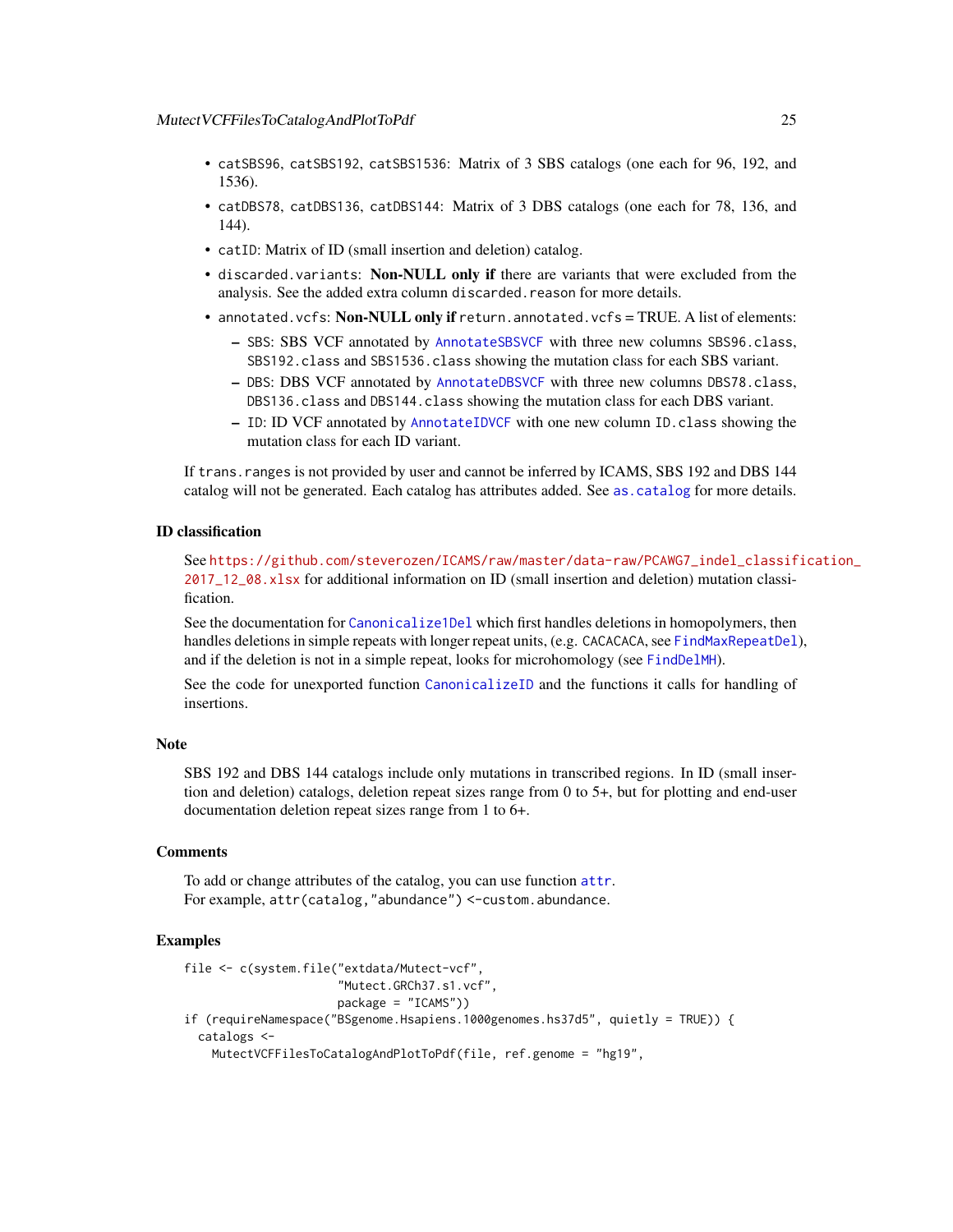- catSBS96, catSBS192, catSBS1536: Matrix of 3 SBS catalogs (one each for 96, 192, and 1536).
- catDBS78, catDBS136, catDBS144: Matrix of 3 DBS catalogs (one each for 78, 136, and 144).
- catID: Matrix of ID (small insertion and deletion) catalog.
- discarded.variants: **Non-NULL only if** there are variants that were excluded from the analysis. See the added extra column discarded.reason for more details.
- annotated.vcfs: **Non-NULL only if** return.annotated.vcfs = TRUE. A list of elements:
  - SBS: SBS VCF annotated by AnnotateSBSVCF with three new columns SBS96.class, SBS192.class and SBS1536.class showing the mutation class for each SBS variant.
  - DBS: DBS VCF annotated by AnnotateDBSVCF with three new columns DBS78.class, DBS136.class and DBS144.class showing the mutation class for each DBS variant.
  - ID: ID VCF annotated by AnnotateIDVCF with one new column ID.class showing the mutation class for each ID variant.

If trans.ranges is not provided by user and cannot be inferred by ICAMS, SBS 192 and DBS 144 catalog will not be generated. Each catalog has attributes added. See as.catalog for more details.

## ID classification

See https://github.com/steverozen/ICAMS/raw/master/data-raw/PCAWG7_indel_classification_2017_12_08.xlsx for additional information on ID (small insertion and deletion) mutation classification.

See the documentation for Canonicalize1Del which first handles deletions in homopolymers, then handles deletions in simple repeats with longer repeat units, (e.g. CACACACA, see FindMaxRepeatDel), and if the deletion is not in a simple repeat, looks for microhomology (see FindDelMH).

See the code for unexported function CanonicalizeID and the functions it calls for handling of insertions.

## Note

SBS 192 and DBS 144 catalogs include only mutations in transcribed regions. In ID (small insertion and deletion) catalogs, deletion repeat sizes range from 0 to 5+, but for plotting and end-user documentation deletion repeat sizes range from 1 to 6+.

## Comments

To add or change attributes of the catalog, you can use function attr.
For example, attr(catalog,"abundance") <-custom.abundance.

## Examples

```
file <- c(system.file("extdata/Mutect-vcf",
                      "Mutect.GRCh37.s1.vcf",
                      package = "ICAMS"))
if (requireNamespace("BSgenome.Hsapiens.1000genomes.hs37d5", quietly = TRUE)) {
  catalogs <-
    MutectVCFFilesToCatalogAndPlotToPdf(file, ref.genome = "hg19",
```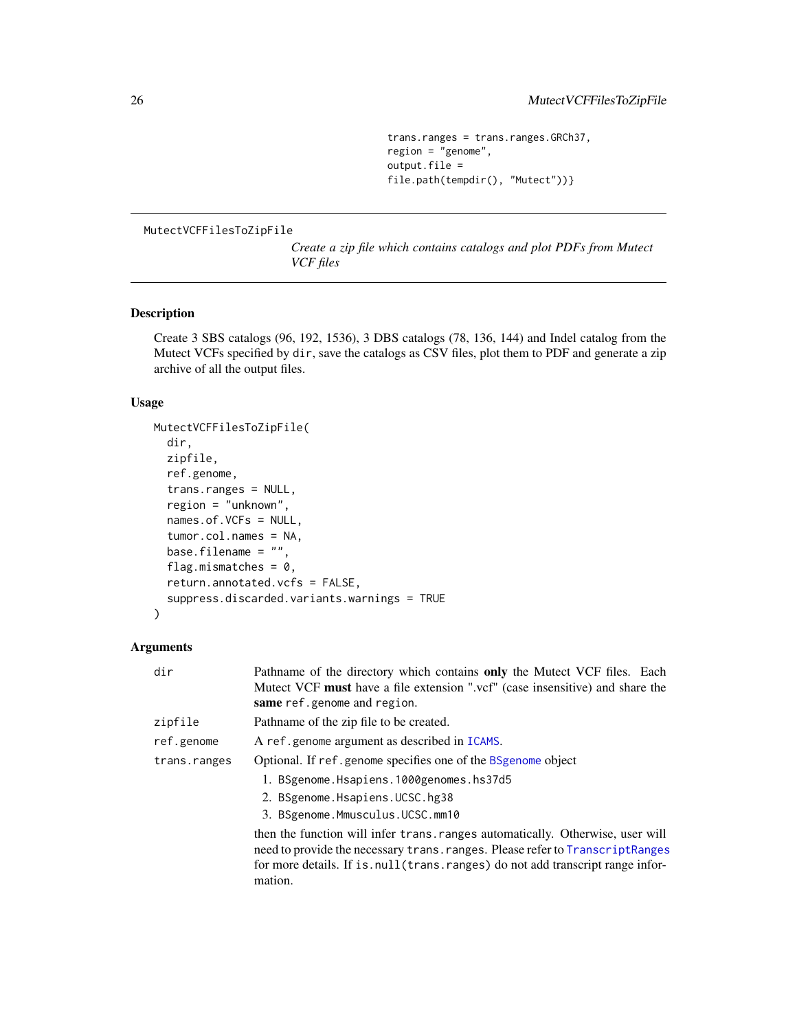```
                              trans.ranges = trans.ranges.GRCh37,
                              region = "genome",
                              output.file =
                              file.path(tempdir(), "Mutect"))}
```

## MutectVCFFilesToZipFile

*Create a zip file which contains catalogs and plot PDFs from Mutect VCF files*

### Description

Create 3 SBS catalogs (96, 192, 1536), 3 DBS catalogs (78, 136, 144) and Indel catalog from the Mutect VCFs specified by `dir`, save the catalogs as CSV files, plot them to PDF and generate a zip archive of all the output files.

### Usage

```
MutectVCFFilesToZipFile(
  dir,
  zipfile,
  ref.genome,
  trans.ranges = NULL,
  region = "unknown",
  names.of.VCFs = NULL,
  tumor.col.names = NA,
  base.filename = "",
  flag.mismatches = 0,
  return.annotated.vcfs = FALSE,
  suppress.discarded.variants.warnings = TRUE
)
```

### Arguments

| | |
|---|---|
| `dir` | Pathname of the directory which contains **only** the Mutect VCF files. Each Mutect VCF **must** have a file extension ".vcf" (case insensitive) and share the **same** `ref.genome` and `region`. |
| `zipfile` | Pathname of the zip file to be created. |
| `ref.genome` | A `ref.genome` argument as described in `ICAMS`. |
| `trans.ranges` | Optional. If `ref.genome` specifies one of the `BSgenome` object 1. `BSgenome.Hsapiens.1000genomes.hs37d5` 2. `BSgenome.Hsapiens.UCSC.hg38` 3. `BSgenome.Mmusculus.UCSC.mm10` then the function will infer `trans.ranges` automatically. Otherwise, user will need to provide the necessary `trans.ranges`. Please refer to `TranscriptRanges` for more details. If `is.null(trans.ranges)` do not add transcript range information. |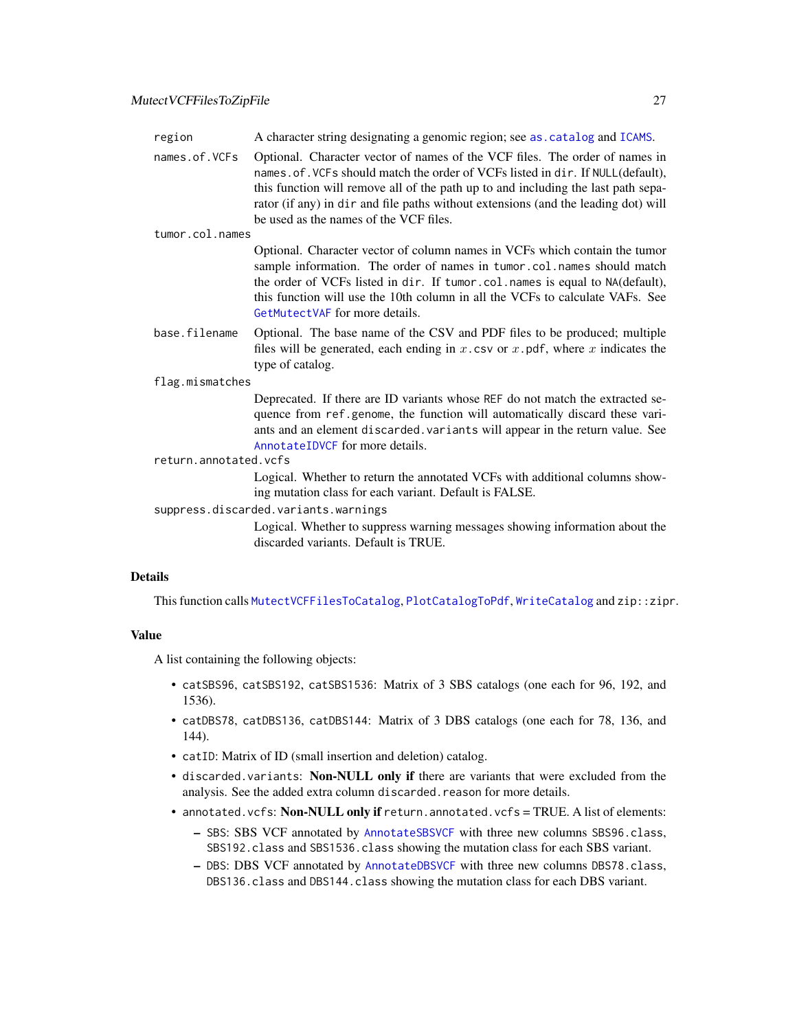`region` A character string designating a genomic region; see `as.catalog` and `ICAMS`.

`names.of.VCFs` Optional. Character vector of names of the VCF files. The order of names in `names.of.VCFs` should match the order of VCFs listed in `dir`. If `NULL`(default), this function will remove all of the path up to and including the last path separator (if any) in `dir` and file paths without extensions (and the leading dot) will be used as the names of the VCF files.

`tumor.col.names` Optional. Character vector of column names in VCFs which contain the tumor sample information. The order of names in `tumor.col.names` should match the order of VCFs listed in `dir`. If `tumor.col.names` is equal to `NA`(default), this function will use the 10th column in all the VCFs to calculate VAFs. See `GetMutectVAF` for more details.

`base.filename` Optional. The base name of the CSV and PDF files to be produced; multiple files will be generated, each ending in $x$`.csv` or $x$`.pdf`, where $x$ indicates the type of catalog.

`flag.mismatches` Deprecated. If there are ID variants whose `REF` do not match the extracted sequence from `ref.genome`, the function will automatically discard these variants and an element `discarded.variants` will appear in the return value. See `AnnotateIDVCF` for more details.

`return.annotated.vcfs` Logical. Whether to return the annotated VCFs with additional columns showing mutation class for each variant. Default is FALSE.

`suppress.discarded.variants.warnings` Logical. Whether to suppress warning messages showing information about the discarded variants. Default is TRUE.

## Details

This function calls `MutectVCFFilesToCatalog`, `PlotCatalogToPdf`, `WriteCatalog` and `zip::zipr`.

## Value

A list containing the following objects:

- `catSBS96`, `catSBS192`, `catSBS1536`: Matrix of 3 SBS catalogs (one each for 96, 192, and 1536).
- `catDBS78`, `catDBS136`, `catDBS144`: Matrix of 3 DBS catalogs (one each for 78, 136, and 144).
- `catID`: Matrix of ID (small insertion and deletion) catalog.
- `discarded.variants`: **Non-NULL only if** there are variants that were excluded from the analysis. See the added extra column `discarded.reason` for more details.
- `annotated.vcfs`: **Non-NULL only if** `return.annotated.vcfs` = TRUE. A list of elements:
  - `SBS`: SBS VCF annotated by `AnnotateSBSVCF` with three new columns `SBS96.class`, `SBS192.class` and `SBS1536.class` showing the mutation class for each SBS variant.
  - `DBS`: DBS VCF annotated by `AnnotateDBSVCF` with three new columns `DBS78.class`, `DBS136.class` and `DBS144.class` showing the mutation class for each DBS variant.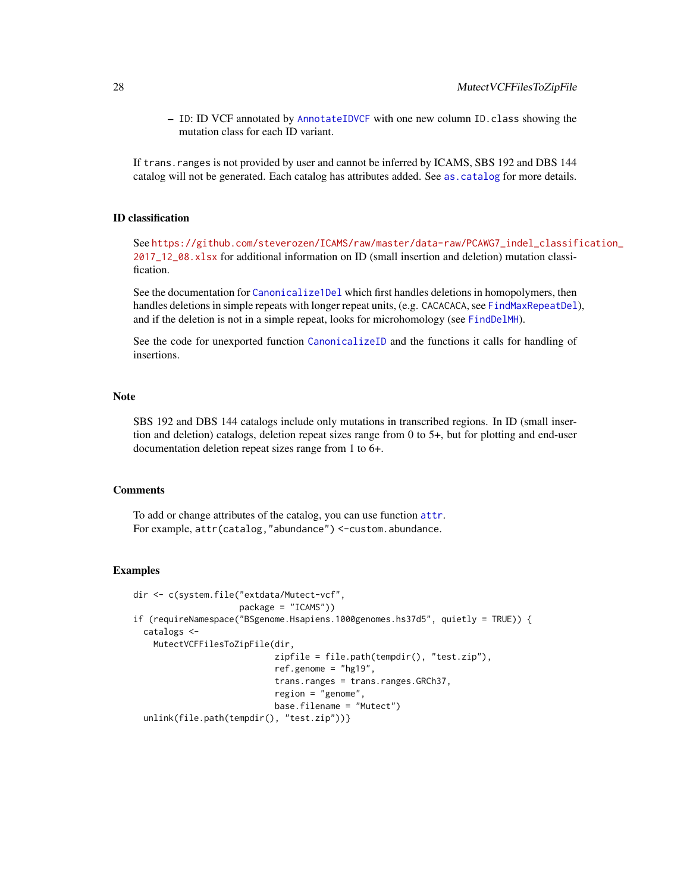- ID: ID VCF annotated by AnnotateIDVCF with one new column ID.class showing the mutation class for each ID variant.

If trans.ranges is not provided by user and cannot be inferred by ICAMS, SBS 192 and DBS 144 catalog will not be generated. Each catalog has attributes added. See as.catalog for more details.

## ID classification

See https://github.com/steverozen/ICAMS/raw/master/data-raw/PCAWG7_indel_classification_2017_12_08.xlsx for additional information on ID (small insertion and deletion) mutation classification.

See the documentation for Canonicalize1Del which first handles deletions in homopolymers, then handles deletions in simple repeats with longer repeat units, (e.g. CACACACA, see FindMaxRepeatDel), and if the deletion is not in a simple repeat, looks for microhomology (see FindDelMH).

See the code for unexported function CanonicalizeID and the functions it calls for handling of insertions.

## Note

SBS 192 and DBS 144 catalogs include only mutations in transcribed regions. In ID (small insertion and deletion) catalogs, deletion repeat sizes range from 0 to 5+, but for plotting and end-user documentation deletion repeat sizes range from 1 to 6+.

## Comments

To add or change attributes of the catalog, you can use function attr.
For example, attr(catalog,"abundance") <-custom.abundance.

## Examples

```
dir <- c(system.file("extdata/Mutect-vcf",
                     package = "ICAMS"))
if (requireNamespace("BSgenome.Hsapiens.1000genomes.hs37d5", quietly = TRUE)) {
  catalogs <-
    MutectVCFFilesToZipFile(dir,
                            zipfile = file.path(tempdir(), "test.zip"),
                            ref.genome = "hg19",
                            trans.ranges = trans.ranges.GRCh37,
                            region = "genome",
                            base.filename = "Mutect")
  unlink(file.path(tempdir(), "test.zip"))}
```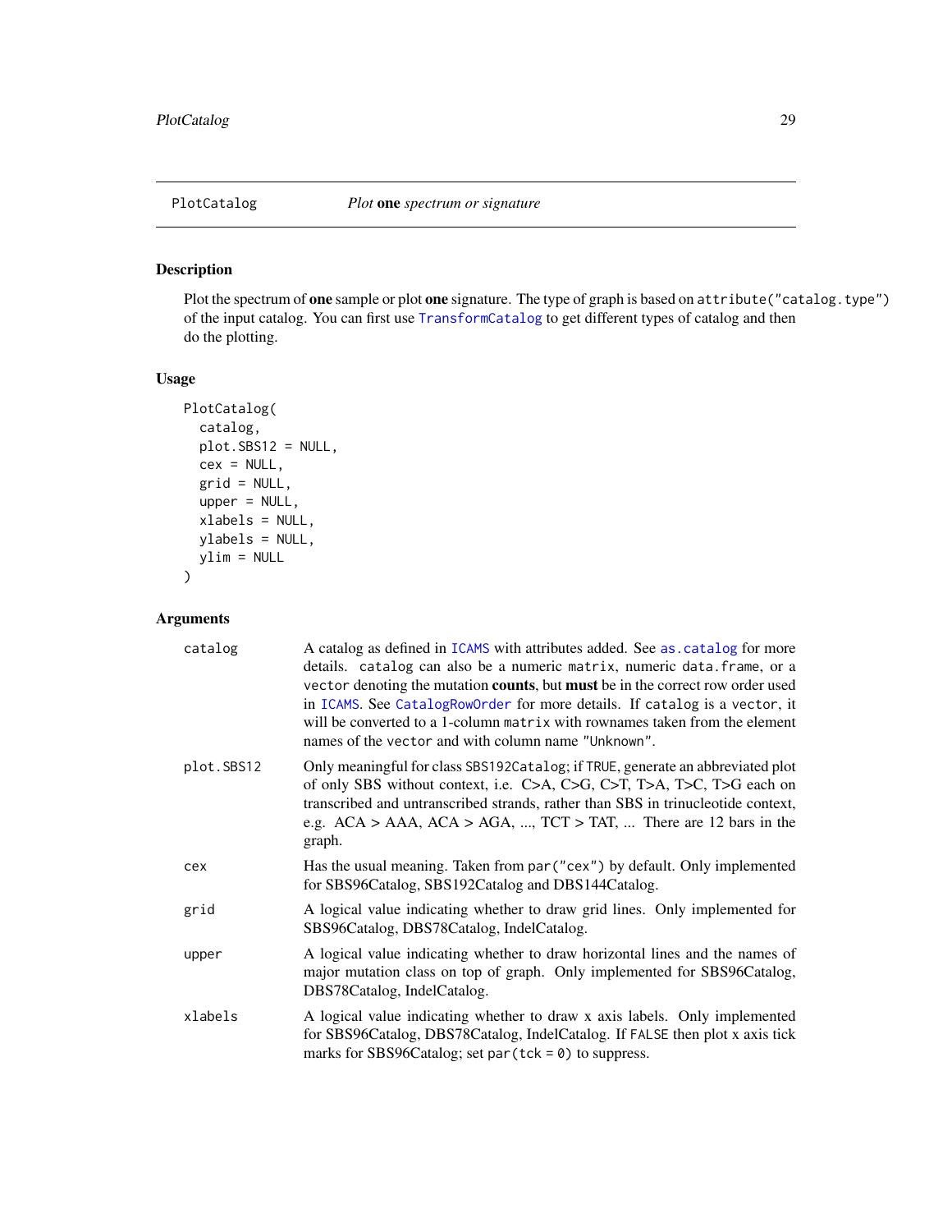## PlotCatalog — *Plot* **one** *spectrum or signature*

### Description

Plot the spectrum of **one** sample or plot **one** signature. The type of graph is based on `attribute("catalog.type")` of the input catalog. You can first use `TransformCatalog` to get different types of catalog and then do the plotting.

### Usage

```
PlotCatalog(
  catalog,
  plot.SBS12 = NULL,
  cex = NULL,
  grid = NULL,
  upper = NULL,
  xlabels = NULL,
  ylabels = NULL,
  ylim = NULL
)
```

### Arguments

| | |
|---|---|
| `catalog` | A catalog as defined in `ICAMS` with attributes added. See `as.catalog` for more details. `catalog` can also be a numeric `matrix`, numeric `data.frame`, or a `vector` denoting the mutation **counts**, but **must** be in the correct row order used in `ICAMS`. See `CatalogRowOrder` for more details. If `catalog` is a `vector`, it will be converted to a 1-column `matrix` with rownames taken from the element names of the `vector` and with column name `"Unknown"`. |
| `plot.SBS12` | Only meaningful for class `SBS192Catalog`; if `TRUE`, generate an abbreviated plot of only SBS without context, i.e. C>A, C>G, C>T, T>A, T>C, T>G each on transcribed and untranscribed strands, rather than SBS in trinucleotide context, e.g. ACA > AAA, ACA > AGA, ..., TCT > TAT, ... There are 12 bars in the graph. |
| `cex` | Has the usual meaning. Taken from `par("cex")` by default. Only implemented for SBS96Catalog, SBS192Catalog and DBS144Catalog. |
| `grid` | A logical value indicating whether to draw grid lines. Only implemented for SBS96Catalog, DBS78Catalog, IndelCatalog. |
| `upper` | A logical value indicating whether to draw horizontal lines and the names of major mutation class on top of graph. Only implemented for SBS96Catalog, DBS78Catalog, IndelCatalog. |
| `xlabels` | A logical value indicating whether to draw x axis labels. Only implemented for SBS96Catalog, DBS78Catalog, IndelCatalog. If `FALSE` then plot x axis tick marks for SBS96Catalog; set `par(tck = 0)` to suppress. |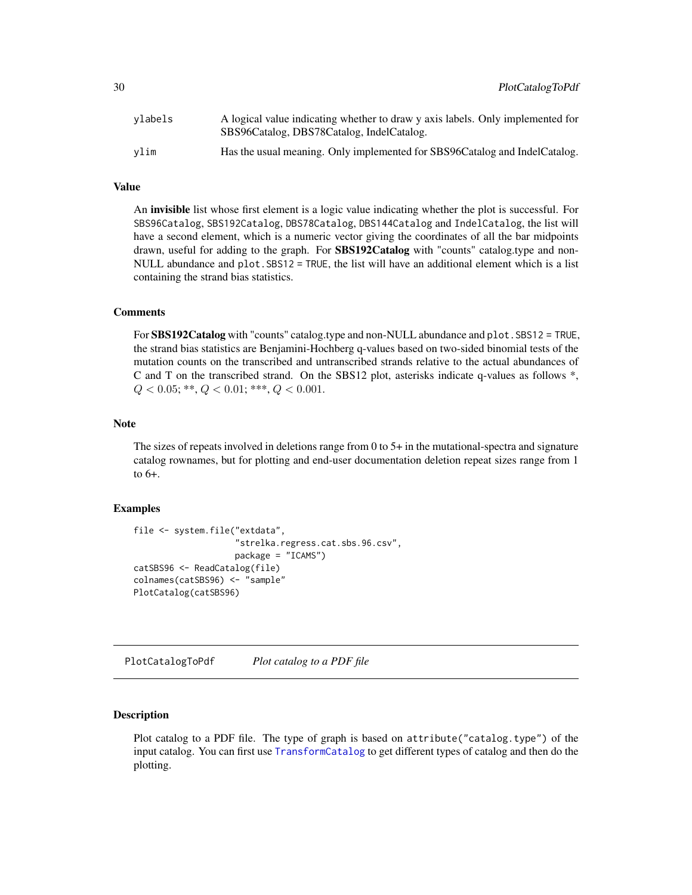| | |
|---|---|
| ylabels | A logical value indicating whether to draw y axis labels. Only implemented for SBS96Catalog, DBS78Catalog, IndelCatalog. |
| ylim | Has the usual meaning. Only implemented for SBS96Catalog and IndelCatalog. |

### Value

An **invisible** list whose first element is a logic value indicating whether the plot is successful. For `SBS96Catalog`, `SBS192Catalog`, `DBS78Catalog`, `DBS144Catalog` and `IndelCatalog`, the list will have a second element, which is a numeric vector giving the coordinates of all the bar midpoints drawn, useful for adding to the graph. For **SBS192Catalog** with "counts" catalog.type and non-NULL abundance and `plot.SBS12 = TRUE`, the list will have an additional element which is a list containing the strand bias statistics.

### Comments

For **SBS192Catalog** with "counts" catalog.type and non-NULL abundance and `plot.SBS12 = TRUE`, the strand bias statistics are Benjamini-Hochberg q-values based on two-sided binomial tests of the mutation counts on the transcribed and untranscribed strands relative to the actual abundances of C and T on the transcribed strand. On the SBS12 plot, asterisks indicate q-values as follows *, $Q < 0.05$; **, $Q < 0.01$; ***, $Q < 0.001$.

### Note

The sizes of repeats involved in deletions range from 0 to 5+ in the mutational-spectra and signature catalog rownames, but for plotting and end-user documentation deletion repeat sizes range from 1 to 6+.

### Examples

```
file <- system.file("extdata",
                    "strelka.regress.cat.sbs.96.csv",
                    package = "ICAMS")
catSBS96 <- ReadCatalog(file)
colnames(catSBS96) <- "sample"
PlotCatalog(catSBS96)
```

---

## PlotCatalogToPdf *Plot catalog to a PDF file*

### Description

Plot catalog to a PDF file. The type of graph is based on `attribute("catalog.type")` of the input catalog. You can first use `TransformCatalog` to get different types of catalog and then do the plotting.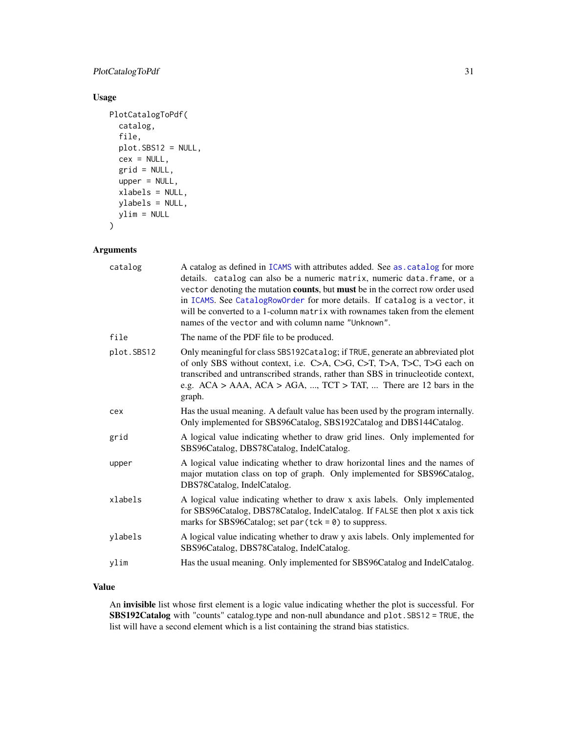## Usage

```
PlotCatalogToPdf(
  catalog,
  file,
  plot.SBS12 = NULL,
  cex = NULL,
  grid = NULL,
  upper = NULL,
  xlabels = NULL,
  ylabels = NULL,
  ylim = NULL
)
```

## Arguments

| | |
|---|---|
| `catalog` | A catalog as defined in `ICAMS` with attributes added. See `as.catalog` for more details. `catalog` can also be a numeric `matrix`, numeric `data.frame`, or a `vector` denoting the mutation **counts**, but **must** be in the correct row order used in `ICAMS`. See `CatalogRowOrder` for more details. If `catalog` is a `vector`, it will be converted to a 1-column `matrix` with rownames taken from the element names of the `vector` and with column name `"Unknown"`. |
| `file` | The name of the PDF file to be produced. |
| `plot.SBS12` | Only meaningful for class `SBS192Catalog`; if `TRUE`, generate an abbreviated plot of only SBS without context, i.e. C>A, C>G, C>T, T>A, T>C, T>G each on transcribed and untranscribed strands, rather than SBS in trinucleotide context, e.g. ACA > AAA, ACA > AGA, ..., TCT > TAT, ... There are 12 bars in the graph. |
| `cex` | Has the usual meaning. A default value has been used by the program internally. Only implemented for SBS96Catalog, SBS192Catalog and DBS144Catalog. |
| `grid` | A logical value indicating whether to draw grid lines. Only implemented for SBS96Catalog, DBS78Catalog, IndelCatalog. |
| `upper` | A logical value indicating whether to draw horizontal lines and the names of major mutation class on top of graph. Only implemented for SBS96Catalog, DBS78Catalog, IndelCatalog. |
| `xlabels` | A logical value indicating whether to draw x axis labels. Only implemented for SBS96Catalog, DBS78Catalog, IndelCatalog. If `FALSE` then plot x axis tick marks for SBS96Catalog; set `par(tck = 0)` to suppress. |
| `ylabels` | A logical value indicating whether to draw y axis labels. Only implemented for SBS96Catalog, DBS78Catalog, IndelCatalog. |
| `ylim` | Has the usual meaning. Only implemented for SBS96Catalog and IndelCatalog. |

## Value

An **invisible** list whose first element is a logic value indicating whether the plot is successful. For **SBS192Catalog** with "counts" catalog.type and non-null abundance and `plot.SBS12 = TRUE`, the list will have a second element which is a list containing the strand bias statistics.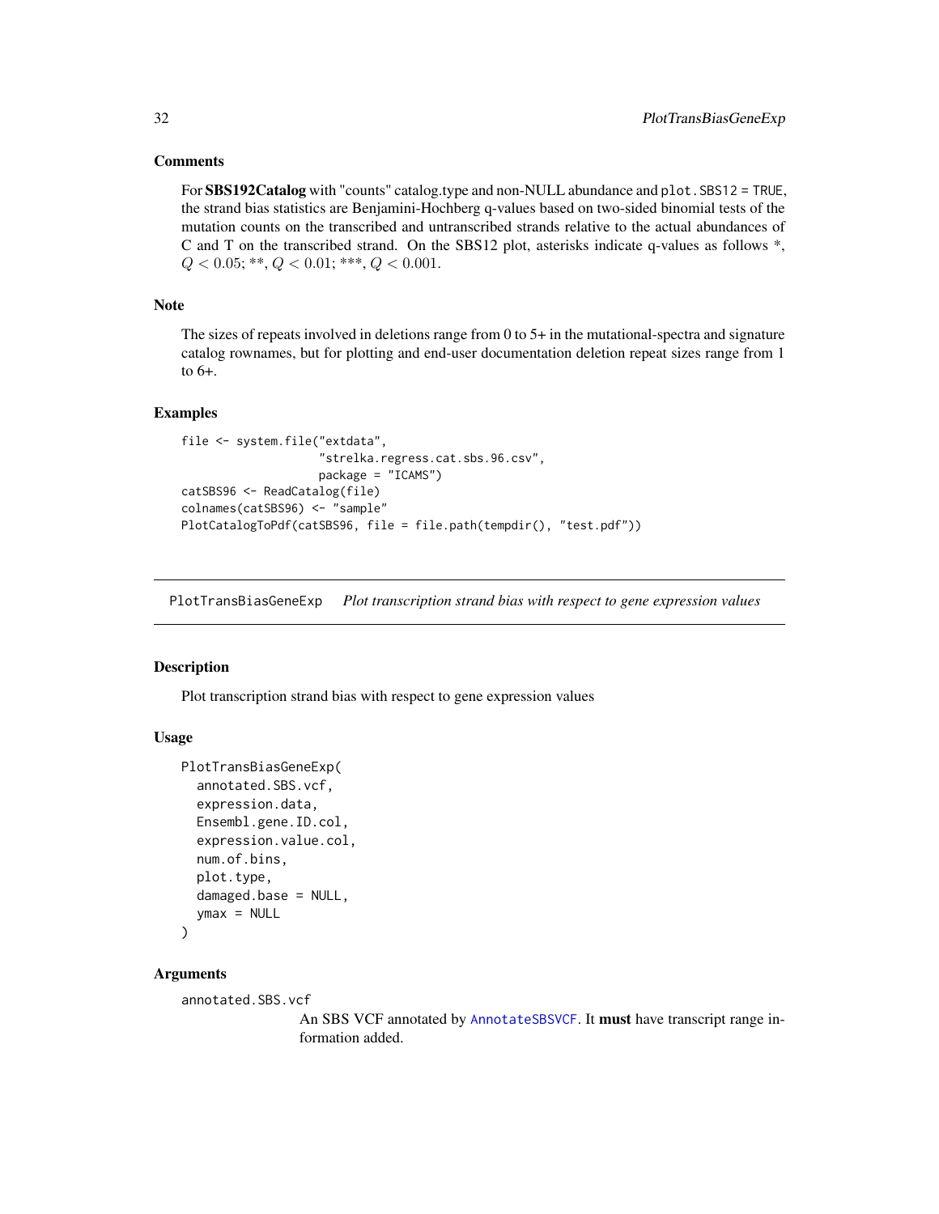### Comments

For **SBS192Catalog** with "counts" catalog.type and non-NULL abundance and `plot.SBS12 = TRUE`, the strand bias statistics are Benjamini-Hochberg q-values based on two-sided binomial tests of the mutation counts on the transcribed and untranscribed strands relative to the actual abundances of C and T on the transcribed strand. On the SBS12 plot, asterisks indicate q-values as follows *, $Q < 0.05$; **, $Q < 0.01$; ***, $Q < 0.001$.

### Note

The sizes of repeats involved in deletions range from 0 to 5+ in the mutational-spectra and signature catalog rownames, but for plotting and end-user documentation deletion repeat sizes range from 1 to 6+.

### Examples

```
file <- system.file("extdata",
                    "strelka.regress.cat.sbs.96.csv",
                    package = "ICAMS")
catSBS96 <- ReadCatalog(file)
colnames(catSBS96) <- "sample"
PlotCatalogToPdf(catSBS96, file = file.path(tempdir(), "test.pdf"))
```

---

## PlotTransBiasGeneExp *Plot transcription strand bias with respect to gene expression values*

### Description

Plot transcription strand bias with respect to gene expression values

### Usage

```
PlotTransBiasGeneExp(
  annotated.SBS.vcf,
  expression.data,
  Ensembl.gene.ID.col,
  expression.value.col,
  num.of.bins,
  plot.type,
  damaged.base = NULL,
  ymax = NULL
)
```

### Arguments

`annotated.SBS.vcf`
: An SBS VCF annotated by `AnnotateSBSVCF`. It **must** have transcript range information added.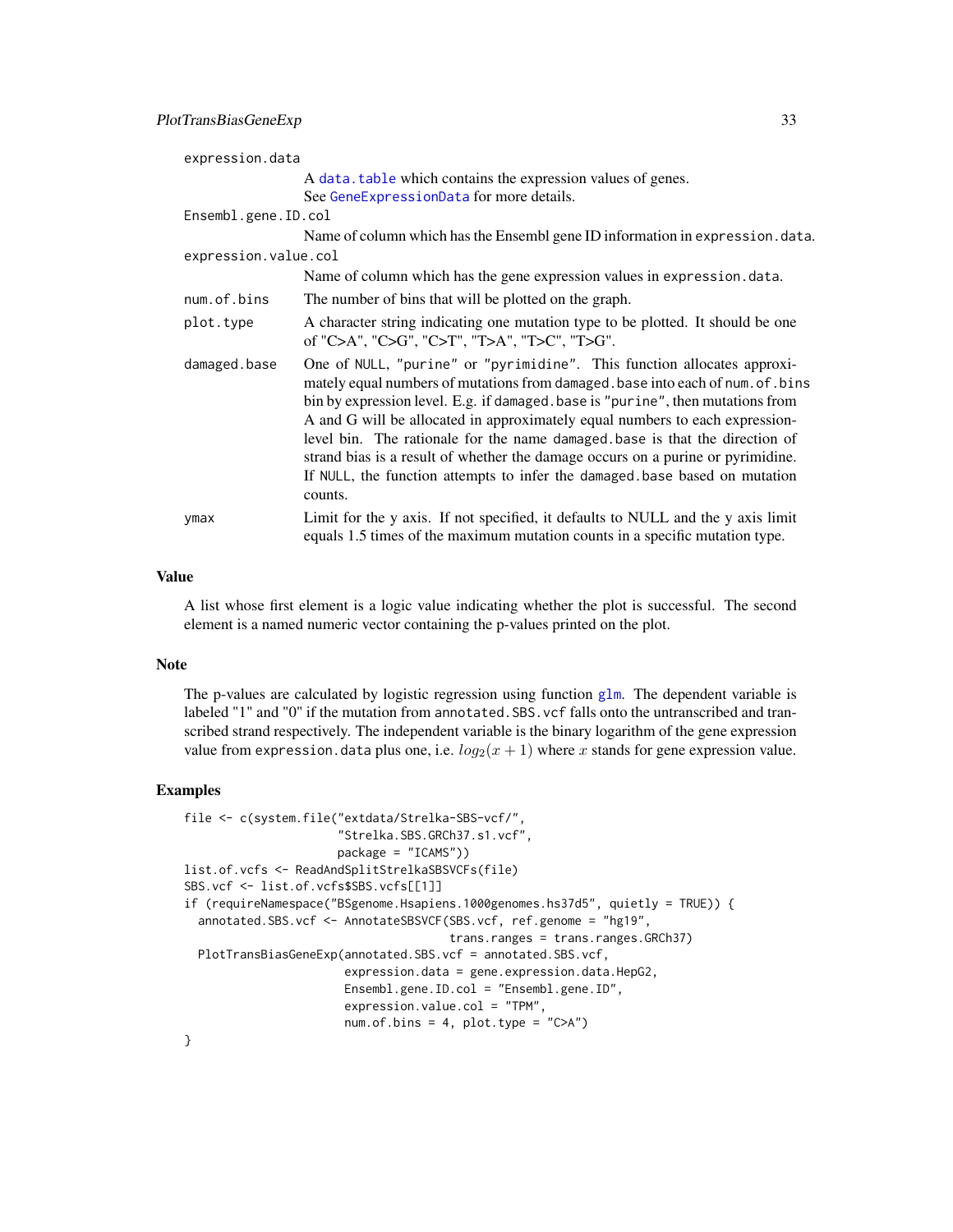expression.data
: A data.table which contains the expression values of genes.
  See GeneExpressionData for more details.

Ensembl.gene.ID.col
: Name of column which has the Ensembl gene ID information in expression.data.

expression.value.col
: Name of column which has the gene expression values in expression.data.

num.of.bins
: The number of bins that will be plotted on the graph.

plot.type
: A character string indicating one mutation type to be plotted. It should be one of "C>A", "C>G", "C>T", "T>A", "T>C", "T>G".

damaged.base
: One of NULL, "purine" or "pyrimidine". This function allocates approximately equal numbers of mutations from damaged.base into each of num.of.bins bin by expression level. E.g. if damaged.base is "purine", then mutations from A and G will be allocated in approximately equal numbers to each expression-level bin. The rationale for the name damaged.base is that the direction of strand bias is a result of whether the damage occurs on a purine or pyrimidine. If NULL, the function attempts to infer the damaged.base based on mutation counts.

ymax
: Limit for the y axis. If not specified, it defaults to NULL and the y axis limit equals 1.5 times of the maximum mutation counts in a specific mutation type.

## Value

A list whose first element is a logic value indicating whether the plot is successful. The second element is a named numeric vector containing the p-values printed on the plot.

## Note

The p-values are calculated by logistic regression using function glm. The dependent variable is labeled "1" and "0" if the mutation from annotated.SBS.vcf falls onto the untranscribed and transcribed strand respectively. The independent variable is the binary logarithm of the gene expression value from expression.data plus one, i.e. $log_2(x + 1)$ where $x$ stands for gene expression value.

## Examples

```
file <- c(system.file("extdata/Strelka-SBS-vcf/",
                      "Strelka.SBS.GRCh37.s1.vcf",
                      package = "ICAMS"))
list.of.vcfs <- ReadAndSplitStrelkaSBSVCFs(file)
SBS.vcf <- list.of.vcfs$SBS.vcfs[[1]]
if (requireNamespace("BSgenome.Hsapiens.1000genomes.hs37d5", quietly = TRUE)) {
  annotated.SBS.vcf <- AnnotateSBSVCF(SBS.vcf, ref.genome = "hg19",
                                      trans.ranges = trans.ranges.GRCh37)
  PlotTransBiasGeneExp(annotated.SBS.vcf = annotated.SBS.vcf,
                       expression.data = gene.expression.data.HepG2,
                       Ensembl.gene.ID.col = "Ensembl.gene.ID",
                       expression.value.col = "TPM",
                       num.of.bins = 4, plot.type = "C>A")
}
```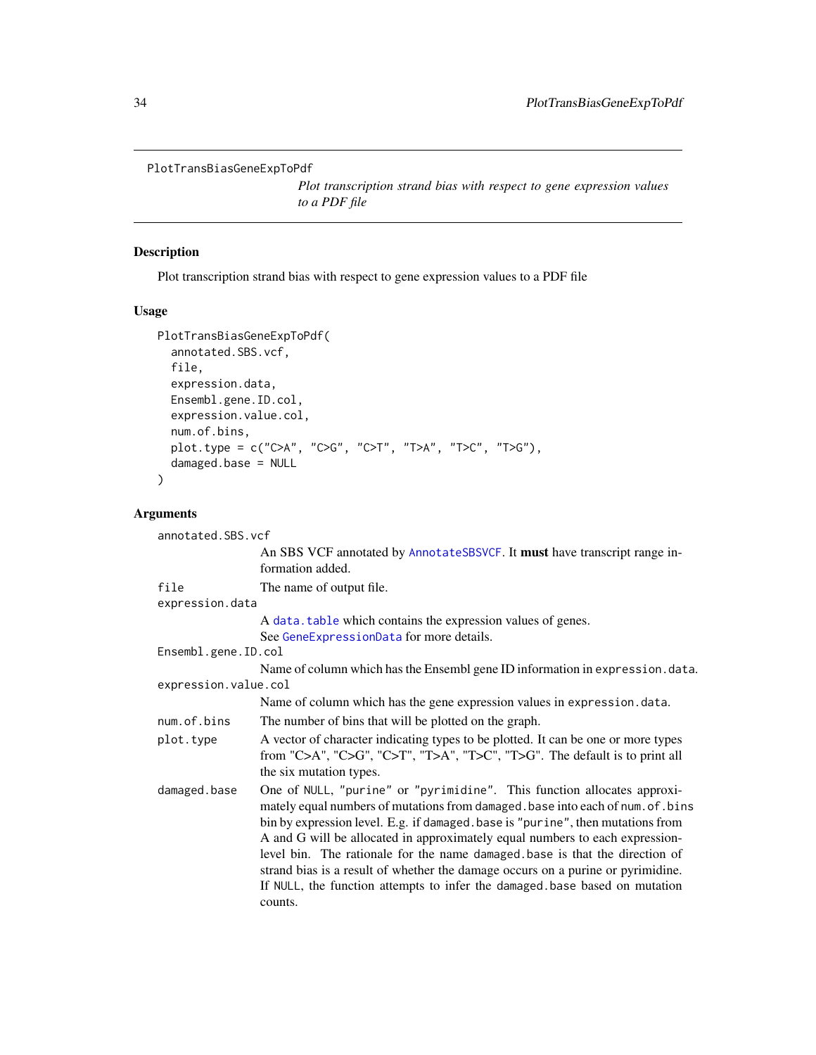PlotTransBiasGeneExpToPdf

*Plot transcription strand bias with respect to gene expression values to a PDF file*

## Description

Plot transcription strand bias with respect to gene expression values to a PDF file

## Usage

```
PlotTransBiasGeneExpToPdf(
  annotated.SBS.vcf,
  file,
  expression.data,
  Ensembl.gene.ID.col,
  expression.value.col,
  num.of.bins,
  plot.type = c("C>A", "C>G", "C>T", "T>A", "T>C", "T>G"),
  damaged.base = NULL
)
```

## Arguments

- `annotated.SBS.vcf`: An SBS VCF annotated by `AnnotateSBSVCF`. It **must** have transcript range information added.
- `file`: The name of output file.
- `expression.data`: A `data.table` which contains the expression values of genes. See `GeneExpressionData` for more details.
- `Ensembl.gene.ID.col`: Name of column which has the Ensembl gene ID information in `expression.data`.
- `expression.value.col`: Name of column which has the gene expression values in `expression.data`.
- `num.of.bins`: The number of bins that will be plotted on the graph.
- `plot.type`: A vector of character indicating types to be plotted. It can be one or more types from "C>A", "C>G", "C>T", "T>A", "T>C", "T>G". The default is to print all the six mutation types.
- `damaged.base`: One of `NULL`, `"purine"` or `"pyrimidine"`. This function allocates approximately equal numbers of mutations from `damaged.base` into each of `num.of.bins` bin by expression level. E.g. if `damaged.base` is `"purine"`, then mutations from A and G will be allocated in approximately equal numbers to each expression-level bin. The rationale for the name `damaged.base` is that the direction of strand bias is a result of whether the damage occurs on a purine or pyrimidine. If `NULL`, the function attempts to infer the `damaged.base` based on mutation counts.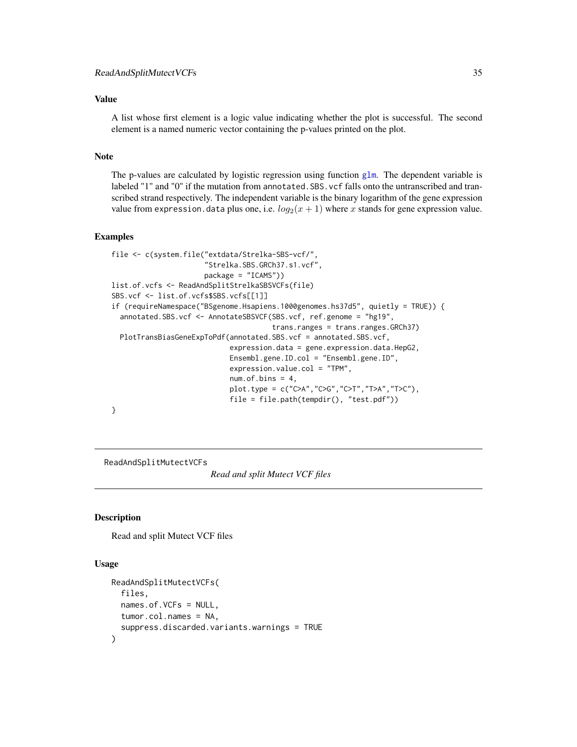### Value

A list whose first element is a logic value indicating whether the plot is successful. The second element is a named numeric vector containing the p-values printed on the plot.

### Note

The p-values are calculated by logistic regression using function glm. The dependent variable is labeled "1" and "0" if the mutation from annotated.SBS.vcf falls onto the untranscribed and transcribed strand respectively. The independent variable is the binary logarithm of the gene expression value from expression.data plus one, i.e. $log_2(x + 1)$ where $x$ stands for gene expression value.

### Examples

```
file <- c(system.file("extdata/Strelka-SBS-vcf/",
                      "Strelka.SBS.GRCh37.s1.vcf",
                      package = "ICAMS"))
list.of.vcfs <- ReadAndSplitStrelkaSBSVCFs(file)
SBS.vcf <- list.of.vcfs$SBS.vcfs[[1]]
if (requireNamespace("BSgenome.Hsapiens.1000genomes.hs37d5", quietly = TRUE)) {
  annotated.SBS.vcf <- AnnotateSBSVCF(SBS.vcf, ref.genome = "hg19",
                                      trans.ranges = trans.ranges.GRCh37)
  PlotTransBiasGeneExpToPdf(annotated.SBS.vcf = annotated.SBS.vcf,
                            expression.data = gene.expression.data.HepG2,
                            Ensembl.gene.ID.col = "Ensembl.gene.ID",
                            expression.value.col = "TPM",
                            num.of.bins = 4,
                            plot.type = c("C>A","C>G","C>T","T>A","T>C"),
                            file = file.path(tempdir(), "test.pdf"))
}
```

---

## ReadAndSplitMutectVCFs &nbsp;&nbsp;&nbsp; *Read and split Mutect VCF files*

### Description

Read and split Mutect VCF files

### Usage

```
ReadAndSplitMutectVCFs(
  files,
  names.of.VCFs = NULL,
  tumor.col.names = NA,
  suppress.discarded.variants.warnings = TRUE
)
```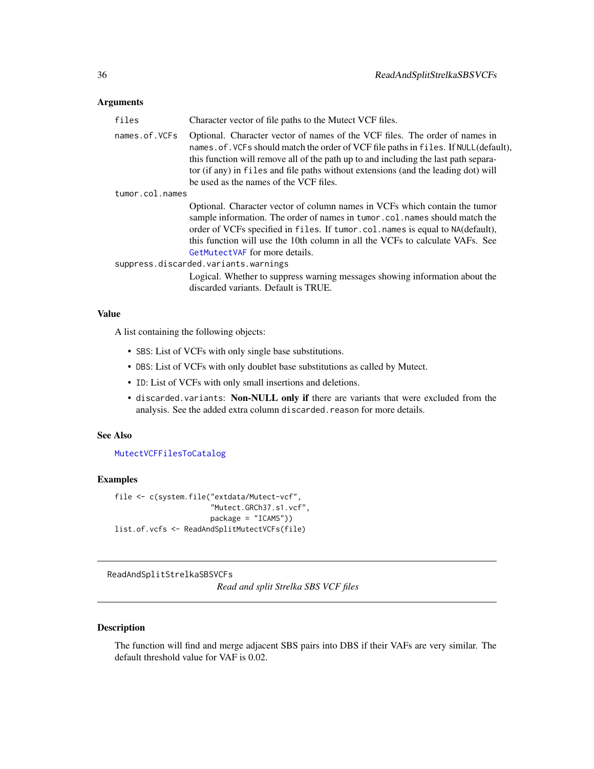## Arguments

- `files`: Character vector of file paths to the Mutect VCF files.
- `names.of.VCFs`: Optional. Character vector of names of the VCF files. The order of names in `names.of.VCFs` should match the order of VCF file paths in `files`. If `NULL`(default), this function will remove all of the path up to and including the last path separator (if any) in `files` and file paths without extensions (and the leading dot) will be used as the names of the VCF files.
- `tumor.col.names`: Optional. Character vector of column names in VCFs which contain the tumor sample information. The order of names in `tumor.col.names` should match the order of VCFs specified in `files`. If `tumor.col.names` is equal to `NA`(default), this function will use the 10th column in all the VCFs to calculate VAFs. See `GetMutectVAF` for more details.
- `suppress.discarded.variants.warnings`: Logical. Whether to suppress warning messages showing information about the discarded variants. Default is TRUE.

## Value

A list containing the following objects:

- `SBS`: List of VCFs with only single base substitutions.
- `DBS`: List of VCFs with only doublet base substitutions as called by Mutect.
- `ID`: List of VCFs with only small insertions and deletions.
- `discarded.variants`: **Non-NULL only if** there are variants that were excluded from the analysis. See the added extra column `discarded.reason` for more details.

## See Also

`MutectVCFFilesToCatalog`

## Examples

```
file <- c(system.file("extdata/Mutect-vcf",
                      "Mutect.GRCh37.s1.vcf",
                      package = "ICAMS"))
list.of.vcfs <- ReadAndSplitMutectVCFs(file)
```

---

# ReadAndSplitStrelkaSBSVCFs

*Read and split Strelka SBS VCF files*

---

## Description

The function will find and merge adjacent SBS pairs into DBS if their VAFs are very similar. The default threshold value for VAF is 0.02.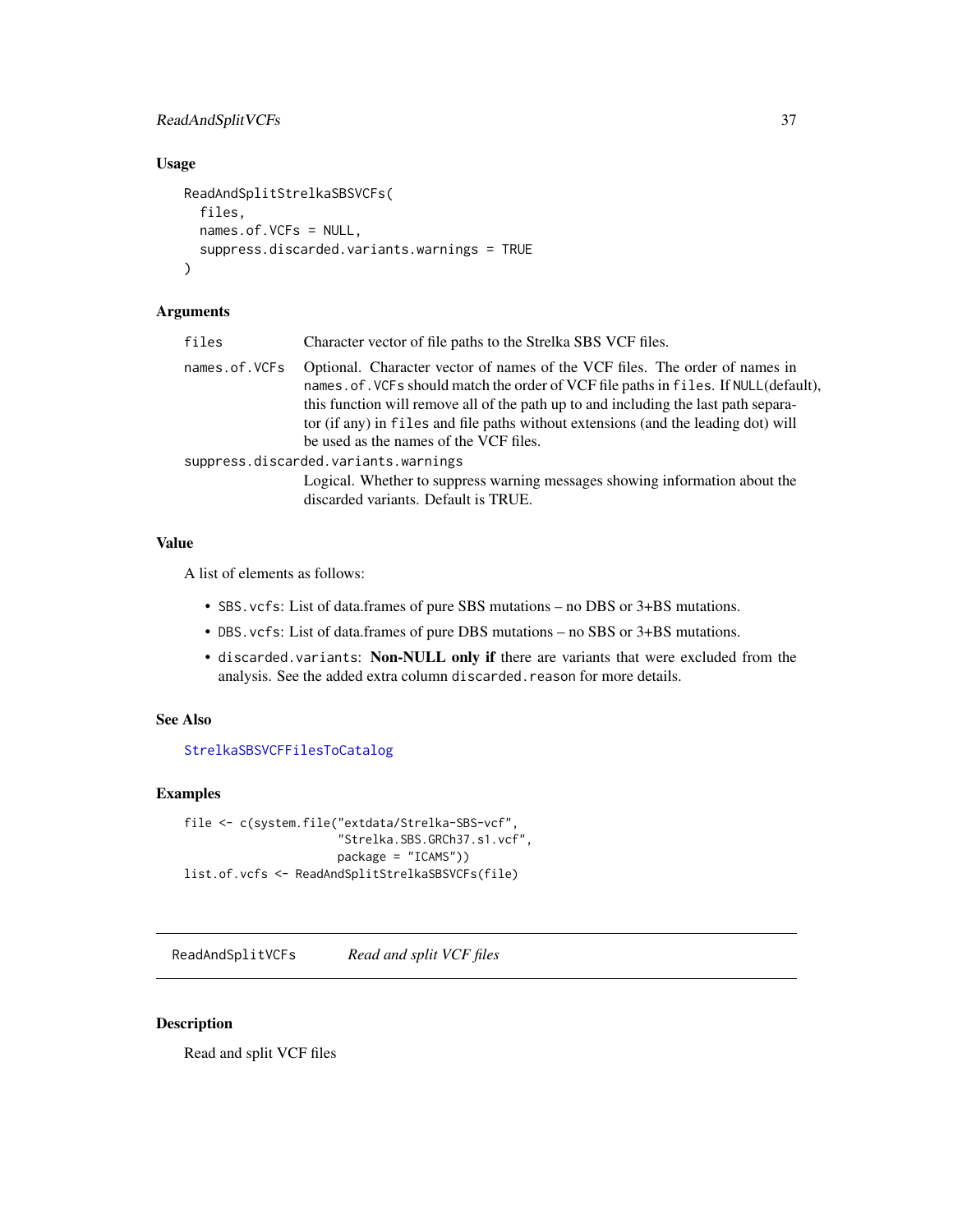### Usage

```
ReadAndSplitStrelkaSBSVCFs(
  files,
  names.of.VCFs = NULL,
  suppress.discarded.variants.warnings = TRUE
)
```

### Arguments

| | |
|---|---|
| files | Character vector of file paths to the Strelka SBS VCF files. |
| names.of.VCFs | Optional. Character vector of names of the VCF files. The order of names in `names.of.VCFs` should match the order of VCF file paths in `files`. If `NULL`(default), this function will remove all of the path up to and including the last path separator (if any) in `files` and file paths without extensions (and the leading dot) will be used as the names of the VCF files. |
| suppress.discarded.variants.warnings | Logical. Whether to suppress warning messages showing information about the discarded variants. Default is TRUE. |

### Value

A list of elements as follows:

- `SBS.vcfs`: List of data.frames of pure SBS mutations – no DBS or 3+BS mutations.
- `DBS.vcfs`: List of data.frames of pure DBS mutations – no SBS or 3+BS mutations.
- `discarded.variants`: **Non-NULL only if** there are variants that were excluded from the analysis. See the added extra column `discarded.reason` for more details.

### See Also

`StrelkaSBSVCFFilesToCatalog`

### Examples

```
file <- c(system.file("extdata/Strelka-SBS-vcf",
                      "Strelka.SBS.GRCh37.s1.vcf",
                      package = "ICAMS"))
list.of.vcfs <- ReadAndSplitStrelkaSBSVCFs(file)
```

---

## ReadAndSplitVCFs *Read and split VCF files*

### Description

Read and split VCF files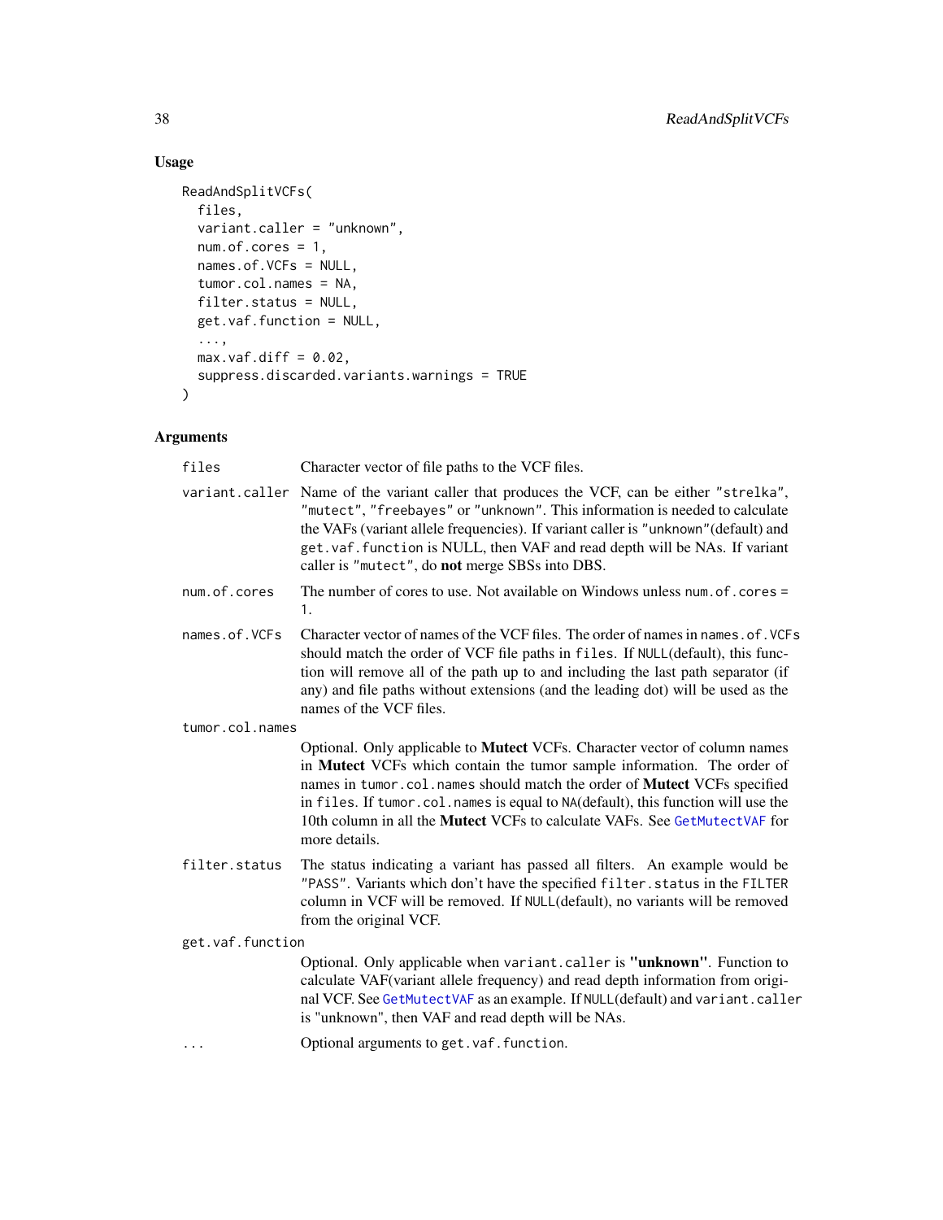## Usage

```
ReadAndSplitVCFs(
  files,
  variant.caller = "unknown",
  num.of.cores = 1,
  names.of.VCFs = NULL,
  tumor.col.names = NA,
  filter.status = NULL,
  get.vaf.function = NULL,
  ...,
  max.vaf.diff = 0.02,
  suppress.discarded.variants.warnings = TRUE
)
```

## Arguments

| | |
|---|---|
| `files` | Character vector of file paths to the VCF files. |
| `variant.caller` | Name of the variant caller that produces the VCF, can be either `"strelka"`, `"mutect"`, `"freebayes"` or `"unknown"`. This information is needed to calculate the VAFs (variant allele frequencies). If variant caller is `"unknown"`(default) and `get.vaf.function` is NULL, then VAF and read depth will be NAs. If variant caller is `"mutect"`, do **not** merge SBSs into DBS. |
| `num.of.cores` | The number of cores to use. Not available on Windows unless `num.of.cores = 1`. |
| `names.of.VCFs` | Character vector of names of the VCF files. The order of names in `names.of.VCFs` should match the order of VCF file paths in `files`. If `NULL`(default), this function will remove all of the path up to and including the last path separator (if any) and file paths without extensions (and the leading dot) will be used as the names of the VCF files. |
| `tumor.col.names` | Optional. Only applicable to **Mutect** VCFs. Character vector of column names in **Mutect** VCFs which contain the tumor sample information. The order of names in `tumor.col.names` should match the order of **Mutect** VCFs specified in `files`. If `tumor.col.names` is equal to `NA`(default), this function will use the 10th column in all the **Mutect** VCFs to calculate VAFs. See `GetMutectVAF` for more details. |
| `filter.status` | The status indicating a variant has passed all filters. An example would be `"PASS"`. Variants which don't have the specified `filter.status` in the `FILTER` column in VCF will be removed. If `NULL`(default), no variants will be removed from the original VCF. |
| `get.vaf.function` | Optional. Only applicable when `variant.caller` is **"unknown"**. Function to calculate VAF(variant allele frequency) and read depth information from original VCF. See `GetMutectVAF` as an example. If `NULL`(default) and `variant.caller` is "unknown", then VAF and read depth will be NAs. |
| `...` | Optional arguments to `get.vaf.function`. |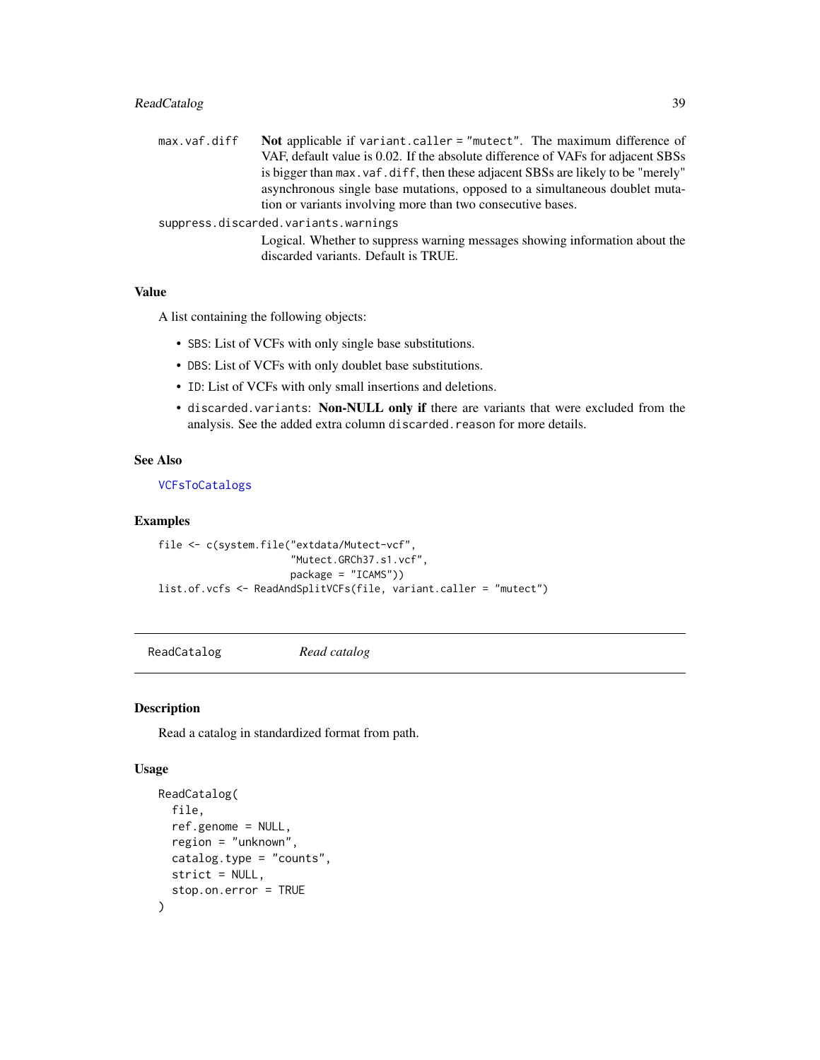max.vaf.diff
: **Not** applicable if `variant.caller = "mutect"`. The maximum difference of VAF, default value is 0.02. If the absolute difference of VAFs for adjacent SBSs is bigger than `max.vaf.diff`, then these adjacent SBSs are likely to be "merely" asynchronous single base mutations, opposed to a simultaneous doublet mutation or variants involving more than two consecutive bases.

suppress.discarded.variants.warnings
: Logical. Whether to suppress warning messages showing information about the discarded variants. Default is TRUE.

### Value

A list containing the following objects:

- `SBS`: List of VCFs with only single base substitutions.
- `DBS`: List of VCFs with only doublet base substitutions.
- `ID`: List of VCFs with only small insertions and deletions.
- `discarded.variants`: **Non-NULL only if** there are variants that were excluded from the analysis. See the added extra column `discarded.reason` for more details.

### See Also

VCFsToCatalogs

### Examples

```
file <- c(system.file("extdata/Mutect-vcf",
                      "Mutect.GRCh37.s1.vcf",
                      package = "ICAMS"))
list.of.vcfs <- ReadAndSplitVCFs(file, variant.caller = "mutect")
```

---

## ReadCatalog *Read catalog*

### Description

Read a catalog in standardized format from path.

### Usage

```
ReadCatalog(
  file,
  ref.genome = NULL,
  region = "unknown",
  catalog.type = "counts",
  strict = NULL,
  stop.on.error = TRUE
)
```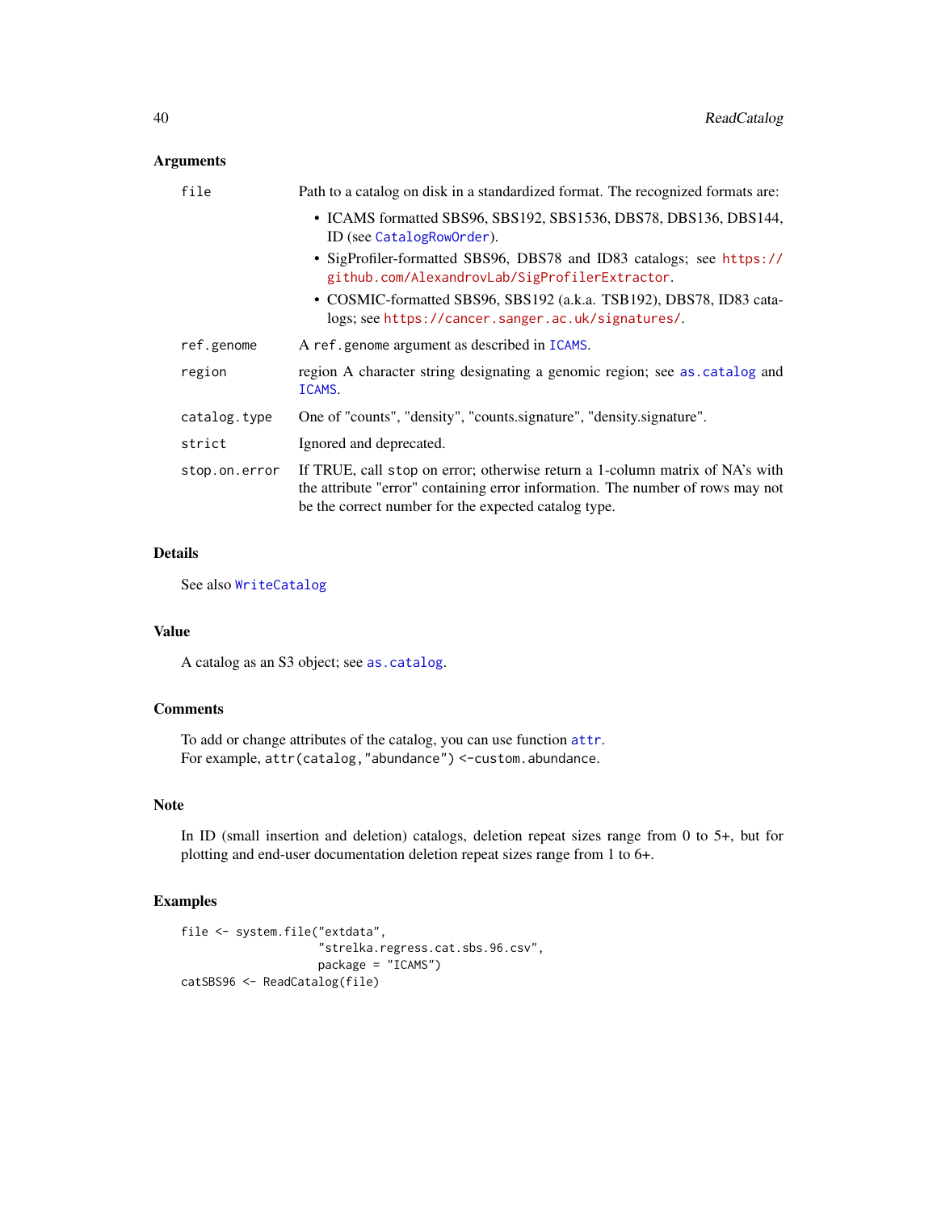### Arguments

| | |
|---|---|
| `file` | Path to a catalog on disk in a standardized format. The recognized formats are: <br>• ICAMS formatted SBS96, SBS192, SBS1536, DBS78, DBS136, DBS144, ID (see `CatalogRowOrder`). <br>• SigProfiler-formatted SBS96, DBS78 and ID83 catalogs; see `https://github.com/AlexandrovLab/SigProfilerExtractor`. <br>• COSMIC-formatted SBS96, SBS192 (a.k.a. TSB192), DBS78, ID83 catalogs; see `https://cancer.sanger.ac.uk/signatures/`. |
| `ref.genome` | A `ref.genome` argument as described in `ICAMS`. |
| `region` | region A character string designating a genomic region; see `as.catalog` and `ICAMS`. |
| `catalog.type` | One of "counts", "density", "counts.signature", "density.signature". |
| `strict` | Ignored and deprecated. |
| `stop.on.error` | If TRUE, call `stop` on error; otherwise return a 1-column matrix of NA's with the attribute "error" containing error information. The number of rows may not be the correct number for the expected catalog type. |

### Details

See also `WriteCatalog`

### Value

A catalog as an S3 object; see `as.catalog`.

### Comments

To add or change attributes of the catalog, you can use function `attr`.
For example, `attr(catalog,"abundance") <-custom.abundance`.

### Note

In ID (small insertion and deletion) catalogs, deletion repeat sizes range from 0 to 5+, but for plotting and end-user documentation deletion repeat sizes range from 1 to 6+.

### Examples

```
file <- system.file("extdata",
                    "strelka.regress.cat.sbs.96.csv",
                    package = "ICAMS")
catSBS96 <- ReadCatalog(file)
```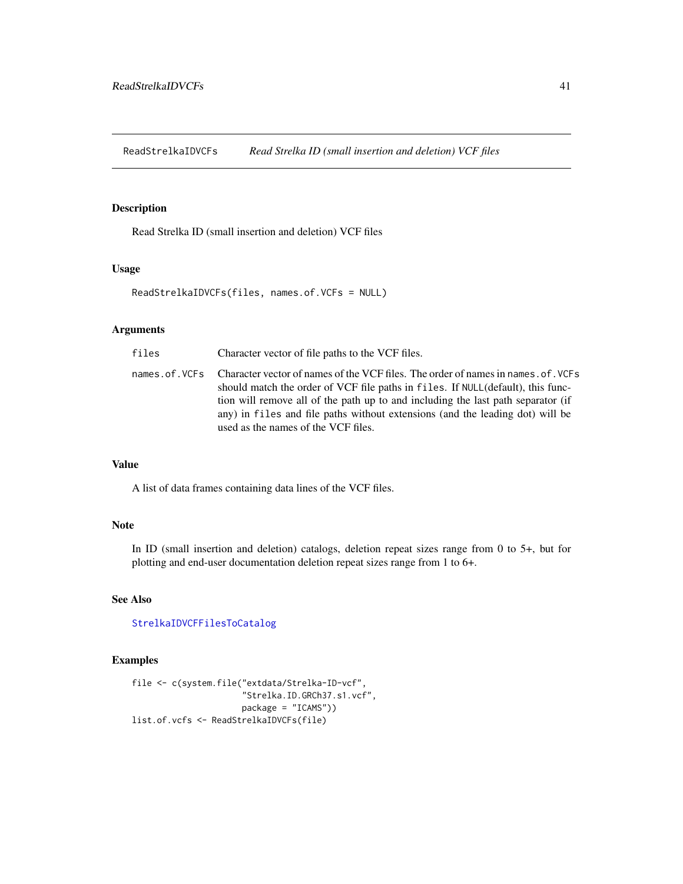ReadStrelkaIDVCFs *Read Strelka ID (small insertion and deletion) VCF files*

## Description

Read Strelka ID (small insertion and deletion) VCF files

## Usage

```
ReadStrelkaIDVCFs(files, names.of.VCFs = NULL)
```

## Arguments

| | |
|---|---|
| files | Character vector of file paths to the VCF files. |
| names.of.VCFs | Character vector of names of the VCF files. The order of names in names.of.VCFs should match the order of VCF file paths in files. If NULL(default), this function will remove all of the path up to and including the last path separator (if any) in files and file paths without extensions (and the leading dot) will be used as the names of the VCF files. |

## Value

A list of data frames containing data lines of the VCF files.

## Note

In ID (small insertion and deletion) catalogs, deletion repeat sizes range from 0 to 5+, but for plotting and end-user documentation deletion repeat sizes range from 1 to 6+.

## See Also

StrelkaIDVCFFilesToCatalog

## Examples

```
file <- c(system.file("extdata/Strelka-ID-vcf",
                      "Strelka.ID.GRCh37.s1.vcf",
                      package = "ICAMS"))
list.of.vcfs <- ReadStrelkaIDVCFs(file)
```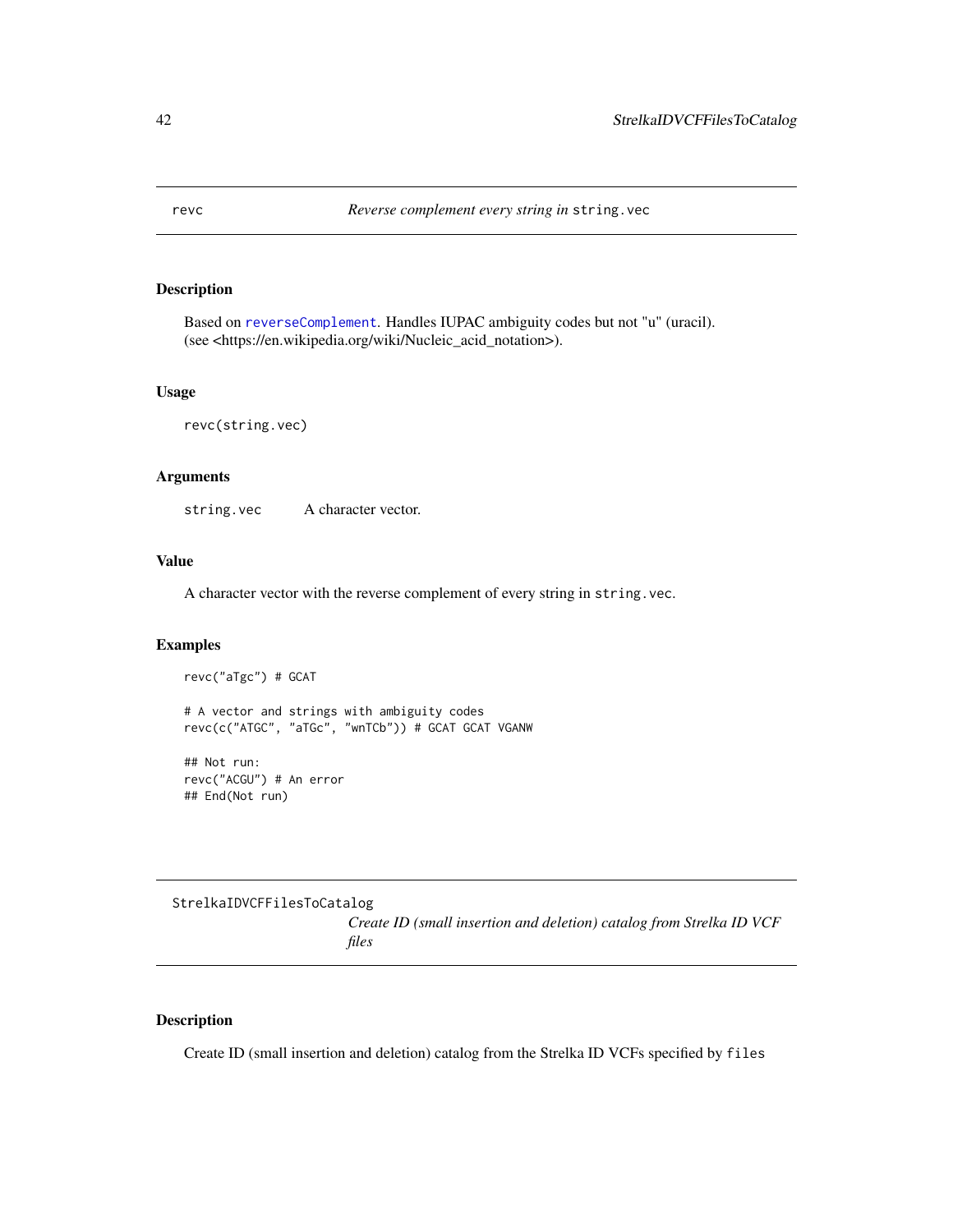## revc — *Reverse complement every string in* `string.vec`

### Description

Based on `reverseComplement`. Handles IUPAC ambiguity codes but not "u" (uracil). (see <https://en.wikipedia.org/wiki/Nucleic_acid_notation>).

### Usage

```
revc(string.vec)
```

### Arguments

| | |
|---|---|
| `string.vec` | A character vector. |

### Value

A character vector with the reverse complement of every string in `string.vec`.

### Examples

```
revc("aTgc") # GCAT

# A vector and strings with ambiguity codes
revc(c("ATGC", "aTGc", "wnTCb")) # GCAT GCAT VGANW

## Not run:
revc("ACGU") # An error
## End(Not run)
```

## StrelkaIDVCFFilesToCatalog — *Create ID (small insertion and deletion) catalog from Strelka ID VCF files*

### Description

Create ID (small insertion and deletion) catalog from the Strelka ID VCFs specified by `files`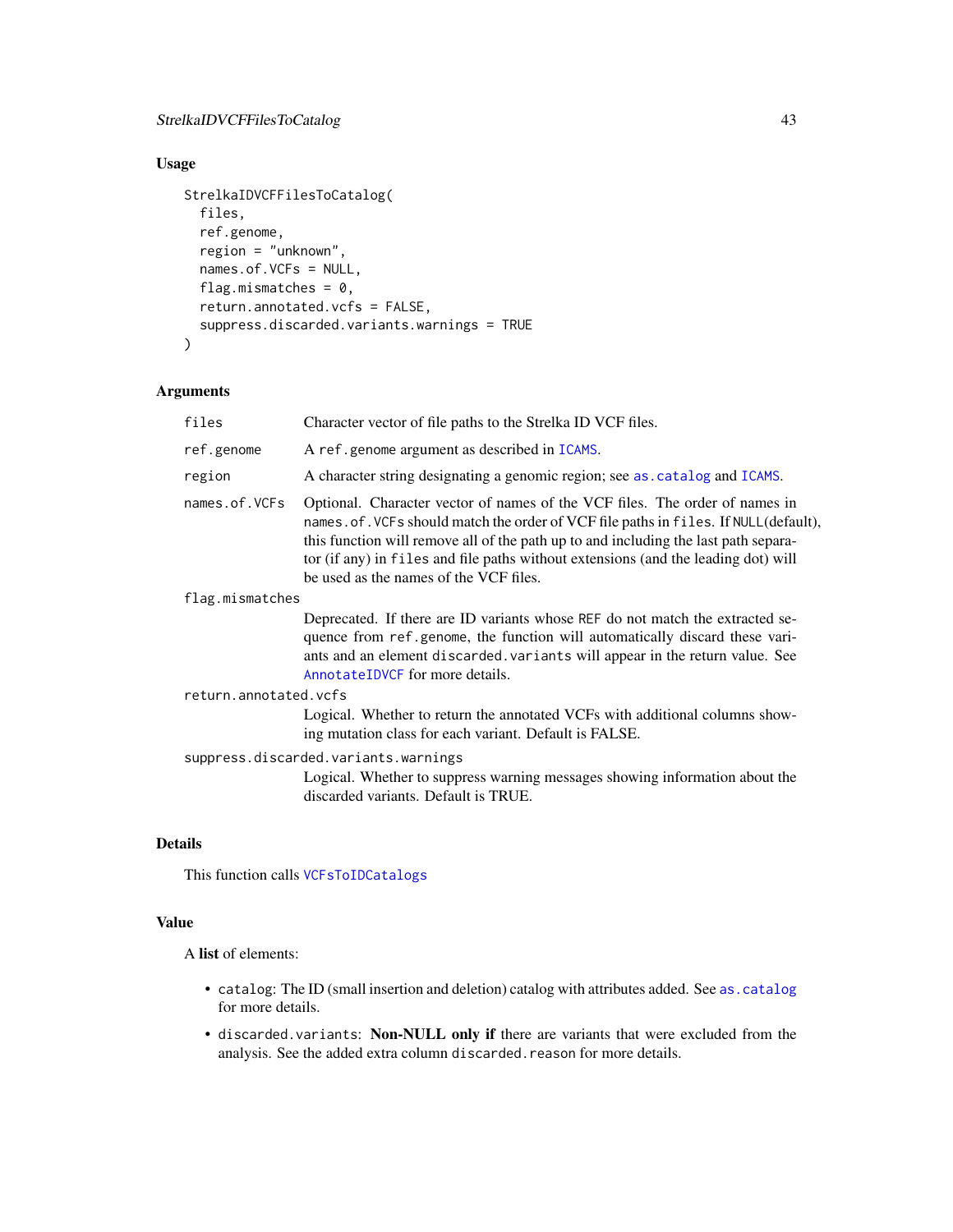## Usage

```
StrelkaIDVCFFilesToCatalog(
  files,
  ref.genome,
  region = "unknown",
  names.of.VCFs = NULL,
  flag.mismatches = 0,
  return.annotated.vcfs = FALSE,
  suppress.discarded.variants.warnings = TRUE
)
```

## Arguments

`files` Character vector of file paths to the Strelka ID VCF files.

`ref.genome` A `ref.genome` argument as described in ICAMS.

`region` A character string designating a genomic region; see as.catalog and ICAMS.

`names.of.VCFs` Optional. Character vector of names of the VCF files. The order of names in `names.of.VCFs` should match the order of VCF file paths in `files`. If `NULL`(default), this function will remove all of the path up to and including the last path separator (if any) in `files` and file paths without extensions (and the leading dot) will be used as the names of the VCF files.

`flag.mismatches` Deprecated. If there are ID variants whose `REF` do not match the extracted sequence from `ref.genome`, the function will automatically discard these variants and an element `discarded.variants` will appear in the return value. See AnnotateIDVCF for more details.

`return.annotated.vcfs` Logical. Whether to return the annotated VCFs with additional columns showing mutation class for each variant. Default is FALSE.

`suppress.discarded.variants.warnings` Logical. Whether to suppress warning messages showing information about the discarded variants. Default is TRUE.

## Details

This function calls VCFsToIDCatalogs

## Value

A **list** of elements:

- `catalog`: The ID (small insertion and deletion) catalog with attributes added. See as.catalog for more details.
- `discarded.variants`: **Non-NULL only if** there are variants that were excluded from the analysis. See the added extra column `discarded.reason` for more details.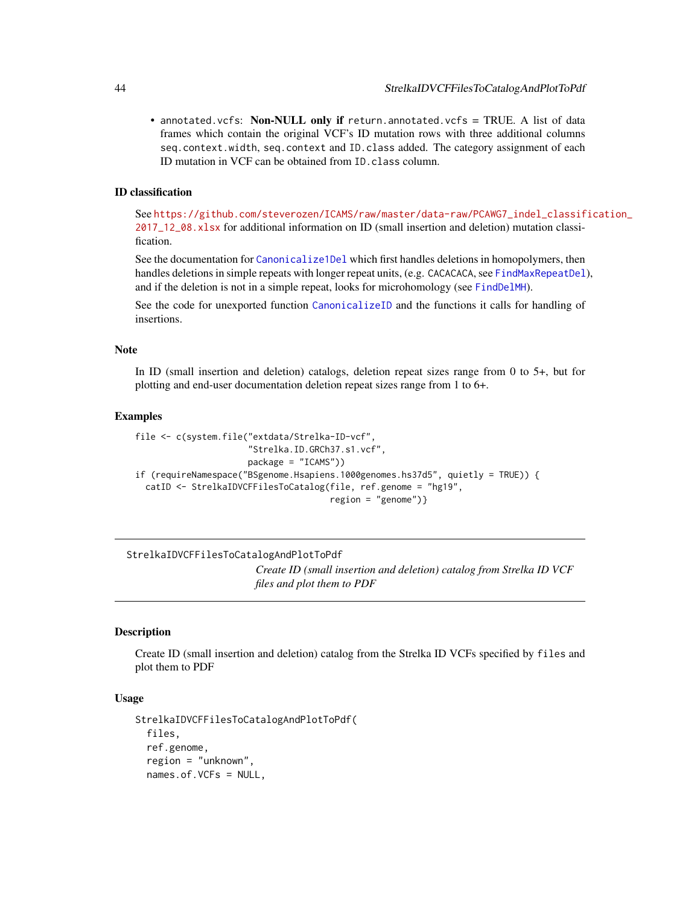- annotated.vcfs: **Non-NULL only if** return.annotated.vcfs = TRUE. A list of data frames which contain the original VCF's ID mutation rows with three additional columns seq.context.width, seq.context and ID.class added. The category assignment of each ID mutation in VCF can be obtained from ID.class column.

## ID classification

See https://github.com/steverozen/ICAMS/raw/master/data-raw/PCAWG7_indel_classification_2017_12_08.xlsx for additional information on ID (small insertion and deletion) mutation classification.

See the documentation for Canonicalize1Del which first handles deletions in homopolymers, then handles deletions in simple repeats with longer repeat units, (e.g. CACACACA, see FindMaxRepeatDel), and if the deletion is not in a simple repeat, looks for microhomology (see FindDelMH).

See the code for unexported function CanonicalizeID and the functions it calls for handling of insertions.

## Note

In ID (small insertion and deletion) catalogs, deletion repeat sizes range from 0 to 5+, but for plotting and end-user documentation deletion repeat sizes range from 1 to 6+.

## Examples

```
file <- c(system.file("extdata/Strelka-ID-vcf",
                      "Strelka.ID.GRCh37.s1.vcf",
                      package = "ICAMS"))
if (requireNamespace("BSgenome.Hsapiens.1000genomes.hs37d5", quietly = TRUE)) {
  catID <- StrelkaIDVCFFilesToCatalog(file, ref.genome = "hg19",
                                      region = "genome")}
```

---

# StrelkaIDVCFFilesToCatalogAndPlotToPdf

*Create ID (small insertion and deletion) catalog from Strelka ID VCF files and plot them to PDF*

---

## Description

Create ID (small insertion and deletion) catalog from the Strelka ID VCFs specified by files and plot them to PDF

## Usage

```
StrelkaIDVCFFilesToCatalogAndPlotToPdf(
  files,
  ref.genome,
  region = "unknown",
  names.of.VCFs = NULL,
```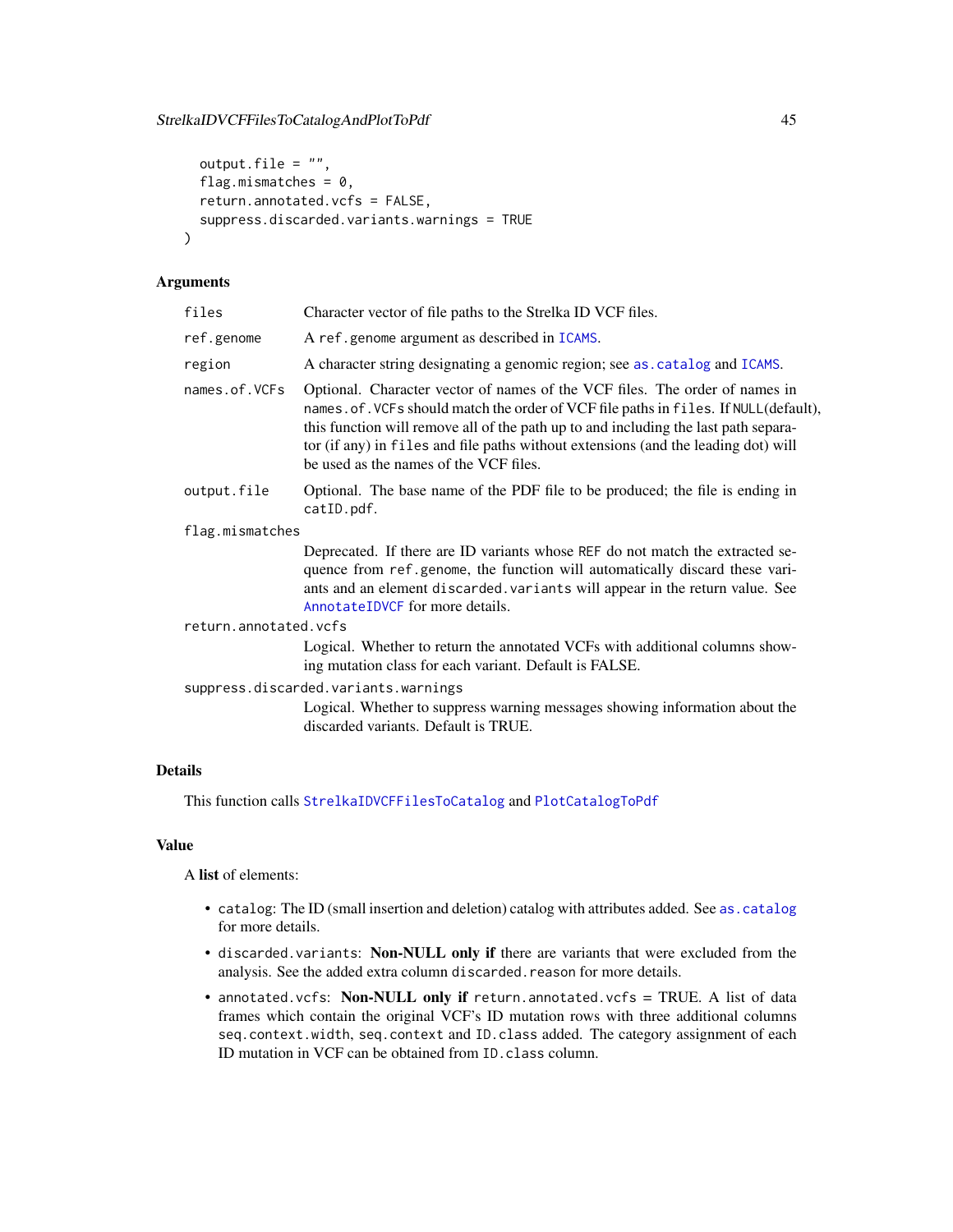```
  output.file = "",
  flag.mismatches = 0,
  return.annotated.vcfs = FALSE,
  suppress.discarded.variants.warnings = TRUE
)
```

### Arguments

- `files` — Character vector of file paths to the Strelka ID VCF files.
- `ref.genome` — A `ref.genome` argument as described in `ICAMS`.
- `region` — A character string designating a genomic region; see `as.catalog` and `ICAMS`.
- `names.of.VCFs` — Optional. Character vector of names of the VCF files. The order of names in `names.of.VCFs` should match the order of VCF file paths in `files`. If `NULL`(default), this function will remove all of the path up to and including the last path separator (if any) in `files` and file paths without extensions (and the leading dot) will be used as the names of the VCF files.
- `output.file` — Optional. The base name of the PDF file to be produced; the file is ending in `catID.pdf`.
- `flag.mismatches` — Deprecated. If there are ID variants whose `REF` do not match the extracted sequence from `ref.genome`, the function will automatically discard these variants and an element `discarded.variants` will appear in the return value. See `AnnotateIDVCF` for more details.
- `return.annotated.vcfs` — Logical. Whether to return the annotated VCFs with additional columns showing mutation class for each variant. Default is FALSE.
- `suppress.discarded.variants.warnings` — Logical. Whether to suppress warning messages showing information about the discarded variants. Default is TRUE.

### Details

This function calls `StrelkaIDVCFFilesToCatalog` and `PlotCatalogToPdf`

### Value

A **list** of elements:

- `catalog`: The ID (small insertion and deletion) catalog with attributes added. See `as.catalog` for more details.
- `discarded.variants`: **Non-NULL only if** there are variants that were excluded from the analysis. See the added extra column `discarded.reason` for more details.
- `annotated.vcfs`: **Non-NULL only if** `return.annotated.vcfs` = TRUE. A list of data frames which contain the original VCF's ID mutation rows with three additional columns `seq.context.width`, `seq.context` and `ID.class` added. The category assignment of each ID mutation in VCF can be obtained from `ID.class` column.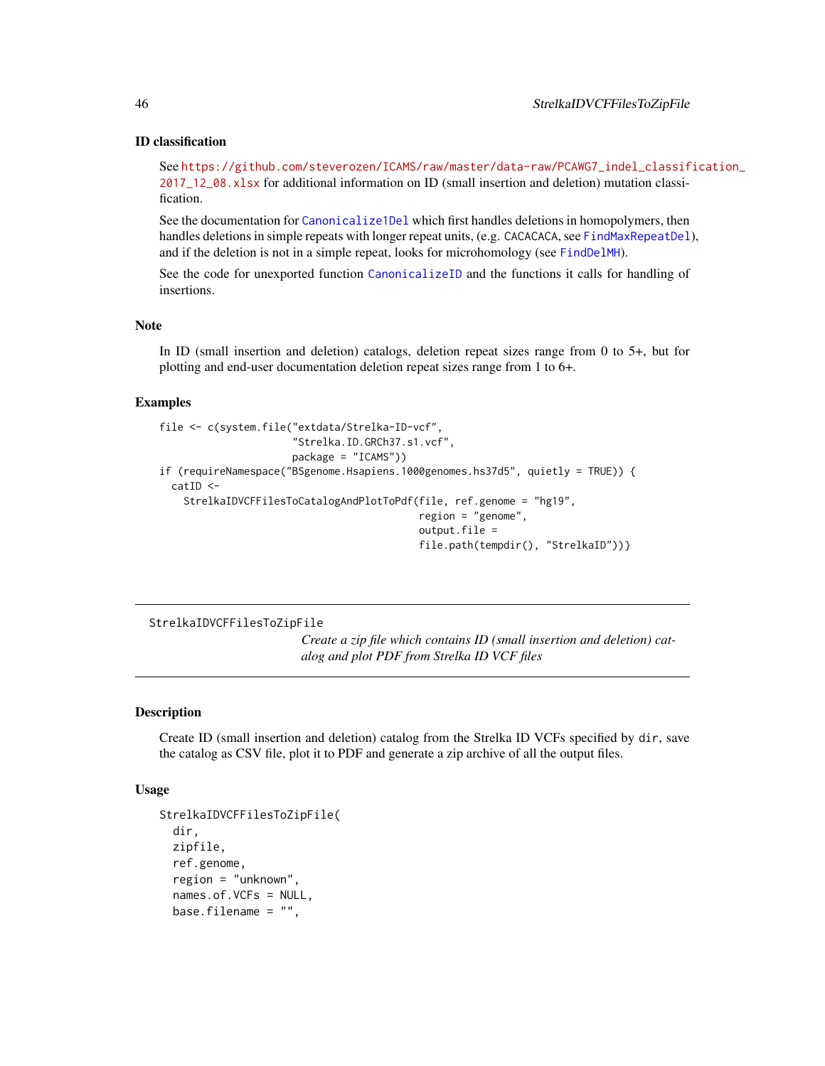### ID classification

See https://github.com/steverozen/ICAMS/raw/master/data-raw/PCAWG7_indel_classification_2017_12_08.xlsx for additional information on ID (small insertion and deletion) mutation classification.

See the documentation for Canonicalize1Del which first handles deletions in homopolymers, then handles deletions in simple repeats with longer repeat units, (e.g. CACACACA, see FindMaxRepeatDel), and if the deletion is not in a simple repeat, looks for microhomology (see FindDelMH).

See the code for unexported function CanonicalizeID and the functions it calls for handling of insertions.

### Note

In ID (small insertion and deletion) catalogs, deletion repeat sizes range from 0 to 5+, but for plotting and end-user documentation deletion repeat sizes range from 1 to 6+.

### Examples

```
file <- c(system.file("extdata/Strelka-ID-vcf",
                      "Strelka.ID.GRCh37.s1.vcf",
                      package = "ICAMS"))
if (requireNamespace("BSgenome.Hsapiens.1000genomes.hs37d5", quietly = TRUE)) {
  catID <-
    StrelkaIDVCFFilesToCatalogAndPlotToPdf(file, ref.genome = "hg19",
                                           region = "genome",
                                           output.file =
                                           file.path(tempdir(), "StrelkaID"))}
```

---

## StrelkaIDVCFFilesToZipFile

*Create a zip file which contains ID (small insertion and deletion) catalog and plot PDF from Strelka ID VCF files*

### Description

Create ID (small insertion and deletion) catalog from the Strelka ID VCFs specified by dir, save the catalog as CSV file, plot it to PDF and generate a zip archive of all the output files.

### Usage

```
StrelkaIDVCFFilesToZipFile(
  dir,
  zipfile,
  ref.genome,
  region = "unknown",
  names.of.VCFs = NULL,
  base.filename = "",
```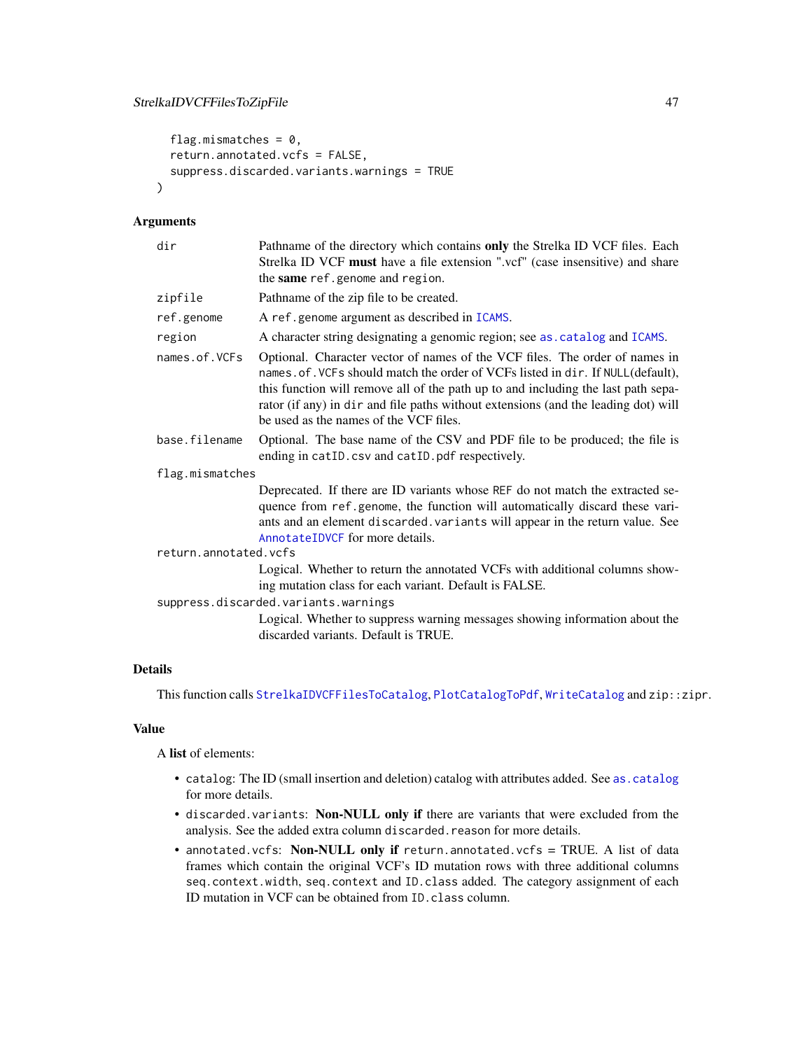```
  flag.mismatches = 0,
  return.annotated.vcfs = FALSE,
  suppress.discarded.variants.warnings = TRUE
)
```

### Arguments

| Argument | Description |
|---|---|
| `dir` | Pathname of the directory which contains **only** the Strelka ID VCF files. Each Strelka ID VCF **must** have a file extension ".vcf" (case insensitive) and share the **same** `ref.genome` and `region`. |
| `zipfile` | Pathname of the zip file to be created. |
| `ref.genome` | A `ref.genome` argument as described in `ICAMS`. |
| `region` | A character string designating a genomic region; see `as.catalog` and `ICAMS`. |
| `names.of.VCFs` | Optional. Character vector of names of the VCF files. The order of names in `names.of.VCFs` should match the order of VCFs listed in `dir`. If `NULL`(default), this function will remove all of the path up to and including the last path separator (if any) in `dir` and file paths without extensions (and the leading dot) will be used as the names of the VCF files. |
| `base.filename` | Optional. The base name of the CSV and PDF file to be produced; the file is ending in `catID.csv` and `catID.pdf` respectively. |
| `flag.mismatches` | Deprecated. If there are ID variants whose `REF` do not match the extracted sequence from `ref.genome`, the function will automatically discard these variants and an element `discarded.variants` will appear in the return value. See `AnnotateIDVCF` for more details. |
| `return.annotated.vcfs` | Logical. Whether to return the annotated VCFs with additional columns showing mutation class for each variant. Default is FALSE. |
| `suppress.discarded.variants.warnings` | Logical. Whether to suppress warning messages showing information about the discarded variants. Default is TRUE. |

### Details

This function calls `StrelkaIDVCFFilesToCatalog`, `PlotCatalogToPdf`, `WriteCatalog` and `zip::zipr`.

### Value

A **list** of elements:

- `catalog`: The ID (small insertion and deletion) catalog with attributes added. See `as.catalog` for more details.
- `discarded.variants`: **Non-NULL only if** there are variants that were excluded from the analysis. See the added extra column `discarded.reason` for more details.
- `annotated.vcfs`: **Non-NULL only if** `return.annotated.vcfs` = TRUE. A list of data frames which contain the original VCF's ID mutation rows with three additional columns `seq.context.width`, `seq.context` and `ID.class` added. The category assignment of each ID mutation in VCF can be obtained from `ID.class` column.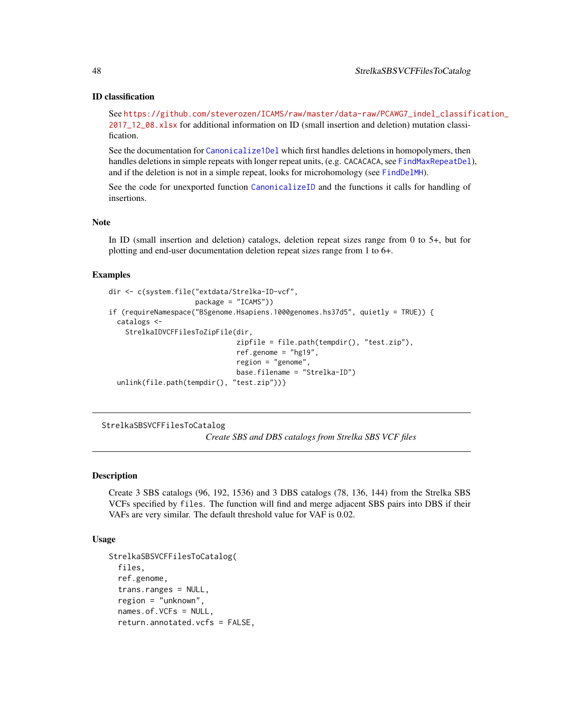### ID classification

See https://github.com/steverozen/ICAMS/raw/master/data-raw/PCAWG7_indel_classification_2017_12_08.xlsx for additional information on ID (small insertion and deletion) mutation classification.

See the documentation for `Canonicalize1Del` which first handles deletions in homopolymers, then handles deletions in simple repeats with longer repeat units, (e.g. CACACACA, see `FindMaxRepeatDel`), and if the deletion is not in a simple repeat, looks for microhomology (see `FindDelMH`).

See the code for unexported function `CanonicalizeID` and the functions it calls for handling of insertions.

### Note

In ID (small insertion and deletion) catalogs, deletion repeat sizes range from 0 to 5+, but for plotting and end-user documentation deletion repeat sizes range from 1 to 6+.

### Examples

```
dir <- c(system.file("extdata/Strelka-ID-vcf",
                     package = "ICAMS"))
if (requireNamespace("BSgenome.Hsapiens.1000genomes.hs37d5", quietly = TRUE)) {
  catalogs <-
    StrelkaIDVCFFilesToZipFile(dir,
                               zipfile = file.path(tempdir(), "test.zip"),
                               ref.genome = "hg19",
                               region = "genome",
                               base.filename = "Strelka-ID")
  unlink(file.path(tempdir(), "test.zip"))}
```

---

## StrelkaSBSVCFFilesToCatalog

*Create SBS and DBS catalogs from Strelka SBS VCF files*

---

### Description

Create 3 SBS catalogs (96, 192, 1536) and 3 DBS catalogs (78, 136, 144) from the Strelka SBS VCFs specified by `files`. The function will find and merge adjacent SBS pairs into DBS if their VAFs are very similar. The default threshold value for VAF is 0.02.

### Usage

```
StrelkaSBSVCFFilesToCatalog(
  files,
  ref.genome,
  trans.ranges = NULL,
  region = "unknown",
  names.of.VCFs = NULL,
  return.annotated.vcfs = FALSE,
```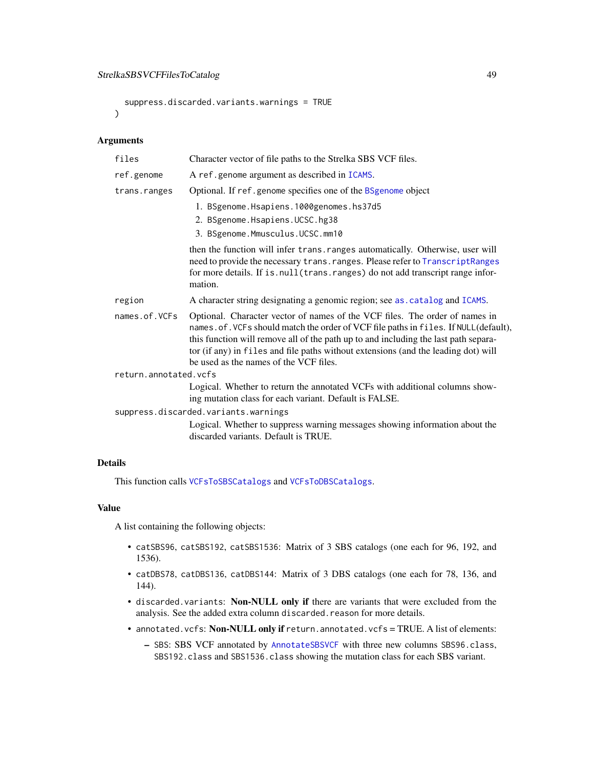```
  suppress.discarded.variants.warnings = TRUE
)
```

## Arguments

- `files` — Character vector of file paths to the Strelka SBS VCF files.
- `ref.genome` — A `ref.genome` argument as described in `ICAMS`.
- `trans.ranges` — Optional. If `ref.genome` specifies one of the `BSgenome` object
  1. `BSgenome.Hsapiens.1000genomes.hs37d5`
  2. `BSgenome.Hsapiens.UCSC.hg38`
  3. `BSgenome.Mmusculus.UCSC.mm10`

  then the function will infer `trans.ranges` automatically. Otherwise, user will need to provide the necessary `trans.ranges`. Please refer to `TranscriptRanges` for more details. If `is.null(trans.ranges)` do not add transcript range information.
- `region` — A character string designating a genomic region; see `as.catalog` and `ICAMS`.
- `names.of.VCFs` — Optional. Character vector of names of the VCF files. The order of names in `names.of.VCFs` should match the order of VCF file paths in `files`. If `NULL`(default), this function will remove all of the path up to and including the last path separator (if any) in `files` and file paths without extensions (and the leading dot) will be used as the names of the VCF files.
- `return.annotated.vcfs` — Logical. Whether to return the annotated VCFs with additional columns showing mutation class for each variant. Default is FALSE.
- `suppress.discarded.variants.warnings` — Logical. Whether to suppress warning messages showing information about the discarded variants. Default is TRUE.

## Details

This function calls `VCFsToSBSCatalogs` and `VCFsToDBSCatalogs`.

## Value

A list containing the following objects:

- `catSBS96`, `catSBS192`, `catSBS1536`: Matrix of 3 SBS catalogs (one each for 96, 192, and 1536).
- `catDBS78`, `catDBS136`, `catDBS144`: Matrix of 3 DBS catalogs (one each for 78, 136, and 144).
- `discarded.variants`: **Non-NULL only if** there are variants that were excluded from the analysis. See the added extra column `discarded.reason` for more details.
- `annotated.vcfs`: **Non-NULL only if** `return.annotated.vcfs` = TRUE. A list of elements:
  - `SBS`: SBS VCF annotated by `AnnotateSBSVCF` with three new columns `SBS96.class`, `SBS192.class` and `SBS1536.class` showing the mutation class for each SBS variant.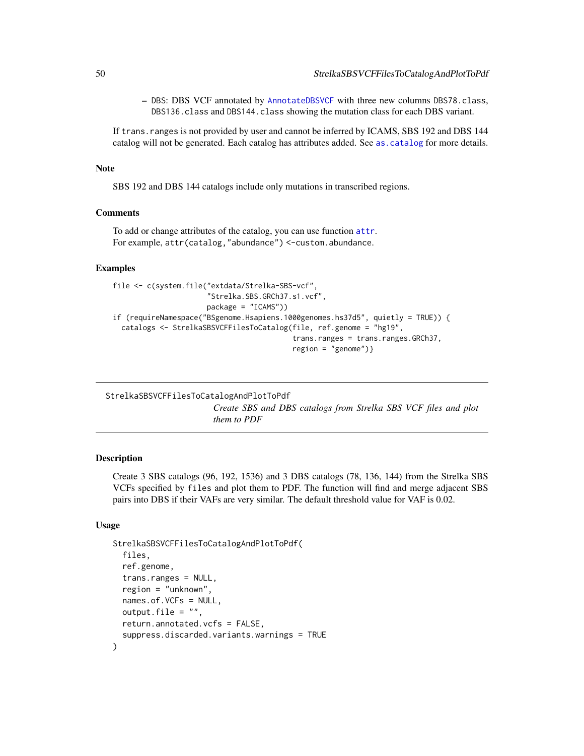– DBS: DBS VCF annotated by AnnotateDBSVCF with three new columns DBS78.class, DBS136.class and DBS144.class showing the mutation class for each DBS variant.

If trans.ranges is not provided by user and cannot be inferred by ICAMS, SBS 192 and DBS 144 catalog will not be generated. Each catalog has attributes added. See as.catalog for more details.

### Note

SBS 192 and DBS 144 catalogs include only mutations in transcribed regions.

### Comments

To add or change attributes of the catalog, you can use function attr.
For example, attr(catalog,"abundance") <-custom.abundance.

### Examples

```
file <- c(system.file("extdata/Strelka-SBS-vcf",
                      "Strelka.SBS.GRCh37.s1.vcf",
                      package = "ICAMS"))
if (requireNamespace("BSgenome.Hsapiens.1000genomes.hs37d5", quietly = TRUE)) {
  catalogs <- StrelkaSBSVCFFilesToCatalog(file, ref.genome = "hg19",
                                          trans.ranges = trans.ranges.GRCh37,
                                          region = "genome")}
```

---

## StrelkaSBSVCFFilesToCatalogAndPlotToPdf

*Create SBS and DBS catalogs from Strelka SBS VCF files and plot them to PDF*

---

### Description

Create 3 SBS catalogs (96, 192, 1536) and 3 DBS catalogs (78, 136, 144) from the Strelka SBS VCFs specified by files and plot them to PDF. The function will find and merge adjacent SBS pairs into DBS if their VAFs are very similar. The default threshold value for VAF is 0.02.

### Usage

```
StrelkaSBSVCFFilesToCatalogAndPlotToPdf(
  files,
  ref.genome,
  trans.ranges = NULL,
  region = "unknown",
  names.of.VCFs = NULL,
  output.file = "",
  return.annotated.vcfs = FALSE,
  suppress.discarded.variants.warnings = TRUE
)
```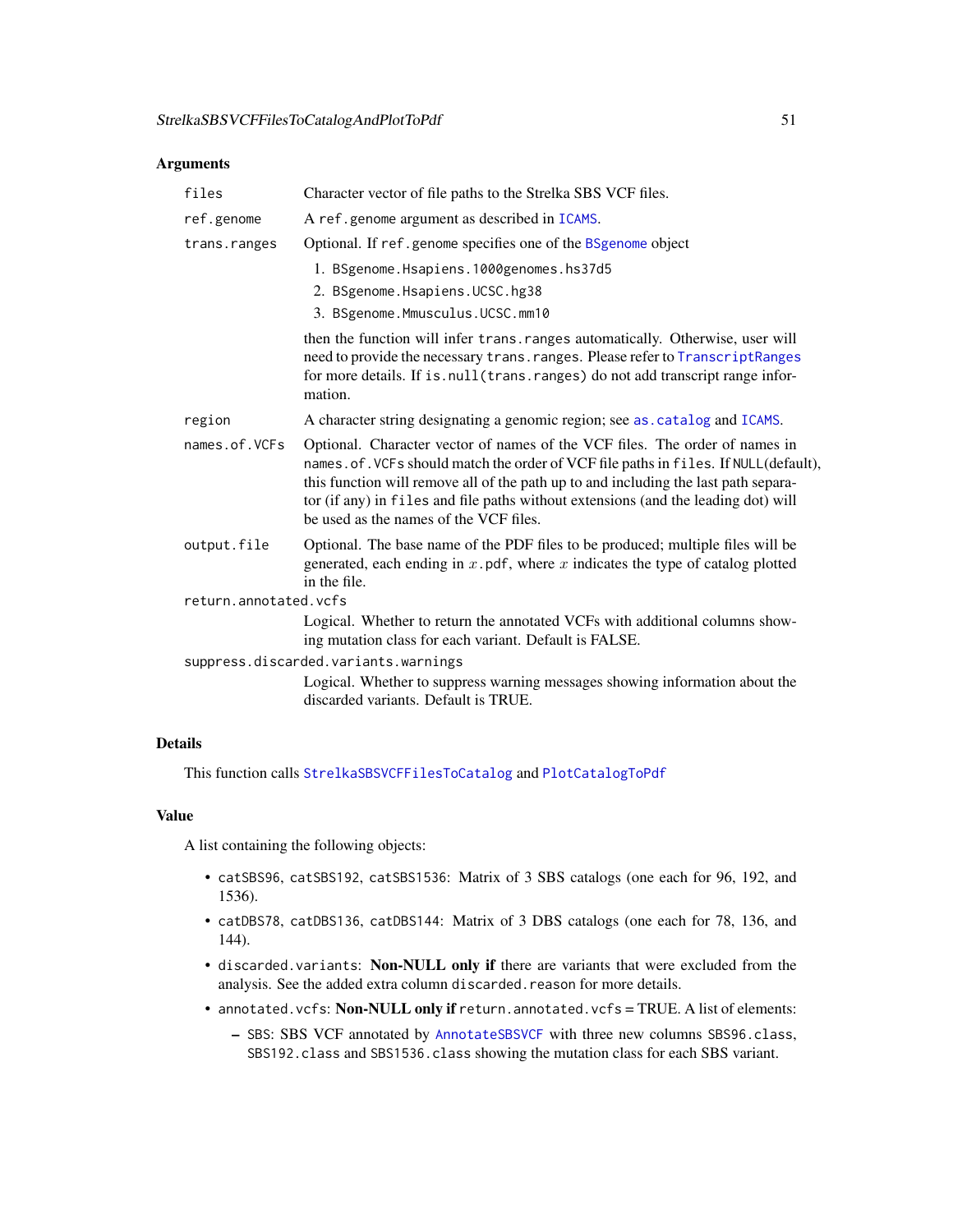## Arguments

- `files` — Character vector of file paths to the Strelka SBS VCF files.
- `ref.genome` — A `ref.genome` argument as described in `ICAMS`.
- `trans.ranges` — Optional. If `ref.genome` specifies one of the `BSgenome` object
  1. `BSgenome.Hsapiens.1000genomes.hs37d5`
  2. `BSgenome.Hsapiens.UCSC.hg38`
  3. `BSgenome.Mmusculus.UCSC.mm10`

  then the function will infer `trans.ranges` automatically. Otherwise, user will need to provide the necessary `trans.ranges`. Please refer to `TranscriptRanges` for more details. If `is.null(trans.ranges)` do not add transcript range information.
- `region` — A character string designating a genomic region; see `as.catalog` and `ICAMS`.
- `names.of.VCFs` — Optional. Character vector of names of the VCF files. The order of names in `names.of.VCFs` should match the order of VCF file paths in `files`. If `NULL`(default), this function will remove all of the path up to and including the last path separator (if any) in `files` and file paths without extensions (and the leading dot) will be used as the names of the VCF files.
- `output.file` — Optional. The base name of the PDF files to be produced; multiple files will be generated, each ending in $x$`.pdf`, where $x$ indicates the type of catalog plotted in the file.
- `return.annotated.vcfs` — Logical. Whether to return the annotated VCFs with additional columns showing mutation class for each variant. Default is FALSE.
- `suppress.discarded.variants.warnings` — Logical. Whether to suppress warning messages showing information about the discarded variants. Default is TRUE.

## Details

This function calls `StrelkaSBSVCFFilesToCatalog` and `PlotCatalogToPdf`

## Value

A list containing the following objects:

- `catSBS96`, `catSBS192`, `catSBS1536`: Matrix of 3 SBS catalogs (one each for 96, 192, and 1536).
- `catDBS78`, `catDBS136`, `catDBS144`: Matrix of 3 DBS catalogs (one each for 78, 136, and 144).
- `discarded.variants`: **Non-NULL only if** there are variants that were excluded from the analysis. See the added extra column `discarded.reason` for more details.
- `annotated.vcfs`: **Non-NULL only if** `return.annotated.vcfs` = TRUE. A list of elements:
  - `SBS`: SBS VCF annotated by `AnnotateSBSVCF` with three new columns `SBS96.class`, `SBS192.class` and `SBS1536.class` showing the mutation class for each SBS variant.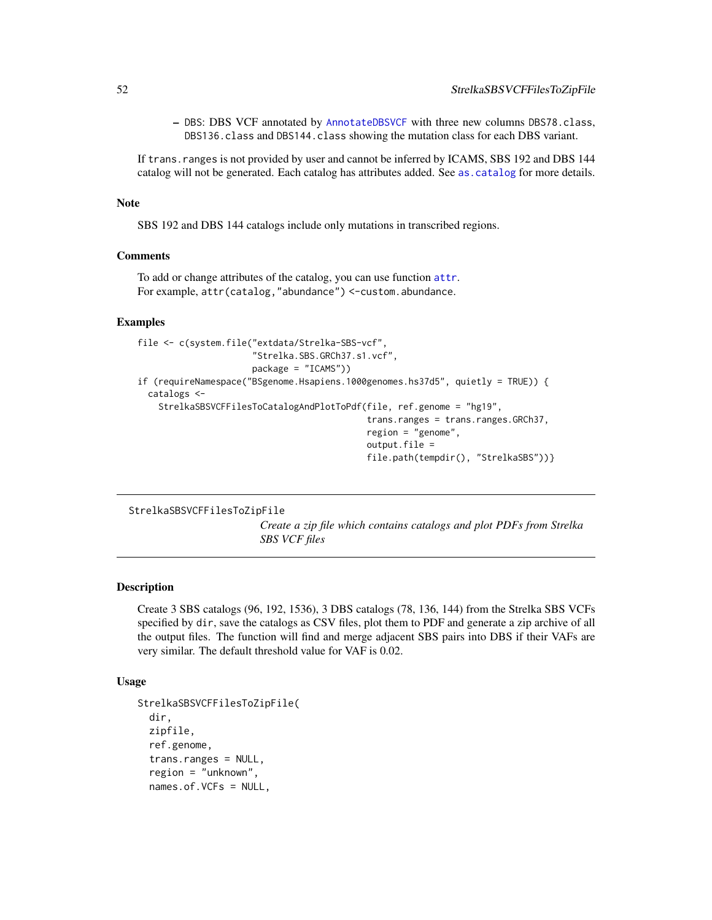- DBS: DBS VCF annotated by AnnotateDBSVCF with three new columns DBS78.class, DBS136.class and DBS144.class showing the mutation class for each DBS variant.

If trans.ranges is not provided by user and cannot be inferred by ICAMS, SBS 192 and DBS 144 catalog will not be generated. Each catalog has attributes added. See as.catalog for more details.

## Note

SBS 192 and DBS 144 catalogs include only mutations in transcribed regions.

## Comments

To add or change attributes of the catalog, you can use function attr.
For example, attr(catalog,"abundance") <-custom.abundance.

## Examples

```
file <- c(system.file("extdata/Strelka-SBS-vcf",
                      "Strelka.SBS.GRCh37.s1.vcf",
                      package = "ICAMS"))
if (requireNamespace("BSgenome.Hsapiens.1000genomes.hs37d5", quietly = TRUE)) {
  catalogs <-
    StrelkaSBSVCFFilesToCatalogAndPlotToPdf(file, ref.genome = "hg19",
                                            trans.ranges = trans.ranges.GRCh37,
                                            region = "genome",
                                            output.file =
                                            file.path(tempdir(), "StrelkaSBS"))}
```

---

# StrelkaSBSVCFFilesToZipFile

*Create a zip file which contains catalogs and plot PDFs from Strelka SBS VCF files*

## Description

Create 3 SBS catalogs (96, 192, 1536), 3 DBS catalogs (78, 136, 144) from the Strelka SBS VCFs specified by dir, save the catalogs as CSV files, plot them to PDF and generate a zip archive of all the output files. The function will find and merge adjacent SBS pairs into DBS if their VAFs are very similar. The default threshold value for VAF is 0.02.

## Usage

```
StrelkaSBSVCFFilesToZipFile(
  dir,
  zipfile,
  ref.genome,
  trans.ranges = NULL,
  region = "unknown",
  names.of.VCFs = NULL,
```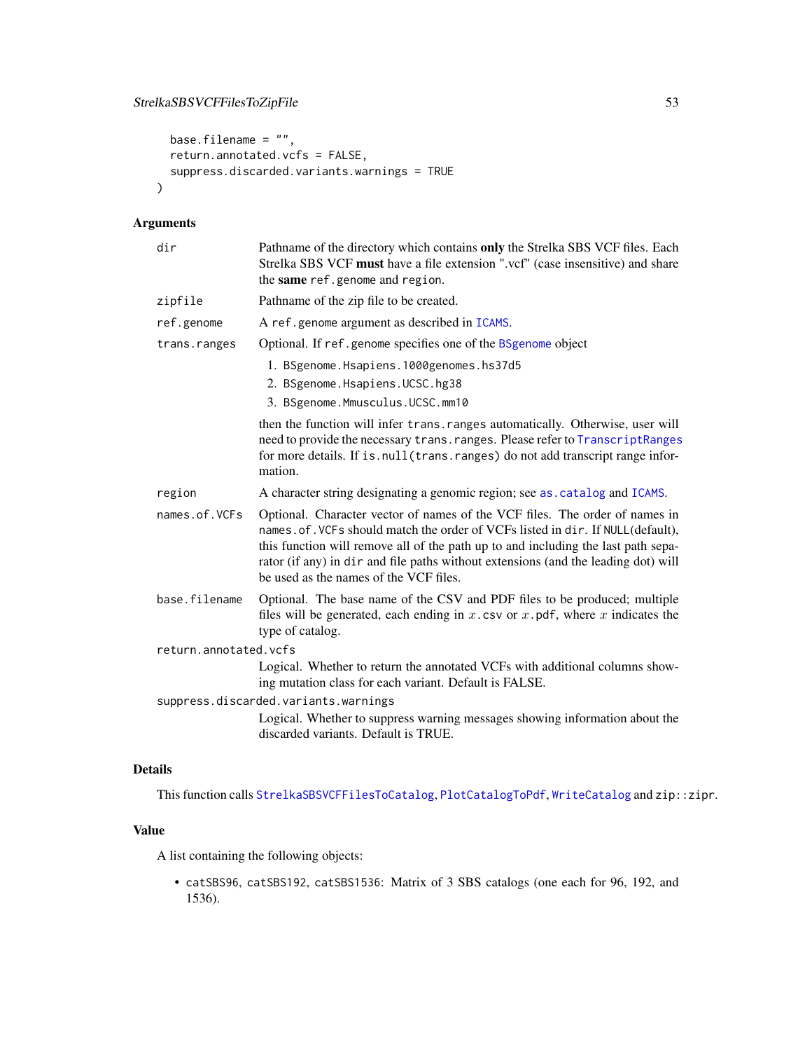```
  base.filename = "",
  return.annotated.vcfs = FALSE,
  suppress.discarded.variants.warnings = TRUE
)
```

## Arguments

`dir` Pathname of the directory which contains **only** the Strelka SBS VCF files. Each Strelka SBS VCF **must** have a file extension ".vcf" (case insensitive) and share the **same** `ref.genome` and `region`.

`zipfile` Pathname of the zip file to be created.

`ref.genome` A `ref.genome` argument as described in `ICAMS`.

`trans.ranges` Optional. If `ref.genome` specifies one of the `BSgenome` object

1. `BSgenome.Hsapiens.1000genomes.hs37d5`
2. `BSgenome.Hsapiens.UCSC.hg38`
3. `BSgenome.Mmusculus.UCSC.mm10`

then the function will infer `trans.ranges` automatically. Otherwise, user will need to provide the necessary `trans.ranges`. Please refer to `TranscriptRanges` for more details. If `is.null(trans.ranges)` do not add transcript range information.

`region` A character string designating a genomic region; see `as.catalog` and `ICAMS`.

`names.of.VCFs` Optional. Character vector of names of the VCF files. The order of names in `names.of.VCFs` should match the order of VCFs listed in `dir`. If `NULL`(default), this function will remove all of the path up to and including the last path separator (if any) in `dir` and file paths without extensions (and the leading dot) will be used as the names of the VCF files.

`base.filename` Optional. The base name of the CSV and PDF files to be produced; multiple files will be generated, each ending in $x$`.csv` or $x$`.pdf`, where $x$ indicates the type of catalog.

`return.annotated.vcfs` Logical. Whether to return the annotated VCFs with additional columns showing mutation class for each variant. Default is FALSE.

`suppress.discarded.variants.warnings` Logical. Whether to suppress warning messages showing information about the discarded variants. Default is TRUE.

## Details

This function calls `StrelkaSBSVCFFilesToCatalog`, `PlotCatalogToPdf`, `WriteCatalog` and `zip::zipr`.

## Value

A list containing the following objects:

- `catSBS96`, `catSBS192`, `catSBS1536`: Matrix of 3 SBS catalogs (one each for 96, 192, and 1536).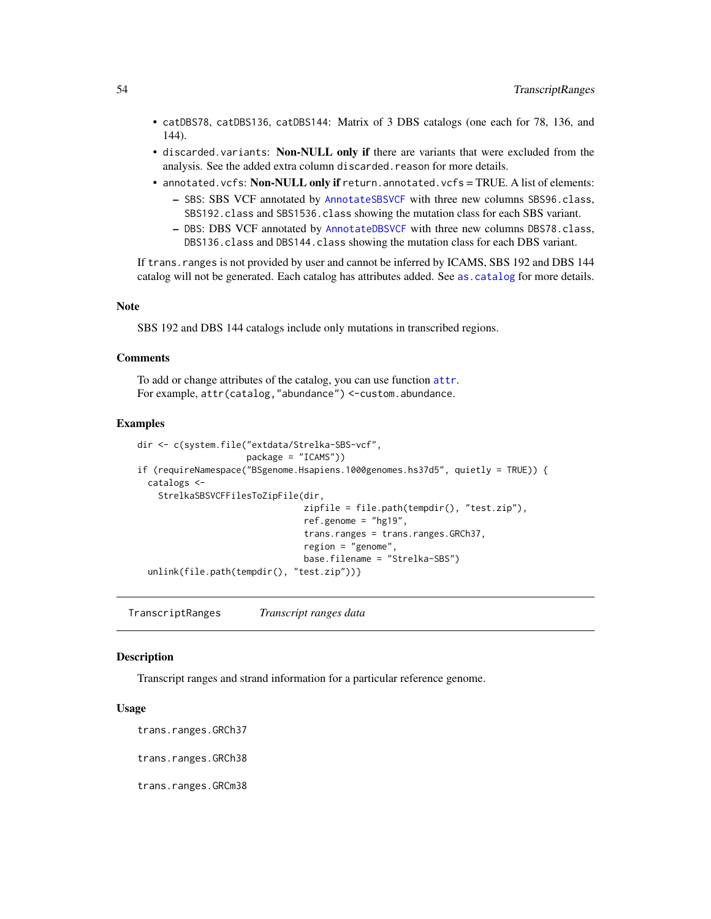- catDBS78, catDBS136, catDBS144: Matrix of 3 DBS catalogs (one each for 78, 136, and 144).
- discarded.variants: **Non-NULL only if** there are variants that were excluded from the analysis. See the added extra column discarded.reason for more details.
- annotated.vcfs: **Non-NULL only if** return.annotated.vcfs = TRUE. A list of elements:
  - SBS: SBS VCF annotated by AnnotateSBSVCF with three new columns SBS96.class, SBS192.class and SBS1536.class showing the mutation class for each SBS variant.
  - DBS: DBS VCF annotated by AnnotateDBSVCF with three new columns DBS78.class, DBS136.class and DBS144.class showing the mutation class for each DBS variant.

If trans.ranges is not provided by user and cannot be inferred by ICAMS, SBS 192 and DBS 144 catalog will not be generated. Each catalog has attributes added. See as.catalog for more details.

### Note

SBS 192 and DBS 144 catalogs include only mutations in transcribed regions.

### Comments

To add or change attributes of the catalog, you can use function attr.
For example, attr(catalog,"abundance") <-custom.abundance.

### Examples

```
dir <- c(system.file("extdata/Strelka-SBS-vcf",
                     package = "ICAMS"))
if (requireNamespace("BSgenome.Hsapiens.1000genomes.hs37d5", quietly = TRUE)) {
  catalogs <-
    StrelkaSBSVCFFilesToZipFile(dir,
                                zipfile = file.path(tempdir(), "test.zip"),
                                ref.genome = "hg19",
                                trans.ranges = trans.ranges.GRCh37,
                                region = "genome",
                                base.filename = "Strelka-SBS")
  unlink(file.path(tempdir(), "test.zip"))}
```

---

## TranscriptRanges &nbsp;&nbsp;&nbsp; *Transcript ranges data*

---

### Description

Transcript ranges and strand information for a particular reference genome.

### Usage

```
trans.ranges.GRCh37

trans.ranges.GRCh38

trans.ranges.GRCm38
```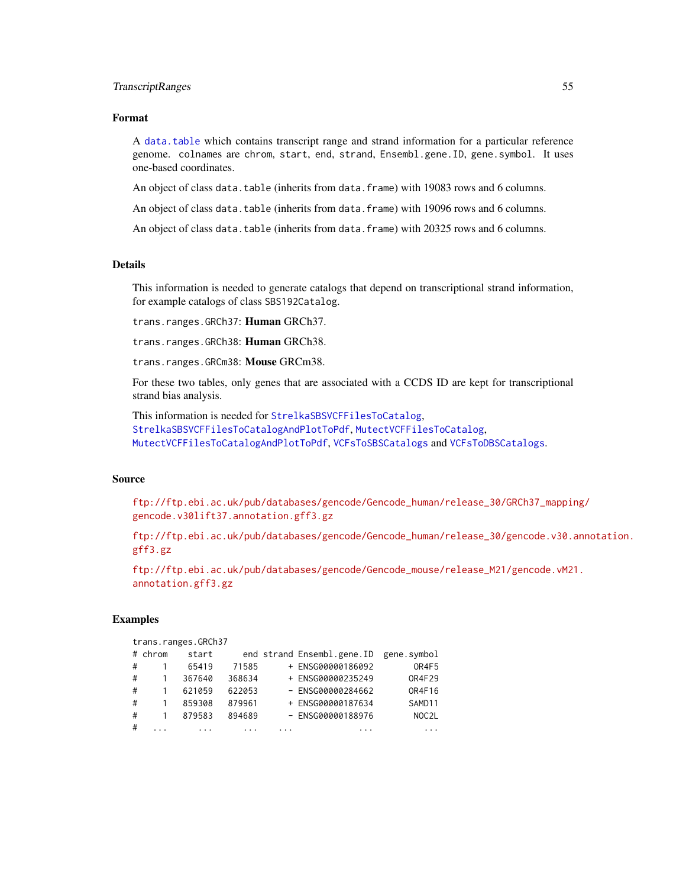## Format

A `data.table` which contains transcript range and strand information for a particular reference genome. colnames are chrom, start, end, strand, Ensembl.gene.ID, gene.symbol. It uses one-based coordinates.

An object of class `data.table` (inherits from `data.frame`) with 19083 rows and 6 columns.

An object of class `data.table` (inherits from `data.frame`) with 19096 rows and 6 columns.

An object of class `data.table` (inherits from `data.frame`) with 20325 rows and 6 columns.

## Details

This information is needed to generate catalogs that depend on transcriptional strand information, for example catalogs of class `SBS192Catalog`.

`trans.ranges.GRCh37`: **Human** GRCh37.

`trans.ranges.GRCh38`: **Human** GRCh38.

`trans.ranges.GRCm38`: **Mouse** GRCm38.

For these two tables, only genes that are associated with a CCDS ID are kept for transcriptional strand bias analysis.

This information is needed for `StrelkaSBSVCFFilesToCatalog`, `StrelkaSBSVCFFilesToCatalogAndPlotToPdf`, `MutectVCFFilesToCatalog`, `MutectVCFFilesToCatalogAndPlotToPdf`, `VCFsToSBSCatalogs` and `VCFsToDBSCatalogs`.

## Source

ftp://ftp.ebi.ac.uk/pub/databases/gencode/Gencode_human/release_30/GRCh37_mapping/gencode.v30lift37.annotation.gff3.gz

ftp://ftp.ebi.ac.uk/pub/databases/gencode/Gencode_human/release_30/gencode.v30.annotation.gff3.gz

ftp://ftp.ebi.ac.uk/pub/databases/gencode/Gencode_mouse/release_M21/gencode.vM21.annotation.gff3.gz

## Examples

```
trans.ranges.GRCh37
# chrom    start      end strand Ensembl.gene.ID  gene.symbol
#     1    65419    71585      + ENSG00000186092        OR4F5
#     1   367640   368634      + ENSG00000235249       OR4F29
#     1   621059   622053      - ENSG00000284662       OR4F16
#     1   859308   879961      + ENSG00000187634       SAMD11
#     1   879583   894689      - ENSG00000188976        NOC2L
#   ...      ...      ...    ...             ...          ...
```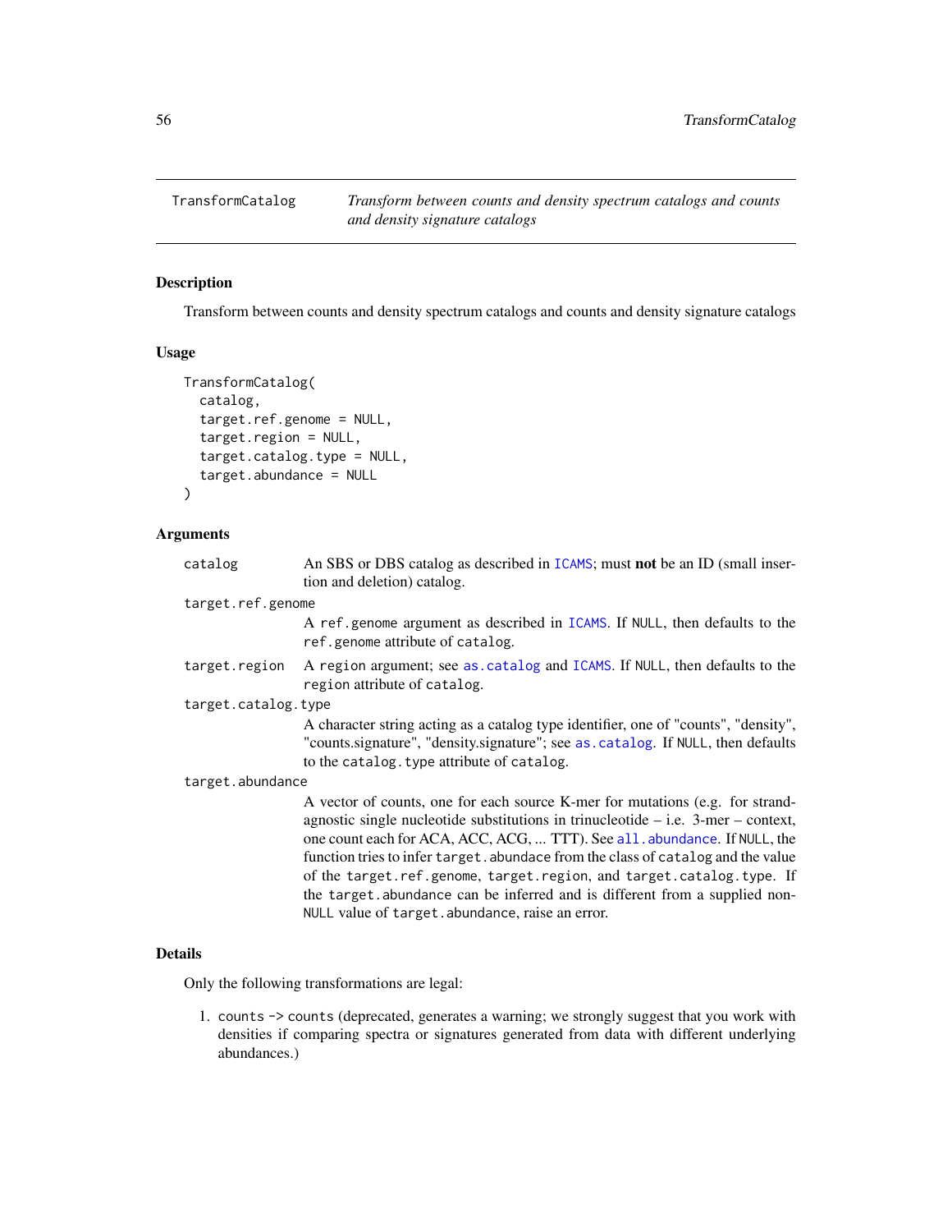## TransformCatalog

*Transform between counts and density spectrum catalogs and counts and density signature catalogs*

### Description

Transform between counts and density spectrum catalogs and counts and density signature catalogs

### Usage

```
TransformCatalog(
  catalog,
  target.ref.genome = NULL,
  target.region = NULL,
  target.catalog.type = NULL,
  target.abundance = NULL
)
```

### Arguments

| | |
|---|---|
| `catalog` | An SBS or DBS catalog as described in ICAMS; must **not** be an ID (small insertion and deletion) catalog. |
| `target.ref.genome` | A `ref.genome` argument as described in ICAMS. If NULL, then defaults to the `ref.genome` attribute of `catalog`. |
| `target.region` | A `region` argument; see `as.catalog` and ICAMS. If NULL, then defaults to the `region` attribute of `catalog`. |
| `target.catalog.type` | A character string acting as a catalog type identifier, one of "counts", "density", "counts.signature", "density.signature"; see `as.catalog`. If NULL, then defaults to the `catalog.type` attribute of `catalog`. |
| `target.abundance` | A vector of counts, one for each source K-mer for mutations (e.g. for strand-agnostic single nucleotide substitutions in trinucleotide – i.e. 3-mer – context, one count each for ACA, ACC, ACG, ... TTT). See `all.abundance`. If NULL, the function tries to infer `target.abundace` from the class of `catalog` and the value of the `target.ref.genome`, `target.region`, and `target.catalog.type`. If the `target.abundance` can be inferred and is different from a supplied non-NULL value of `target.abundance`, raise an error. |

### Details

Only the following transformations are legal:

1. `counts -> counts` (deprecated, generates a warning; we strongly suggest that you work with densities if comparing spectra or signatures generated from data with different underlying abundances.)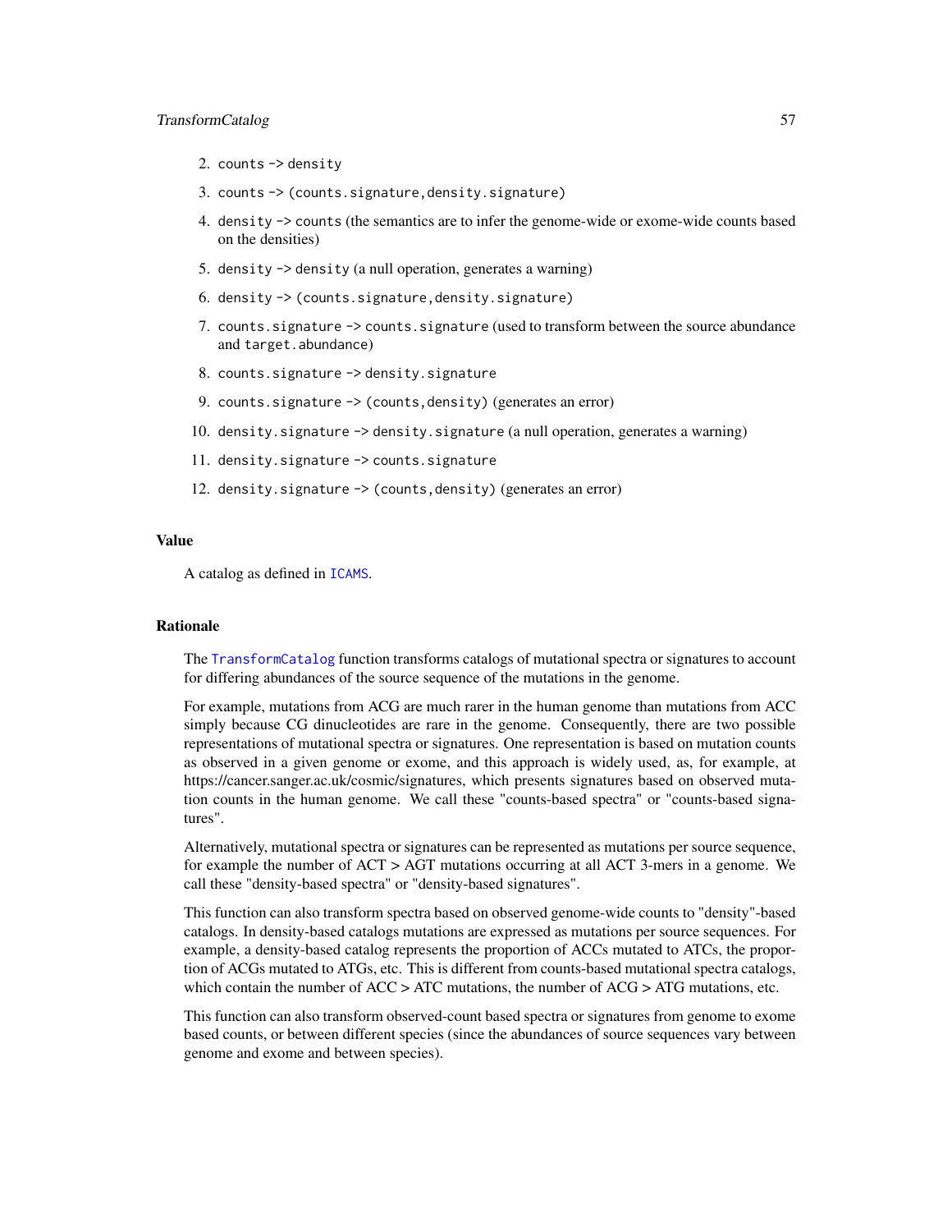2. `counts` -> `density`
3. `counts` -> `(counts.signature,density.signature)`
4. `density` -> `counts` (the semantics are to infer the genome-wide or exome-wide counts based on the densities)
5. `density` -> `density` (a null operation, generates a warning)
6. `density` -> `(counts.signature,density.signature)`
7. `counts.signature` -> `counts.signature` (used to transform between the source abundance and `target.abundance`)
8. `counts.signature` -> `density.signature`
9. `counts.signature` -> `(counts,density)` (generates an error)
10. `density.signature` -> `density.signature` (a null operation, generates a warning)
11. `density.signature` -> `counts.signature`
12. `density.signature` -> `(counts,density)` (generates an error)

### Value

A catalog as defined in `ICAMS`.

### Rationale

The `TransformCatalog` function transforms catalogs of mutational spectra or signatures to account for differing abundances of the source sequence of the mutations in the genome.

For example, mutations from ACG are much rarer in the human genome than mutations from ACC simply because CG dinucleotides are rare in the genome. Consequently, there are two possible representations of mutational spectra or signatures. One representation is based on mutation counts as observed in a given genome or exome, and this approach is widely used, as, for example, at https://cancer.sanger.ac.uk/cosmic/signatures, which presents signatures based on observed mutation counts in the human genome. We call these "counts-based spectra" or "counts-based signatures".

Alternatively, mutational spectra or signatures can be represented as mutations per source sequence, for example the number of ACT > AGT mutations occurring at all ACT 3-mers in a genome. We call these "density-based spectra" or "density-based signatures".

This function can also transform spectra based on observed genome-wide counts to "density"-based catalogs. In density-based catalogs mutations are expressed as mutations per source sequences. For example, a density-based catalog represents the proportion of ACCs mutated to ATCs, the proportion of ACGs mutated to ATGs, etc. This is different from counts-based mutational spectra catalogs, which contain the number of ACC > ATC mutations, the number of ACG > ATG mutations, etc.

This function can also transform observed-count based spectra or signatures from genome to exome based counts, or between different species (since the abundances of source sequences vary between genome and exome and between species).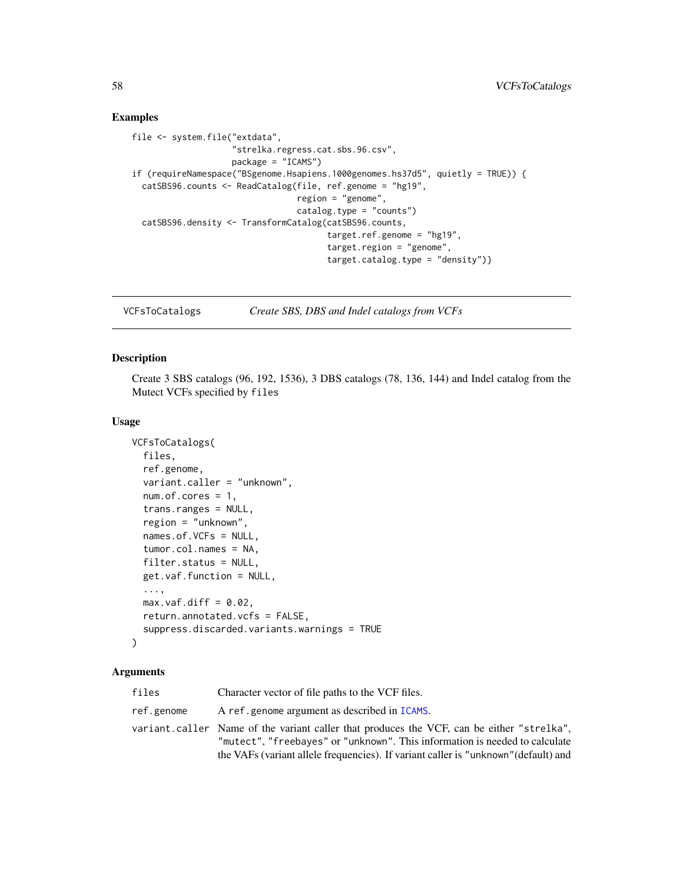## Examples

```
file <- system.file("extdata",
                    "strelka.regress.cat.sbs.96.csv",
                    package = "ICAMS")
if (requireNamespace("BSgenome.Hsapiens.1000genomes.hs37d5", quietly = TRUE)) {
  catSBS96.counts <- ReadCatalog(file, ref.genome = "hg19",
                                 region = "genome",
                                 catalog.type = "counts")
  catSBS96.density <- TransformCatalog(catSBS96.counts,
                                       target.ref.genome = "hg19",
                                       target.region = "genome",
                                       target.catalog.type = "density")}
```

---

# VCFsToCatalogs — *Create SBS, DBS and Indel catalogs from VCFs*

---

## Description

Create 3 SBS catalogs (96, 192, 1536), 3 DBS catalogs (78, 136, 144) and Indel catalog from the Mutect VCFs specified by `files`

## Usage

```
VCFsToCatalogs(
  files,
  ref.genome,
  variant.caller = "unknown",
  num.of.cores = 1,
  trans.ranges = NULL,
  region = "unknown",
  names.of.VCFs = NULL,
  tumor.col.names = NA,
  filter.status = NULL,
  get.vaf.function = NULL,
  ...,
  max.vaf.diff = 0.02,
  return.annotated.vcfs = FALSE,
  suppress.discarded.variants.warnings = TRUE
)
```

## Arguments

| | |
|---|---|
| `files` | Character vector of file paths to the VCF files. |
| `ref.genome` | A `ref.genome` argument as described in `ICAMS`. |
| `variant.caller` | Name of the variant caller that produces the VCF, can be either `"strelka"`, `"mutect"`, `"freebayes"` or `"unknown"`. This information is needed to calculate the VAFs (variant allele frequencies). If variant caller is `"unknown"`(default) and |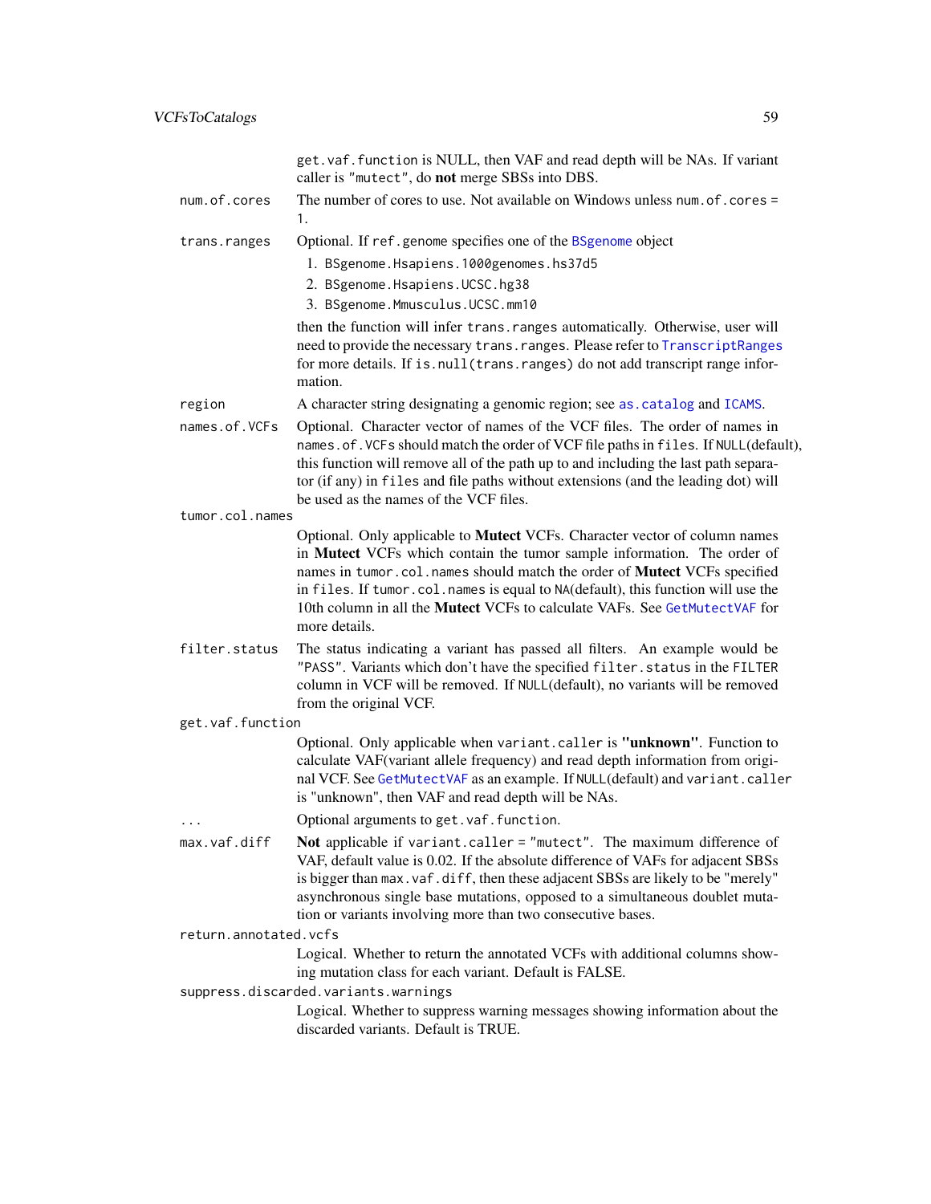get.vaf.function is NULL, then VAF and read depth will be NAs. If variant caller is "mutect", do **not** merge SBSs into DBS.

`num.of.cores`
: The number of cores to use. Not available on Windows unless num.of.cores = 1.

`trans.ranges`
: Optional. If ref.genome specifies one of the BSgenome object

1. BSgenome.Hsapiens.1000genomes.hs37d5
2. BSgenome.Hsapiens.UCSC.hg38
3. BSgenome.Mmusculus.UCSC.mm10

then the function will infer trans.ranges automatically. Otherwise, user will need to provide the necessary trans.ranges. Please refer to TranscriptRanges for more details. If is.null(trans.ranges) do not add transcript range information.

`region`
: A character string designating a genomic region; see as.catalog and ICAMS.

`names.of.VCFs`
: Optional. Character vector of names of the VCF files. The order of names in names.of.VCFs should match the order of VCF file paths in files. If NULL(default), this function will remove all of the path up to and including the last path separator (if any) in files and file paths without extensions (and the leading dot) will be used as the names of the VCF files.

`tumor.col.names`
: Optional. Only applicable to **Mutect** VCFs. Character vector of column names in **Mutect** VCFs which contain the tumor sample information. The order of names in tumor.col.names should match the order of **Mutect** VCFs specified in files. If tumor.col.names is equal to NA(default), this function will use the 10th column in all the **Mutect** VCFs to calculate VAFs. See GetMutectVAF for more details.

`filter.status`
: The status indicating a variant has passed all filters. An example would be "PASS". Variants which don't have the specified filter.status in the FILTER column in VCF will be removed. If NULL(default), no variants will be removed from the original VCF.

`get.vaf.function`
: Optional. Only applicable when variant.caller is **"unknown"**. Function to calculate VAF(variant allele frequency) and read depth information from original VCF. See GetMutectVAF as an example. If NULL(default) and variant.caller is "unknown", then VAF and read depth will be NAs.

`...`
: Optional arguments to get.vaf.function.

`max.vaf.diff`
: **Not** applicable if variant.caller = "mutect". The maximum difference of VAF, default value is 0.02. If the absolute difference of VAFs for adjacent SBSs is bigger than max.vaf.diff, then these adjacent SBSs are likely to be "merely" asynchronous single base mutations, opposed to a simultaneous doublet mutation or variants involving more than two consecutive bases.

`return.annotated.vcfs`
: Logical. Whether to return the annotated VCFs with additional columns showing mutation class for each variant. Default is FALSE.

`suppress.discarded.variants.warnings`
: Logical. Whether to suppress warning messages showing information about the discarded variants. Default is TRUE.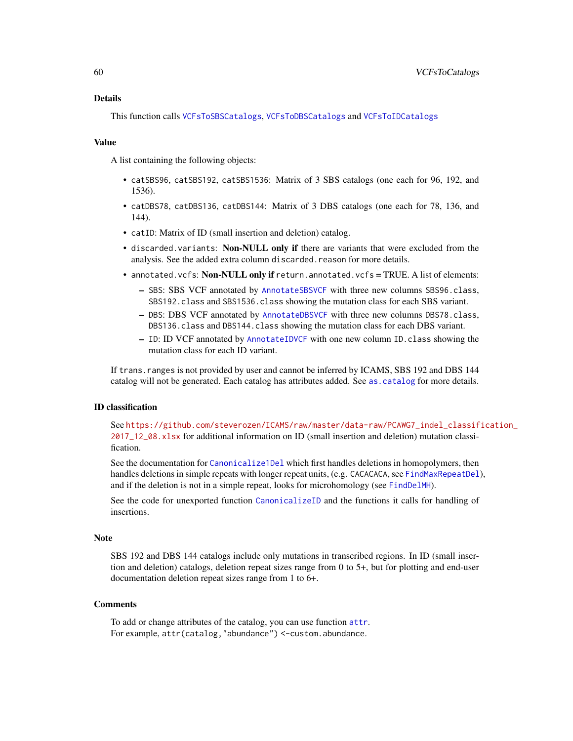## Details

This function calls `VCFsToSBSCatalogs`, `VCFsToDBSCatalogs` and `VCFsToIDCatalogs`

## Value

A list containing the following objects:

- `catSBS96`, `catSBS192`, `catSBS1536`: Matrix of 3 SBS catalogs (one each for 96, 192, and 1536).
- `catDBS78`, `catDBS136`, `catDBS144`: Matrix of 3 DBS catalogs (one each for 78, 136, and 144).
- `catID`: Matrix of ID (small insertion and deletion) catalog.
- `discarded.variants`: **Non-NULL only if** there are variants that were excluded from the analysis. See the added extra column `discarded.reason` for more details.
- `annotated.vcfs`: **Non-NULL only if** `return.annotated.vcfs` = TRUE. A list of elements:
  - `SBS`: SBS VCF annotated by `AnnotateSBSVCF` with three new columns `SBS96.class`, `SBS192.class` and `SBS1536.class` showing the mutation class for each SBS variant.
  - `DBS`: DBS VCF annotated by `AnnotateDBSVCF` with three new columns `DBS78.class`, `DBS136.class` and `DBS144.class` showing the mutation class for each DBS variant.
  - `ID`: ID VCF annotated by `AnnotateIDVCF` with one new column `ID.class` showing the mutation class for each ID variant.

If `trans.ranges` is not provided by user and cannot be inferred by ICAMS, SBS 192 and DBS 144 catalog will not be generated. Each catalog has attributes added. See `as.catalog` for more details.

## ID classification

See https://github.com/steverozen/ICAMS/raw/master/data-raw/PCAWG7_indel_classification_2017_12_08.xlsx for additional information on ID (small insertion and deletion) mutation classification.

See the documentation for `Canonicalize1Del` which first handles deletions in homopolymers, then handles deletions in simple repeats with longer repeat units, (e.g. `CACACACA`, see `FindMaxRepeatDel`), and if the deletion is not in a simple repeat, looks for microhomology (see `FindDelMH`).

See the code for unexported function `CanonicalizeID` and the functions it calls for handling of insertions.

## Note

SBS 192 and DBS 144 catalogs include only mutations in transcribed regions. In ID (small insertion and deletion) catalogs, deletion repeat sizes range from 0 to 5+, but for plotting and end-user documentation deletion repeat sizes range from 1 to 6+.

## Comments

To add or change attributes of the catalog, you can use function `attr`.
For example, `attr(catalog,"abundance") <-custom.abundance`.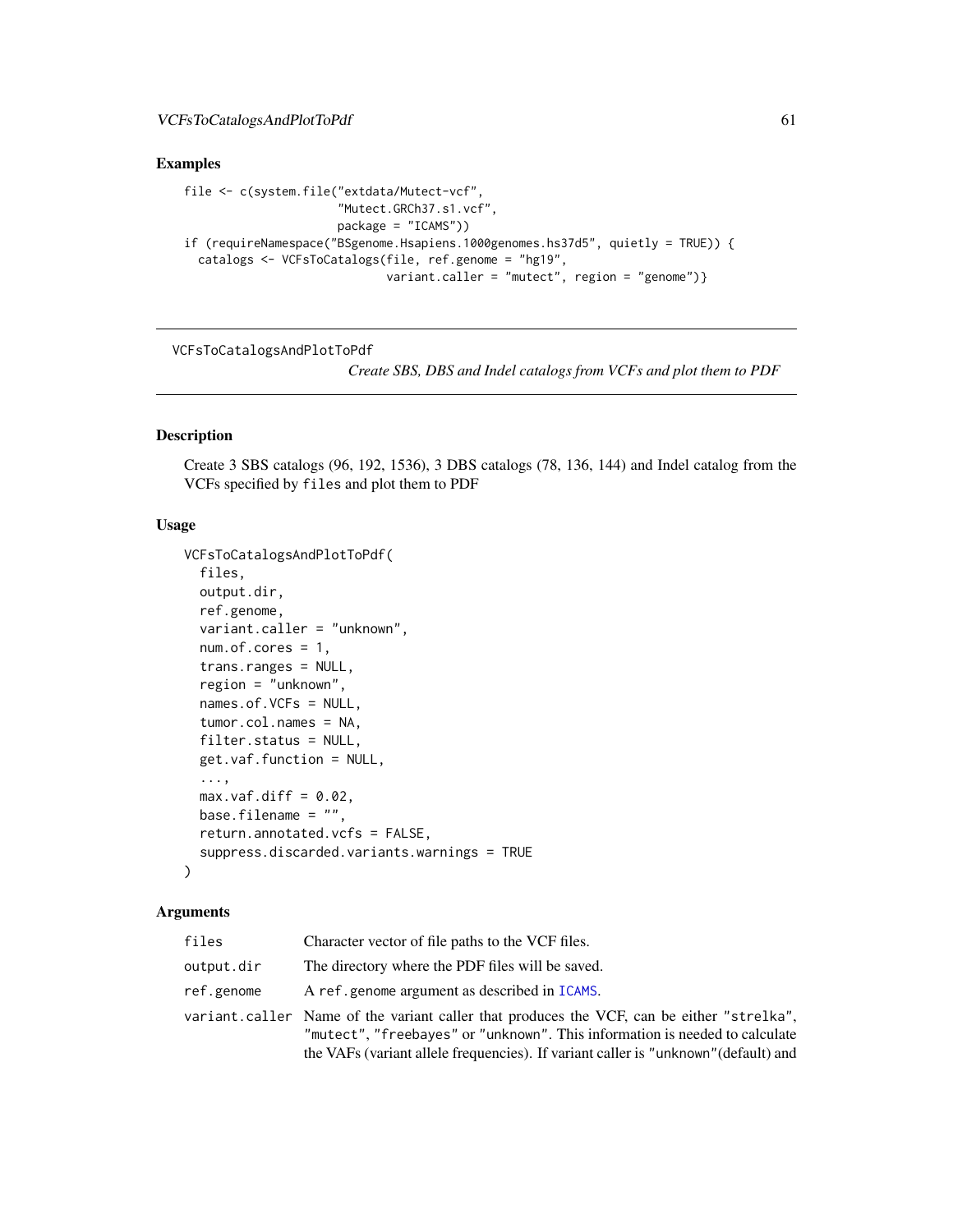## Examples

```
file <- c(system.file("extdata/Mutect-vcf",
                      "Mutect.GRCh37.s1.vcf",
                      package = "ICAMS"))
if (requireNamespace("BSgenome.Hsapiens.1000genomes.hs37d5", quietly = TRUE)) {
  catalogs <- VCFsToCatalogs(file, ref.genome = "hg19",
                             variant.caller = "mutect", region = "genome")}
```

---

VCFsToCatalogsAndPlotToPdf

*Create SBS, DBS and Indel catalogs from VCFs and plot them to PDF*

---

## Description

Create 3 SBS catalogs (96, 192, 1536), 3 DBS catalogs (78, 136, 144) and Indel catalog from the VCFs specified by `files` and plot them to PDF

## Usage

```
VCFsToCatalogsAndPlotToPdf(
  files,
  output.dir,
  ref.genome,
  variant.caller = "unknown",
  num.of.cores = 1,
  trans.ranges = NULL,
  region = "unknown",
  names.of.VCFs = NULL,
  tumor.col.names = NA,
  filter.status = NULL,
  get.vaf.function = NULL,
  ...,
  max.vaf.diff = 0.02,
  base.filename = "",
  return.annotated.vcfs = FALSE,
  suppress.discarded.variants.warnings = TRUE
)
```

## Arguments

| | |
|---|---|
| `files` | Character vector of file paths to the VCF files. |
| `output.dir` | The directory where the PDF files will be saved. |
| `ref.genome` | A `ref.genome` argument as described in ICAMS. |
| `variant.caller` | Name of the variant caller that produces the VCF, can be either `"strelka"`, `"mutect"`, `"freebayes"` or `"unknown"`. This information is needed to calculate the VAFs (variant allele frequencies). If variant caller is `"unknown"`(default) and |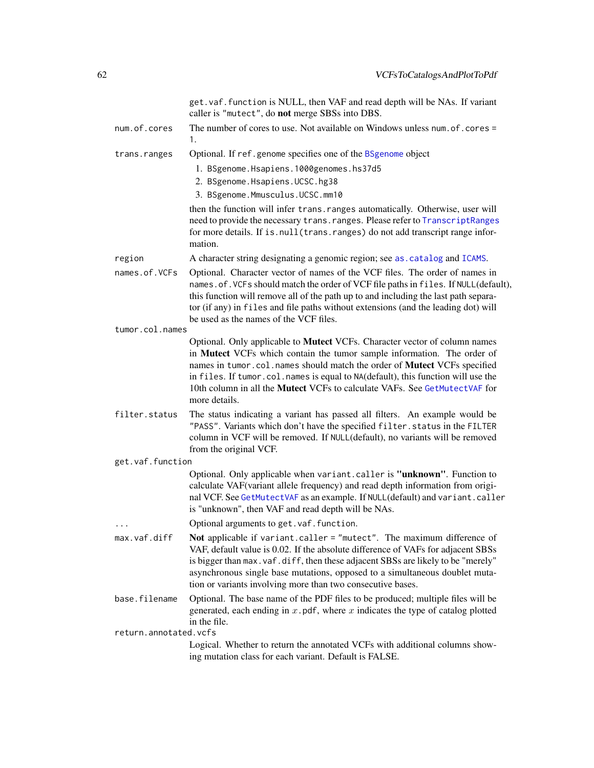get.vaf.function is NULL, then VAF and read depth will be NAs. If variant caller is "mutect", do **not** merge SBSs into DBS.

`num.of.cores` The number of cores to use. Not available on Windows unless num.of.cores = 1.

`trans.ranges` Optional. If ref.genome specifies one of the BSgenome object

1. BSgenome.Hsapiens.1000genomes.hs37d5
2. BSgenome.Hsapiens.UCSC.hg38
3. BSgenome.Mmusculus.UCSC.mm10

then the function will infer trans.ranges automatically. Otherwise, user will need to provide the necessary trans.ranges. Please refer to TranscriptRanges for more details. If is.null(trans.ranges) do not add transcript range information.

`region` A character string designating a genomic region; see as.catalog and ICAMS.

`names.of.VCFs` Optional. Character vector of names of the VCF files. The order of names in names.of.VCFs should match the order of VCF file paths in files. If NULL(default), this function will remove all of the path up to and including the last path separator (if any) in files and file paths without extensions (and the leading dot) will be used as the names of the VCF files.

`tumor.col.names` Optional. Only applicable to **Mutect** VCFs. Character vector of column names in **Mutect** VCFs which contain the tumor sample information. The order of names in tumor.col.names should match the order of **Mutect** VCFs specified in files. If tumor.col.names is equal to NA(default), this function will use the 10th column in all the **Mutect** VCFs to calculate VAFs. See GetMutectVAF for more details.

`filter.status` The status indicating a variant has passed all filters. An example would be "PASS". Variants which don't have the specified filter.status in the FILTER column in VCF will be removed. If NULL(default), no variants will be removed from the original VCF.

`get.vaf.function` Optional. Only applicable when variant.caller is **"unknown"**. Function to calculate VAF(variant allele frequency) and read depth information from original VCF. See GetMutectVAF as an example. If NULL(default) and variant.caller is "unknown", then VAF and read depth will be NAs.

`...` Optional arguments to get.vaf.function.

`max.vaf.diff` **Not** applicable if variant.caller = "mutect". The maximum difference of VAF, default value is 0.02. If the absolute difference of VAFs for adjacent SBSs is bigger than max.vaf.diff, then these adjacent SBSs are likely to be "merely" asynchronous single base mutations, opposed to a simultaneous doublet mutation or variants involving more than two consecutive bases.

`base.filename` Optional. The base name of the PDF files to be produced; multiple files will be generated, each ending in $x$.pdf, where $x$ indicates the type of catalog plotted in the file.

`return.annotated.vcfs` Logical. Whether to return the annotated VCFs with additional columns showing mutation class for each variant. Default is FALSE.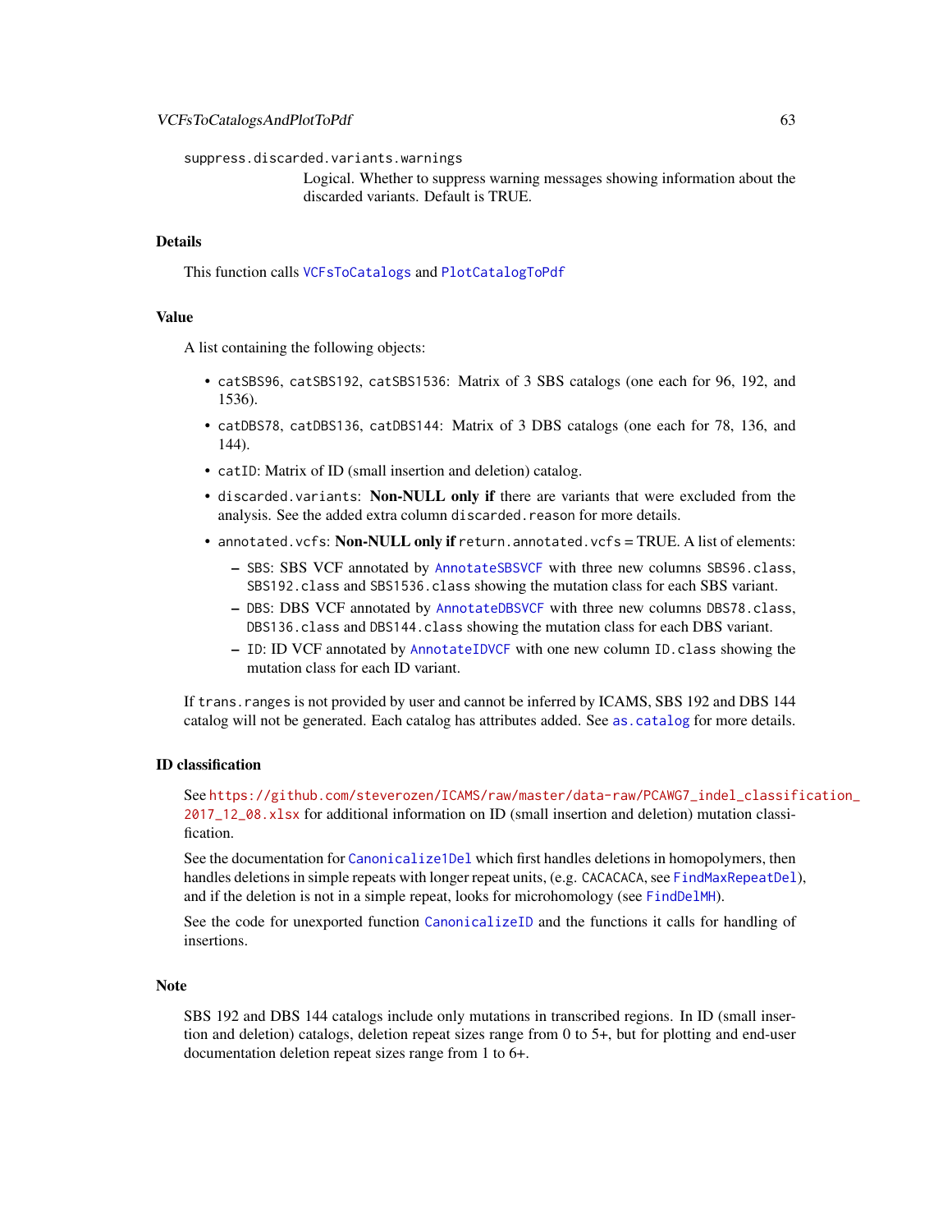`suppress.discarded.variants.warnings`
: Logical. Whether to suppress warning messages showing information about the discarded variants. Default is TRUE.

## Details

This function calls `VCFsToCatalogs` and `PlotCatalogToPdf`

## Value

A list containing the following objects:

- `catSBS96`, `catSBS192`, `catSBS1536`: Matrix of 3 SBS catalogs (one each for 96, 192, and 1536).
- `catDBS78`, `catDBS136`, `catDBS144`: Matrix of 3 DBS catalogs (one each for 78, 136, and 144).
- `catID`: Matrix of ID (small insertion and deletion) catalog.
- `discarded.variants`: **Non-NULL only if** there are variants that were excluded from the analysis. See the added extra column `discarded.reason` for more details.
- `annotated.vcfs`: **Non-NULL only if** `return.annotated.vcfs` = TRUE. A list of elements:
  - `SBS`: SBS VCF annotated by `AnnotateSBSVCF` with three new columns `SBS96.class`, `SBS192.class` and `SBS1536.class` showing the mutation class for each SBS variant.
  - `DBS`: DBS VCF annotated by `AnnotateDBSVCF` with three new columns `DBS78.class`, `DBS136.class` and `DBS144.class` showing the mutation class for each DBS variant.
  - `ID`: ID VCF annotated by `AnnotateIDVCF` with one new column `ID.class` showing the mutation class for each ID variant.

If `trans.ranges` is not provided by user and cannot be inferred by ICAMS, SBS 192 and DBS 144 catalog will not be generated. Each catalog has attributes added. See `as.catalog` for more details.

## ID classification

See https://github.com/steverozen/ICAMS/raw/master/data-raw/PCAWG7_indel_classification_2017_12_08.xlsx for additional information on ID (small insertion and deletion) mutation classification.

See the documentation for `Canonicalize1Del` which first handles deletions in homopolymers, then handles deletions in simple repeats with longer repeat units, (e.g. `CACACACA`, see `FindMaxRepeatDel`), and if the deletion is not in a simple repeat, looks for microhomology (see `FindDelMH`).

See the code for unexported function `CanonicalizeID` and the functions it calls for handling of insertions.

## Note

SBS 192 and DBS 144 catalogs include only mutations in transcribed regions. In ID (small insertion and deletion) catalogs, deletion repeat sizes range from 0 to 5+, but for plotting and end-user documentation deletion repeat sizes range from 1 to 6+.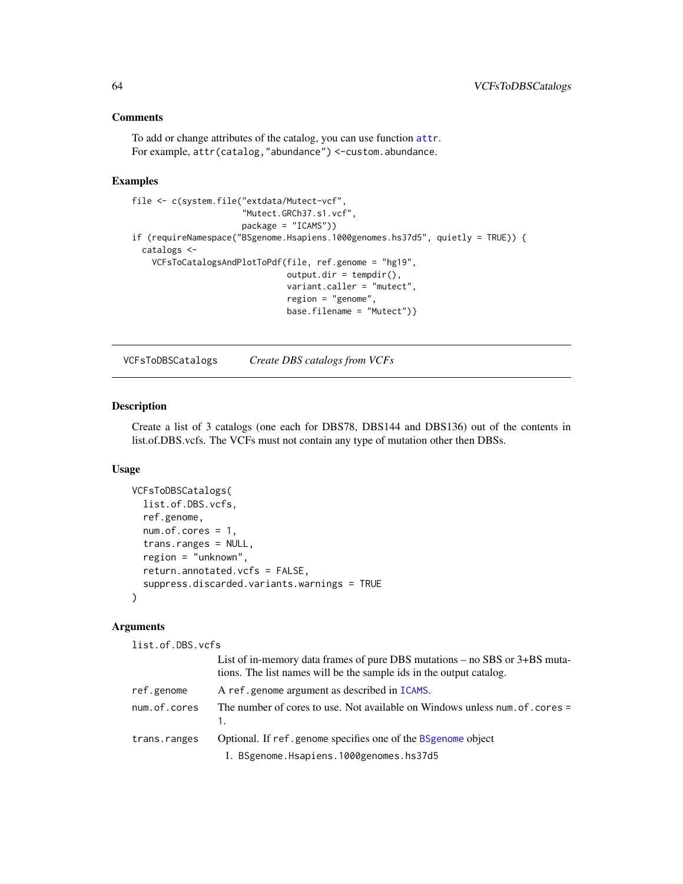### Comments

To add or change attributes of the catalog, you can use function attr.
For example, `attr(catalog,"abundance") <-custom.abundance`.

### Examples

```
file <- c(system.file("extdata/Mutect-vcf",
                      "Mutect.GRCh37.s1.vcf",
                      package = "ICAMS"))
if (requireNamespace("BSgenome.Hsapiens.1000genomes.hs37d5", quietly = TRUE)) {
  catalogs <-
    VCFsToCatalogsAndPlotToPdf(file, ref.genome = "hg19",
                               output.dir = tempdir(),
                               variant.caller = "mutect",
                               region = "genome",
                               base.filename = "Mutect")}
```

---

## VCFsToDBSCatalogs    *Create DBS catalogs from VCFs*

---

### Description

Create a list of 3 catalogs (one each for DBS78, DBS144 and DBS136) out of the contents in list.of.DBS.vcfs. The VCFs must not contain any type of mutation other then DBSs.

### Usage

```
VCFsToDBSCatalogs(
  list.of.DBS.vcfs,
  ref.genome,
  num.of.cores = 1,
  trans.ranges = NULL,
  region = "unknown",
  return.annotated.vcfs = FALSE,
  suppress.discarded.variants.warnings = TRUE
)
```

### Arguments

`list.of.DBS.vcfs`
: List of in-memory data frames of pure DBS mutations – no SBS or 3+BS mutations. The list names will be the sample ids in the output catalog.

`ref.genome`
: A `ref.genome` argument as described in ICAMS.

`num.of.cores`
: The number of cores to use. Not available on Windows unless `num.of.cores = 1`.

`trans.ranges`
: Optional. If `ref.genome` specifies one of the BSgenome object
  1. `BSgenome.Hsapiens.1000genomes.hs37d5`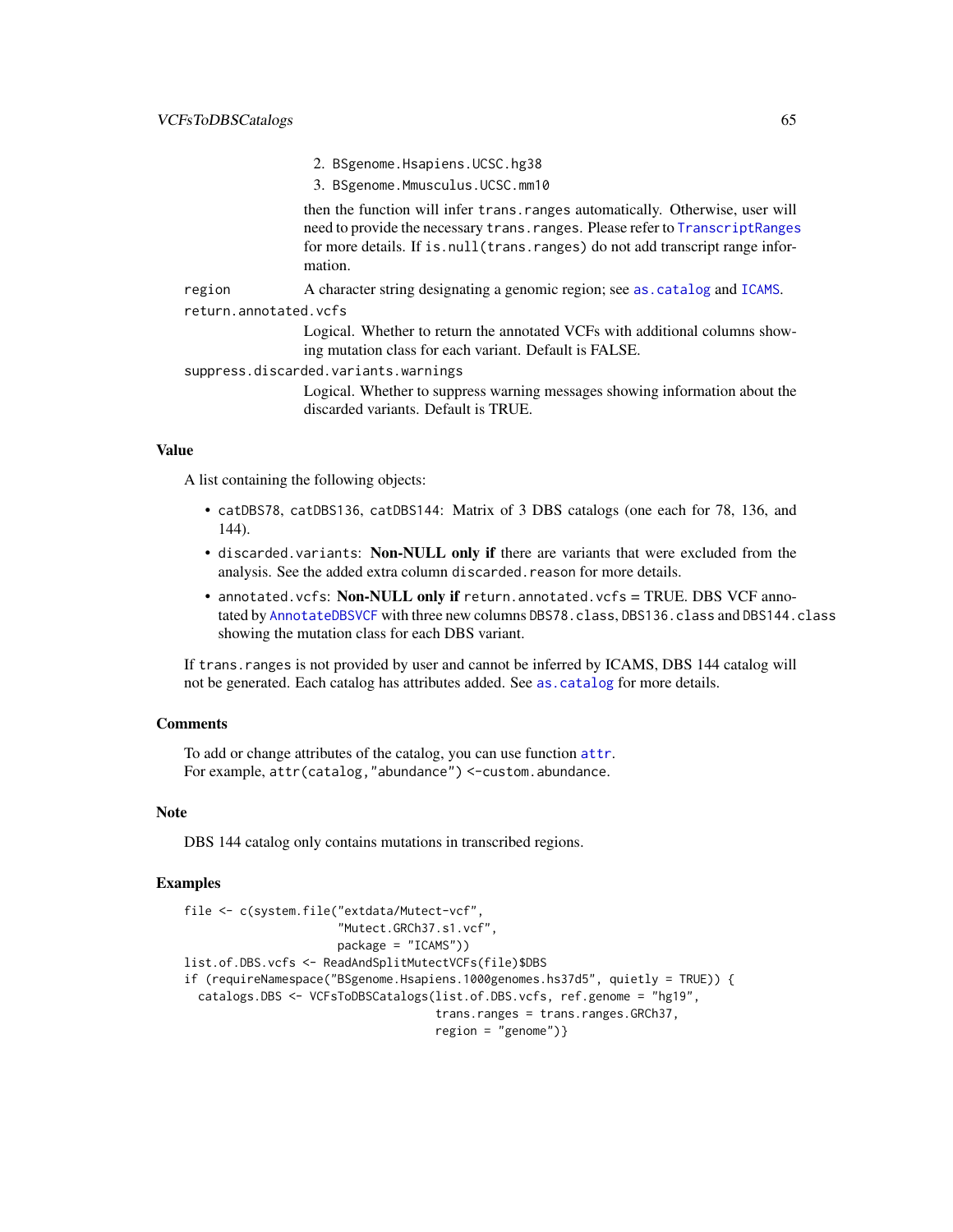2. `BSgenome.Hsapiens.UCSC.hg38`
3. `BSgenome.Mmusculus.UCSC.mm10`

then the function will infer `trans.ranges` automatically. Otherwise, user will need to provide the necessary `trans.ranges`. Please refer to `TranscriptRanges` for more details. If `is.null(trans.ranges)` do not add transcript range information.

`region` A character string designating a genomic region; see `as.catalog` and `ICAMS`.

`return.annotated.vcfs` Logical. Whether to return the annotated VCFs with additional columns showing mutation class for each variant. Default is FALSE.

`suppress.discarded.variants.warnings` Logical. Whether to suppress warning messages showing information about the discarded variants. Default is TRUE.

## Value

A list containing the following objects:

- `catDBS78`, `catDBS136`, `catDBS144`: Matrix of 3 DBS catalogs (one each for 78, 136, and 144).
- `discarded.variants`: **Non-NULL only if** there are variants that were excluded from the analysis. See the added extra column `discarded.reason` for more details.
- `annotated.vcfs`: **Non-NULL only if** `return.annotated.vcfs` = TRUE. DBS VCF annotated by `AnnotateDBSVCF` with three new columns `DBS78.class`, `DBS136.class` and `DBS144.class` showing the mutation class for each DBS variant.

If `trans.ranges` is not provided by user and cannot be inferred by ICAMS, DBS 144 catalog will not be generated. Each catalog has attributes added. See `as.catalog` for more details.

## Comments

To add or change attributes of the catalog, you can use function `attr`.
For example, `attr(catalog,"abundance") <-custom.abundance`.

## Note

DBS 144 catalog only contains mutations in transcribed regions.

## Examples

```
file <- c(system.file("extdata/Mutect-vcf",
                      "Mutect.GRCh37.s1.vcf",
                      package = "ICAMS"))
list.of.DBS.vcfs <- ReadAndSplitMutectVCFs(file)$DBS
if (requireNamespace("BSgenome.Hsapiens.1000genomes.hs37d5", quietly = TRUE)) {
  catalogs.DBS <- VCFsToDBSCatalogs(list.of.DBS.vcfs, ref.genome = "hg19",
                                    trans.ranges = trans.ranges.GRCh37,
                                    region = "genome")}
```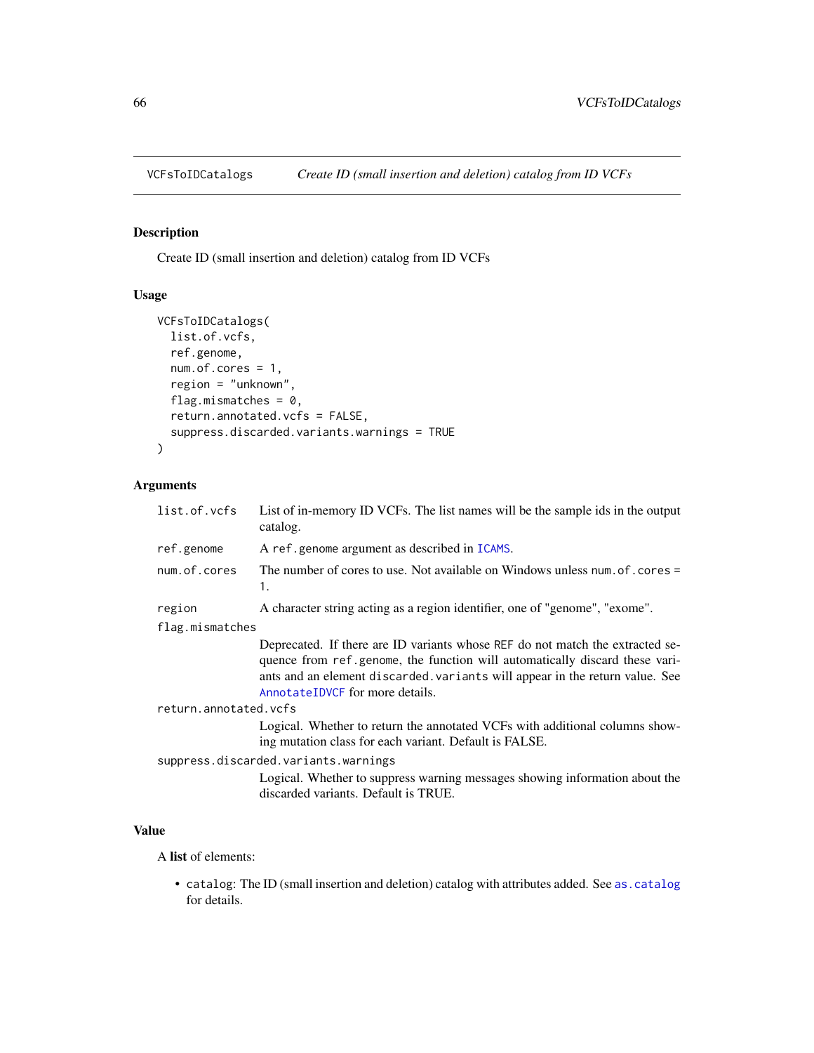## VCFsToIDCatalogs — *Create ID (small insertion and deletion) catalog from ID VCFs*

### Description

Create ID (small insertion and deletion) catalog from ID VCFs

### Usage

```
VCFsToIDCatalogs(
  list.of.vcfs,
  ref.genome,
  num.of.cores = 1,
  region = "unknown",
  flag.mismatches = 0,
  return.annotated.vcfs = FALSE,
  suppress.discarded.variants.warnings = TRUE
)
```

### Arguments

`list.of.vcfs`
: List of in-memory ID VCFs. The list names will be the sample ids in the output catalog.

`ref.genome`
: A `ref.genome` argument as described in `ICAMS`.

`num.of.cores`
: The number of cores to use. Not available on Windows unless `num.of.cores = 1`.

`region`
: A character string acting as a region identifier, one of "genome", "exome".

`flag.mismatches`
: Deprecated. If there are ID variants whose `REF` do not match the extracted sequence from `ref.genome`, the function will automatically discard these variants and an element `discarded.variants` will appear in the return value. See `AnnotateIDVCF` for more details.

`return.annotated.vcfs`
: Logical. Whether to return the annotated VCFs with additional columns showing mutation class for each variant. Default is FALSE.

`suppress.discarded.variants.warnings`
: Logical. Whether to suppress warning messages showing information about the discarded variants. Default is TRUE.

### Value

A **list** of elements:

- `catalog`: The ID (small insertion and deletion) catalog with attributes added. See `as.catalog` for details.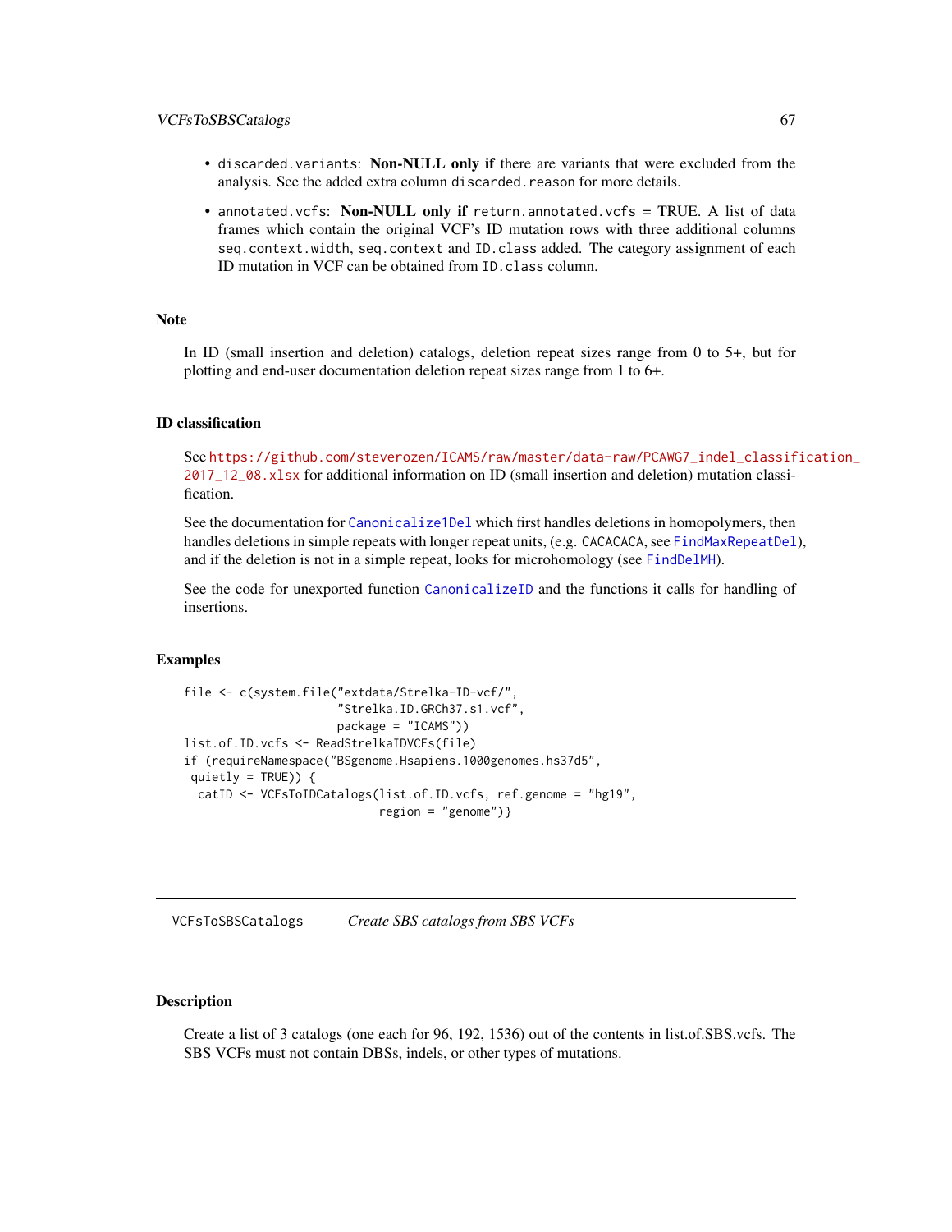- `discarded.variants`: **Non-NULL only if** there are variants that were excluded from the analysis. See the added extra column `discarded.reason` for more details.
- `annotated.vcfs`: **Non-NULL only if** `return.annotated.vcfs` = TRUE. A list of data frames which contain the original VCF's ID mutation rows with three additional columns `seq.context.width`, `seq.context` and `ID.class` added. The category assignment of each ID mutation in VCF can be obtained from `ID.class` column.

### Note

In ID (small insertion and deletion) catalogs, deletion repeat sizes range from 0 to 5+, but for plotting and end-user documentation deletion repeat sizes range from 1 to 6+.

### ID classification

See https://github.com/steverozen/ICAMS/raw/master/data-raw/PCAWG7_indel_classification_2017_12_08.xlsx for additional information on ID (small insertion and deletion) mutation classification.

See the documentation for `Canonicalize1Del` which first handles deletions in homopolymers, then handles deletions in simple repeats with longer repeat units, (e.g. `CACACACA`, see `FindMaxRepeatDel`), and if the deletion is not in a simple repeat, looks for microhomology (see `FindDelMH`).

See the code for unexported function `CanonicalizeID` and the functions it calls for handling of insertions.

### Examples

```
file <- c(system.file("extdata/Strelka-ID-vcf/",
                      "Strelka.ID.GRCh37.s1.vcf",
                      package = "ICAMS"))
list.of.ID.vcfs <- ReadStrelkaIDVCFs(file)
if (requireNamespace("BSgenome.Hsapiens.1000genomes.hs37d5",
 quietly = TRUE)) {
  catID <- VCFsToIDCatalogs(list.of.ID.vcfs, ref.genome = "hg19",
                            region = "genome")}
```

---

## VCFsToSBSCatalogs *Create SBS catalogs from SBS VCFs*

### Description

Create a list of 3 catalogs (one each for 96, 192, 1536) out of the contents in list.of.SBS.vcfs. The SBS VCFs must not contain DBSs, indels, or other types of mutations.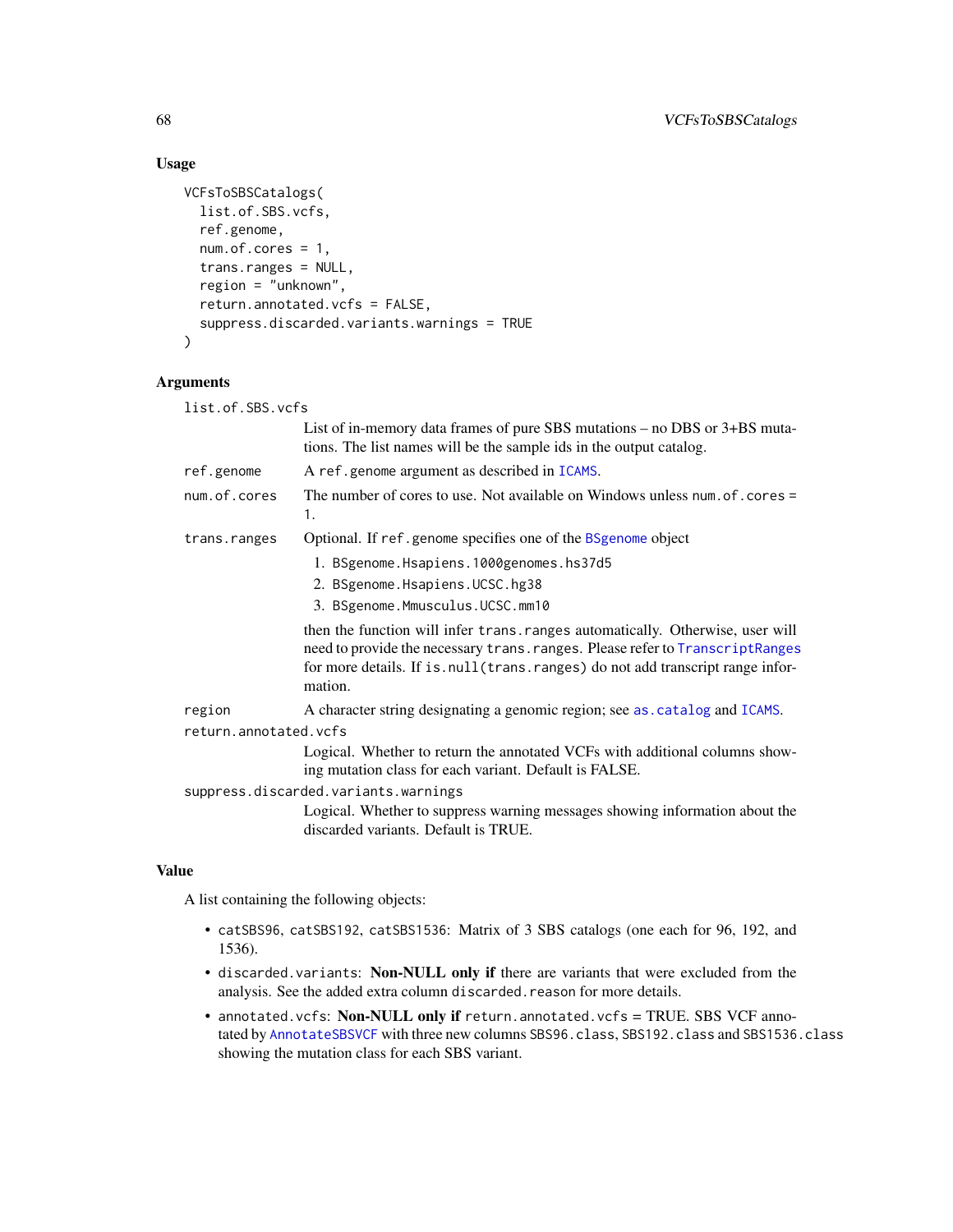## Usage

```
VCFsToSBSCatalogs(
  list.of.SBS.vcfs,
  ref.genome,
  num.of.cores = 1,
  trans.ranges = NULL,
  region = "unknown",
  return.annotated.vcfs = FALSE,
  suppress.discarded.variants.warnings = TRUE
)
```

## Arguments

`list.of.SBS.vcfs`
: List of in-memory data frames of pure SBS mutations – no DBS or 3+BS mutations. The list names will be the sample ids in the output catalog.

`ref.genome`
: A `ref.genome` argument as described in `ICAMS`.

`num.of.cores`
: The number of cores to use. Not available on Windows unless `num.of.cores = 1`.

`trans.ranges`
: Optional. If `ref.genome` specifies one of the `BSgenome` object

  1. `BSgenome.Hsapiens.1000genomes.hs37d5`
  2. `BSgenome.Hsapiens.UCSC.hg38`
  3. `BSgenome.Mmusculus.UCSC.mm10`

  then the function will infer `trans.ranges` automatically. Otherwise, user will need to provide the necessary `trans.ranges`. Please refer to `TranscriptRanges` for more details. If `is.null(trans.ranges)` do not add transcript range information.

`region`
: A character string designating a genomic region; see `as.catalog` and `ICAMS`.

`return.annotated.vcfs`
: Logical. Whether to return the annotated VCFs with additional columns showing mutation class for each variant. Default is FALSE.

`suppress.discarded.variants.warnings`
: Logical. Whether to suppress warning messages showing information about the discarded variants. Default is TRUE.

## Value

A list containing the following objects:

- `catSBS96`, `catSBS192`, `catSBS1536`: Matrix of 3 SBS catalogs (one each for 96, 192, and 1536).
- `discarded.variants`: **Non-NULL only if** there are variants that were excluded from the analysis. See the added extra column `discarded.reason` for more details.
- `annotated.vcfs`: **Non-NULL only if** `return.annotated.vcfs` = TRUE. SBS VCF annotated by `AnnotateSBSVCF` with three new columns `SBS96.class`, `SBS192.class` and `SBS1536.class` showing the mutation class for each SBS variant.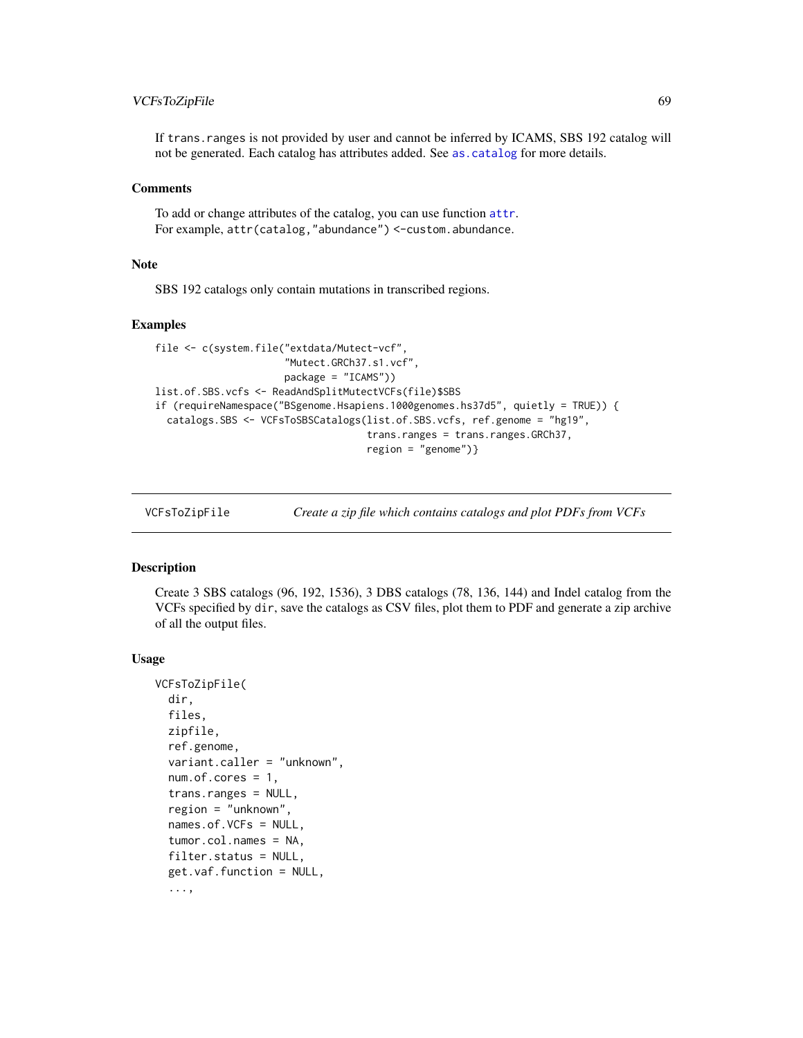If trans.ranges is not provided by user and cannot be inferred by ICAMS, SBS 192 catalog will not be generated. Each catalog has attributes added. See as.catalog for more details.

### Comments

To add or change attributes of the catalog, you can use function attr.
For example, attr(catalog,"abundance") <-custom.abundance.

### Note

SBS 192 catalogs only contain mutations in transcribed regions.

### Examples

```
file <- c(system.file("extdata/Mutect-vcf",
                      "Mutect.GRCh37.s1.vcf",
                      package = "ICAMS"))
list.of.SBS.vcfs <- ReadAndSplitMutectVCFs(file)$SBS
if (requireNamespace("BSgenome.Hsapiens.1000genomes.hs37d5", quietly = TRUE)) {
  catalogs.SBS <- VCFsToSBSCatalogs(list.of.SBS.vcfs, ref.genome = "hg19",
                                    trans.ranges = trans.ranges.GRCh37,
                                    region = "genome")}
```

---

## VCFsToZipFile — *Create a zip file which contains catalogs and plot PDFs from VCFs*

### Description

Create 3 SBS catalogs (96, 192, 1536), 3 DBS catalogs (78, 136, 144) and Indel catalog from the VCFs specified by dir, save the catalogs as CSV files, plot them to PDF and generate a zip archive of all the output files.

### Usage

```
VCFsToZipFile(
  dir,
  files,
  zipfile,
  ref.genome,
  variant.caller = "unknown",
  num.of.cores = 1,
  trans.ranges = NULL,
  region = "unknown",
  names.of.VCFs = NULL,
  tumor.col.names = NA,
  filter.status = NULL,
  get.vaf.function = NULL,
  ...,
```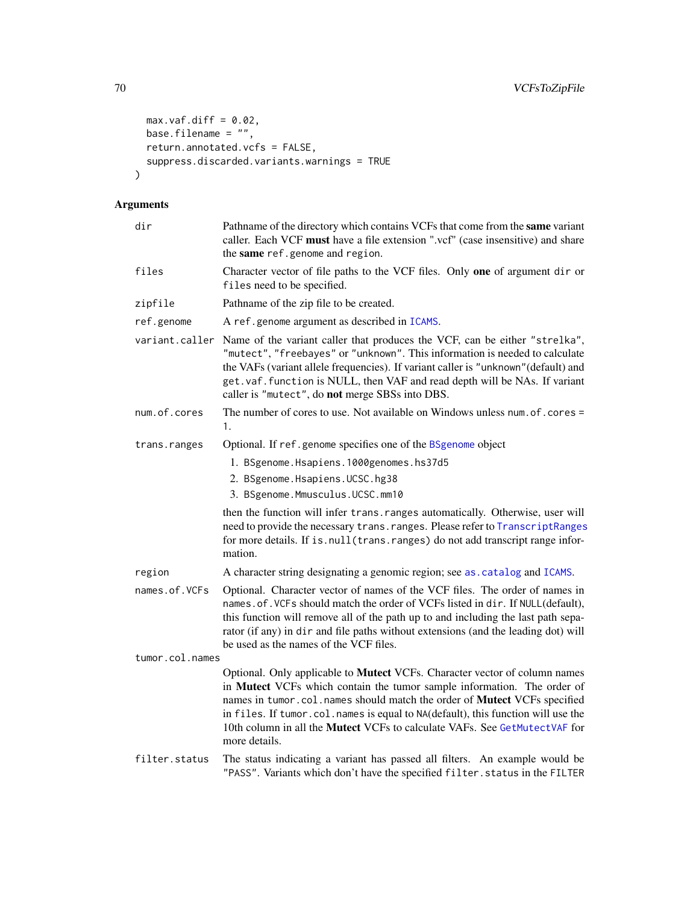```
  max.vaf.diff = 0.02,
  base.filename = "",
  return.annotated.vcfs = FALSE,
  suppress.discarded.variants.warnings = TRUE
)
```

## Arguments

`dir` Pathname of the directory which contains VCFs that come from the **same** variant caller. Each VCF **must** have a file extension ".vcf" (case insensitive) and share the **same** `ref.genome` and `region`.

`files` Character vector of file paths to the VCF files. Only **one** of argument `dir` or `files` need to be specified.

`zipfile` Pathname of the zip file to be created.

`ref.genome` A `ref.genome` argument as described in `ICAMS`.

`variant.caller` Name of the variant caller that produces the VCF, can be either `"strelka"`, `"mutect"`, `"freebayes"` or `"unknown"`. This information is needed to calculate the VAFs (variant allele frequencies). If variant caller is `"unknown"`(default) and `get.vaf.function` is NULL, then VAF and read depth will be NAs. If variant caller is `"mutect"`, do **not** merge SBSs into DBS.

`num.of.cores` The number of cores to use. Not available on Windows unless `num.of.cores = 1`.

`trans.ranges` Optional. If `ref.genome` specifies one of the `BSgenome` object

1. `BSgenome.Hsapiens.1000genomes.hs37d5`
2. `BSgenome.Hsapiens.UCSC.hg38`
3. `BSgenome.Mmusculus.UCSC.mm10`

then the function will infer `trans.ranges` automatically. Otherwise, user will need to provide the necessary `trans.ranges`. Please refer to `TranscriptRanges` for more details. If `is.null(trans.ranges)` do not add transcript range information.

`region` A character string designating a genomic region; see `as.catalog` and `ICAMS`.

`names.of.VCFs` Optional. Character vector of names of the VCF files. The order of names in `names.of.VCFs` should match the order of VCFs listed in `dir`. If `NULL`(default), this function will remove all of the path up to and including the last path separator (if any) in `dir` and file paths without extensions (and the leading dot) will be used as the names of the VCF files.

`tumor.col.names` Optional. Only applicable to **Mutect** VCFs. Character vector of column names in **Mutect** VCFs which contain the tumor sample information. The order of names in `tumor.col.names` should match the order of **Mutect** VCFs specified in `files`. If `tumor.col.names` is equal to `NA`(default), this function will use the 10th column in all the **Mutect** VCFs to calculate VAFs. See `GetMutectVAF` for more details.

`filter.status` The status indicating a variant has passed all filters. An example would be `"PASS"`. Variants which don't have the specified `filter.status` in the `FILTER`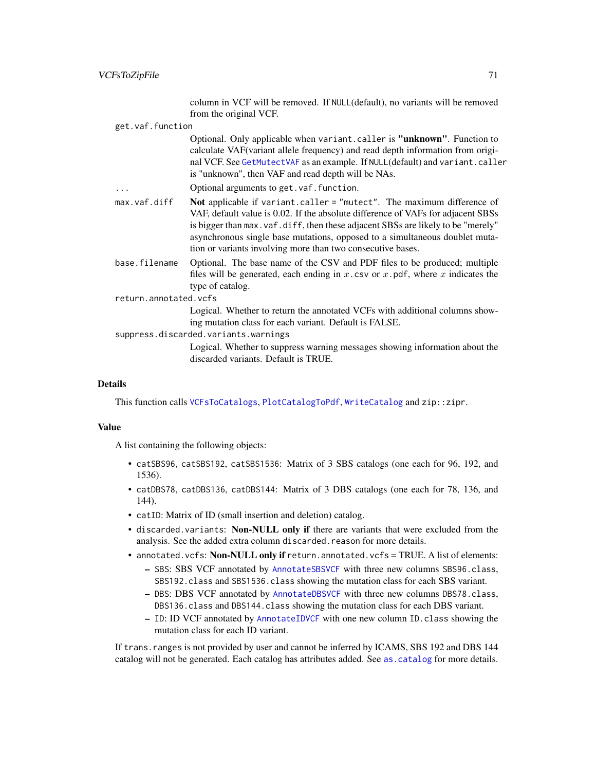column in VCF will be removed. If `NULL`(default), no variants will be removed from the original VCF.

`get.vaf.function`
: Optional. Only applicable when `variant.caller` is **"unknown"**. Function to calculate VAF(variant allele frequency) and read depth information from original VCF. See `GetMutectVAF` as an example. If `NULL`(default) and `variant.caller` is "unknown", then VAF and read depth will be NAs.

`...`
: Optional arguments to `get.vaf.function`.

`max.vaf.diff`
: **Not** applicable if `variant.caller = "mutect"`. The maximum difference of VAF, default value is 0.02. If the absolute difference of VAFs for adjacent SBSs is bigger than `max.vaf.diff`, then these adjacent SBSs are likely to be "merely" asynchronous single base mutations, opposed to a simultaneous doublet mutation or variants involving more than two consecutive bases.

`base.filename`
: Optional. The base name of the CSV and PDF files to be produced; multiple files will be generated, each ending in $x$`.csv` or $x$`.pdf`, where $x$ indicates the type of catalog.

`return.annotated.vcfs`
: Logical. Whether to return the annotated VCFs with additional columns showing mutation class for each variant. Default is FALSE.

`suppress.discarded.variants.warnings`
: Logical. Whether to suppress warning messages showing information about the discarded variants. Default is TRUE.

## Details

This function calls `VCFsToCatalogs`, `PlotCatalogToPdf`, `WriteCatalog` and `zip::zipr`.

## Value

A list containing the following objects:

- `catSBS96`, `catSBS192`, `catSBS1536`: Matrix of 3 SBS catalogs (one each for 96, 192, and 1536).
- `catDBS78`, `catDBS136`, `catDBS144`: Matrix of 3 DBS catalogs (one each for 78, 136, and 144).
- `catID`: Matrix of ID (small insertion and deletion) catalog.
- `discarded.variants`: **Non-NULL only if** there are variants that were excluded from the analysis. See the added extra column `discarded.reason` for more details.
- `annotated.vcfs`: **Non-NULL only if** `return.annotated.vcfs` = TRUE. A list of elements:
  - `SBS`: SBS VCF annotated by `AnnotateSBSVCF` with three new columns `SBS96.class`, `SBS192.class` and `SBS1536.class` showing the mutation class for each SBS variant.
  - `DBS`: DBS VCF annotated by `AnnotateDBSVCF` with three new columns `DBS78.class`, `DBS136.class` and `DBS144.class` showing the mutation class for each DBS variant.
  - `ID`: ID VCF annotated by `AnnotateIDVCF` with one new column `ID.class` showing the mutation class for each ID variant.

If `trans.ranges` is not provided by user and cannot be inferred by ICAMS, SBS 192 and DBS 144 catalog will not be generated. Each catalog has attributes added. See `as.catalog` for more details.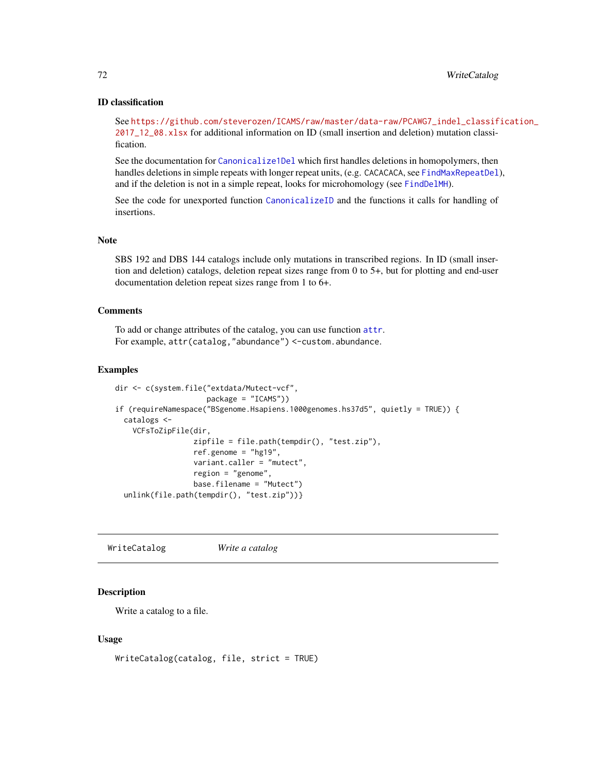### ID classification

See https://github.com/steverozen/ICAMS/raw/master/data-raw/PCAWG7_indel_classification_2017_12_08.xlsx for additional information on ID (small insertion and deletion) mutation classification.

See the documentation for Canonicalize1Del which first handles deletions in homopolymers, then handles deletions in simple repeats with longer repeat units, (e.g. CACACACA, see FindMaxRepeatDel), and if the deletion is not in a simple repeat, looks for microhomology (see FindDelMH).

See the code for unexported function CanonicalizeID and the functions it calls for handling of insertions.

### Note

SBS 192 and DBS 144 catalogs include only mutations in transcribed regions. In ID (small insertion and deletion) catalogs, deletion repeat sizes range from 0 to 5+, but for plotting and end-user documentation deletion repeat sizes range from 1 to 6+.

### Comments

To add or change attributes of the catalog, you can use function attr.
For example, `attr(catalog,"abundance") <-custom.abundance`.

### Examples

```
dir <- c(system.file("extdata/Mutect-vcf",
                     package = "ICAMS"))
if (requireNamespace("BSgenome.Hsapiens.1000genomes.hs37d5", quietly = TRUE)) {
  catalogs <-
    VCFsToZipFile(dir,
                  zipfile = file.path(tempdir(), "test.zip"),
                  ref.genome = "hg19",
                  variant.caller = "mutect",
                  region = "genome",
                  base.filename = "Mutect")
  unlink(file.path(tempdir(), "test.zip"))}
```

---

## WriteCatalog — *Write a catalog*

---

### Description

Write a catalog to a file.

### Usage

```
WriteCatalog(catalog, file, strict = TRUE)
```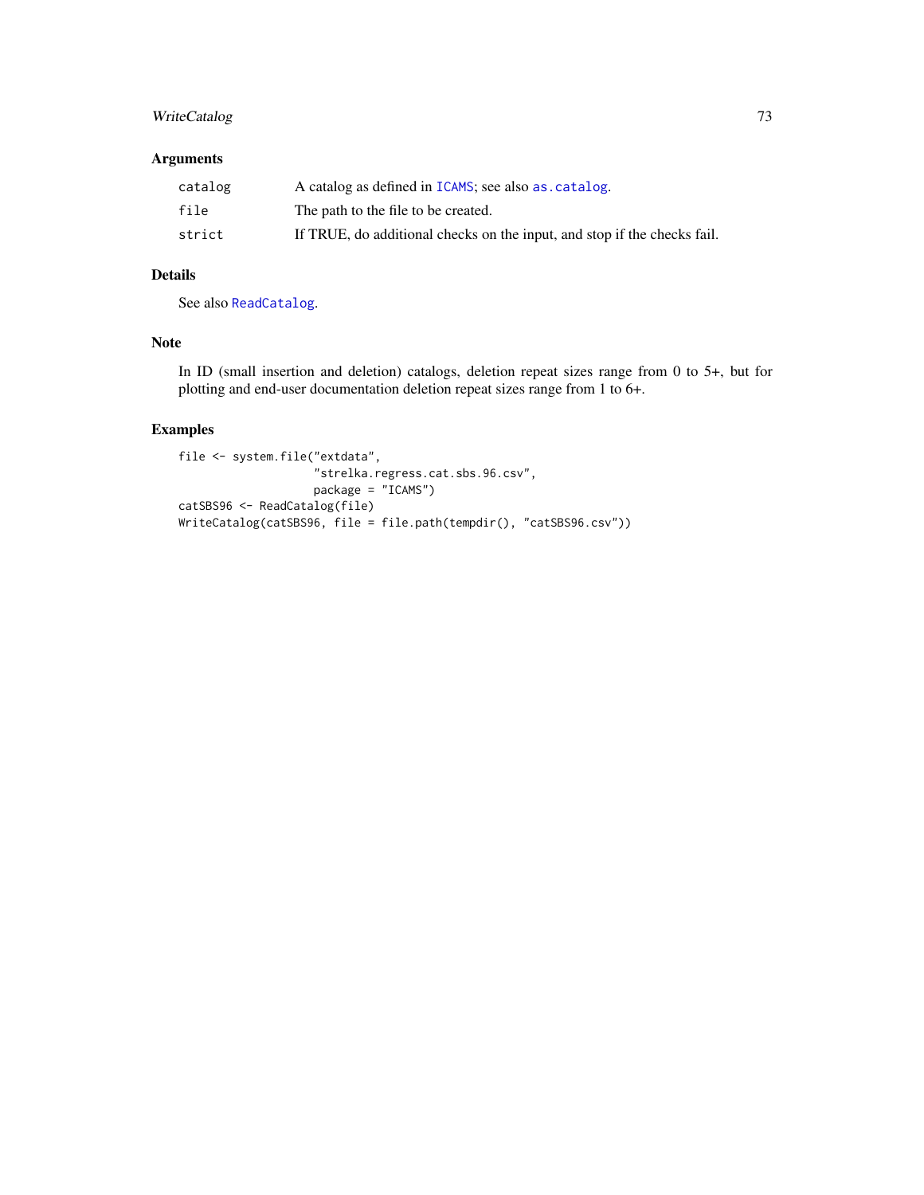### Arguments

| | |
|---|---|
| catalog | A catalog as defined in ICAMS; see also as.catalog. |
| file | The path to the file to be created. |
| strict | If TRUE, do additional checks on the input, and stop if the checks fail. |

### Details

See also ReadCatalog.

### Note

In ID (small insertion and deletion) catalogs, deletion repeat sizes range from 0 to 5+, but for plotting and end-user documentation deletion repeat sizes range from 1 to 6+.

### Examples

```
file <- system.file("extdata",
                    "strelka.regress.cat.sbs.96.csv",
                    package = "ICAMS")
catSBS96 <- ReadCatalog(file)
WriteCatalog(catSBS96, file = file.path(tempdir(), "catSBS96.csv"))
```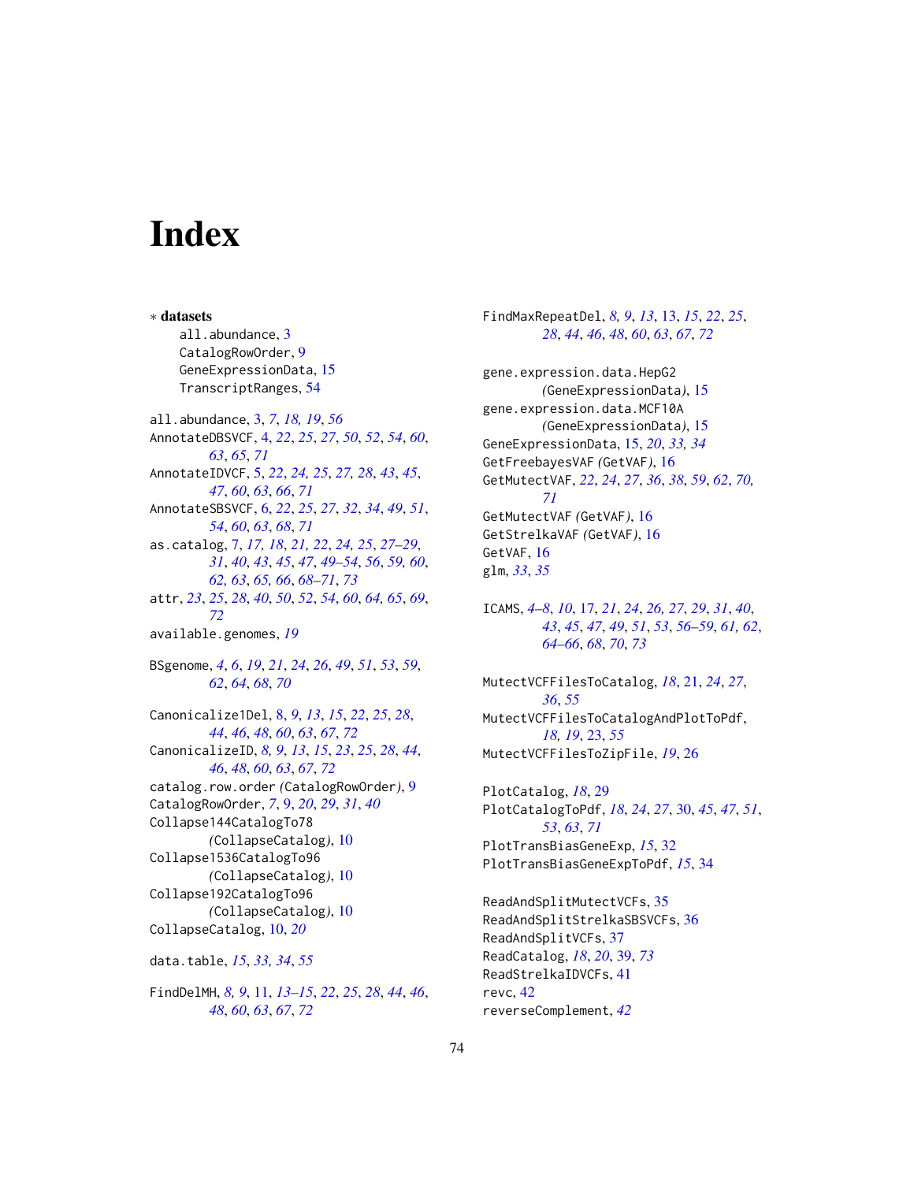# Index

∗ **datasets**
- all.abundance, 3
- CatalogRowOrder, 9
- GeneExpressionData, 15
- TranscriptRanges, 54

all.abundance, 3, *7*, *18*, *19*, *56*
AnnotateDBSVCF, 4, *22*, *25*, *27*, *50*, *52*, *54*, *60*, *63*, *65*, *71*
AnnotateIDVCF, 5, *22*, *24*, *25*, *27*, *28*, *43*, *45*, *47*, *60*, *63*, *66*, *71*
AnnotateSBSVCF, 6, *22*, *25*, *27*, *32*, *34*, *49*, *51*, *54*, *60*, *63*, *68*, *71*
as.catalog, 7, *17*, *18*, *21*, *22*, *24*, *25*, *27–29*, *31*, *40*, *43*, *45*, *47*, *49–54*, *56*, *59*, *60*, *62*, *63*, *65*, *66*, *68–71*, *73*
attr, *23*, *25*, *28*, *40*, *50*, *52*, *54*, *60*, *64*, *65*, *69*, *72*
available.genomes, *19*

BSgenome, *4*, *6*, *19*, *21*, *24*, *26*, *49*, *51*, *53*, *59*, *62*, *64*, *68*, *70*

Canonicalize1Del, 8, *9*, *13*, *15*, *22*, *25*, *28*, *44*, *46*, *48*, *60*, *63*, *67*, *72*
CanonicalizeID, *8*, *9*, *13*, *15*, *23*, *25*, *28*, *44*, *46*, *48*, *60*, *63*, *67*, *72*
catalog.row.order *(CatalogRowOrder)*, 9
CatalogRowOrder, *7*, 9, *20*, *29*, *31*, *40*
Collapse144CatalogTo78 *(CollapseCatalog)*, 10
Collapse1536CatalogTo96 *(CollapseCatalog)*, 10
Collapse192CatalogTo96 *(CollapseCatalog)*, 10
CollapseCatalog, 10, *20*

data.table, *15*, *33*, *34*, *55*

FindDelMH, *8*, *9*, 11, *13–15*, *22*, *25*, *28*, *44*, *46*, *48*, *60*, *63*, *67*, *72*
FindMaxRepeatDel, *8*, *9*, *13*, 13, *15*, *22*, *25*, *28*, *44*, *46*, *48*, *60*, *63*, *67*, *72*

gene.expression.data.HepG2 *(GeneExpressionData)*, 15
gene.expression.data.MCF10A *(GeneExpressionData)*, 15
GeneExpressionData, 15, *20*, *33*, *34*
GetFreebayesVAF *(GetVAF)*, 16
GetMutectVAF, *22*, *24*, *27*, *36*, *38*, *59*, *62*, *70*, *71*
GetMutectVAF *(GetVAF)*, 16
GetStrelkaVAF *(GetVAF)*, 16
GetVAF, 16
glm, *33*, *35*

ICAMS, *4–8*, *10*, 17, *21*, *24*, *26*, *27*, *29*, *31*, *40*, *43*, *45*, *47*, *49*, *51*, *53*, *56–59*, *61*, *62*, *64–66*, *68*, *70*, *73*

MutectVCFFilesToCatalog, *18*, 21, *24*, *27*, *36*, *55*
MutectVCFFilesToCatalogAndPlotToPdf, *18*, *19*, 23, *55*
MutectVCFFilesToZipFile, *19*, 26

PlotCatalog, *18*, 29
PlotCatalogToPdf, *18*, *24*, *27*, 30, *45*, *47*, *51*, *53*, *63*, *71*
PlotTransBiasGeneExp, *15*, 32
PlotTransBiasGeneExpToPdf, *15*, 34

ReadAndSplitMutectVCFs, 35
ReadAndSplitStrelkaSBSVCFs, 36
ReadAndSplitVCFs, 37
ReadCatalog, *18*, *20*, 39, *73*
ReadStrelkaIDVCFs, 41
revc, 42
reverseComplement, *42*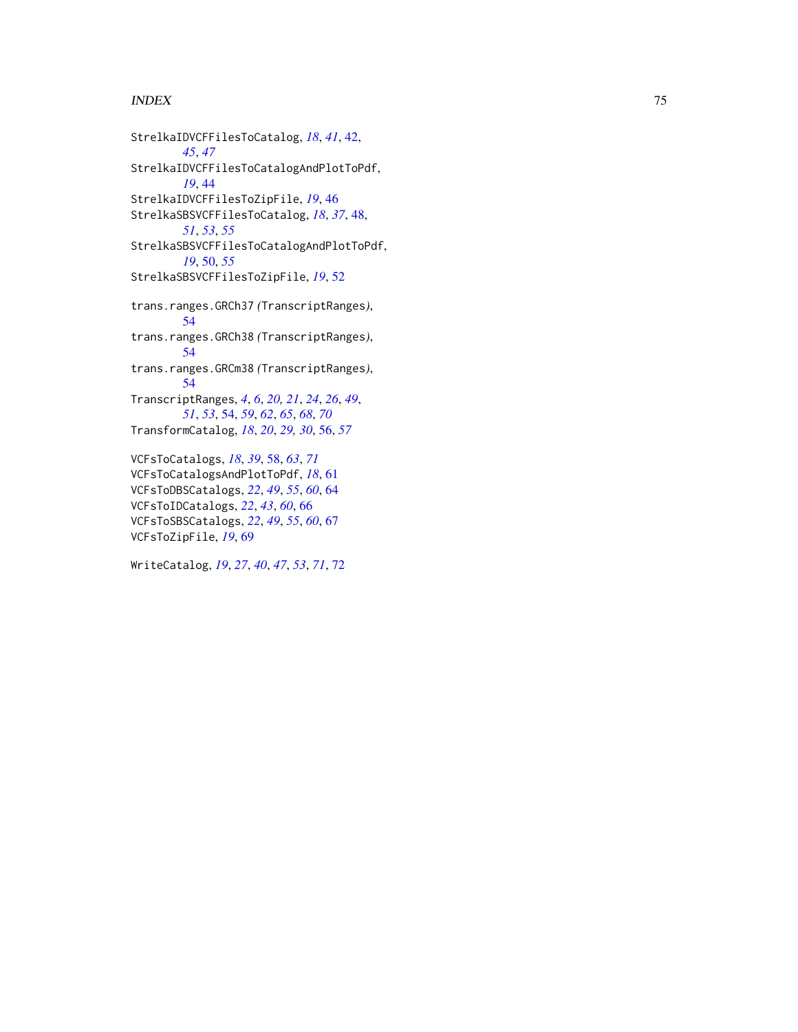StrelkaIDVCFFilesToCatalog, *18*, *41*, 42, *45*, *47*
StrelkaIDVCFFilesToCatalogAndPlotToPdf, *19*, 44
StrelkaIDVCFFilesToZipFile, *19*, 46
StrelkaSBSVCFFilesToCatalog, *18*, *37*, 48, *51*, *53*, *55*
StrelkaSBSVCFFilesToCatalogAndPlotToPdf, *19*, 50, *55*
StrelkaSBSVCFFilesToZipFile, *19*, 52

trans.ranges.GRCh37 *(*TranscriptRanges*)*, 54
trans.ranges.GRCh38 *(*TranscriptRanges*)*, 54
trans.ranges.GRCm38 *(*TranscriptRanges*)*, 54
TranscriptRanges, *4*, *6*, *20, 21*, *24*, *26*, *49*, *51*, *53*, 54, *59*, *62*, *65*, *68*, *70*
TransformCatalog, *18*, *20*, *29, 30*, 56, *57*

VCFsToCatalogs, *18*, *39*, 58, *63*, *71*
VCFsToCatalogsAndPlotToPdf, *18*, 61
VCFsToDBSCatalogs, *22*, *49*, *55*, *60*, 64
VCFsToIDCatalogs, *22*, *43*, *60*, 66
VCFsToSBSCatalogs, *22*, *49*, *55*, *60*, 67
VCFsToZipFile, *19*, 69

WriteCatalog, *19*, *27*, *40*, *47*, *53*, *71*, 72